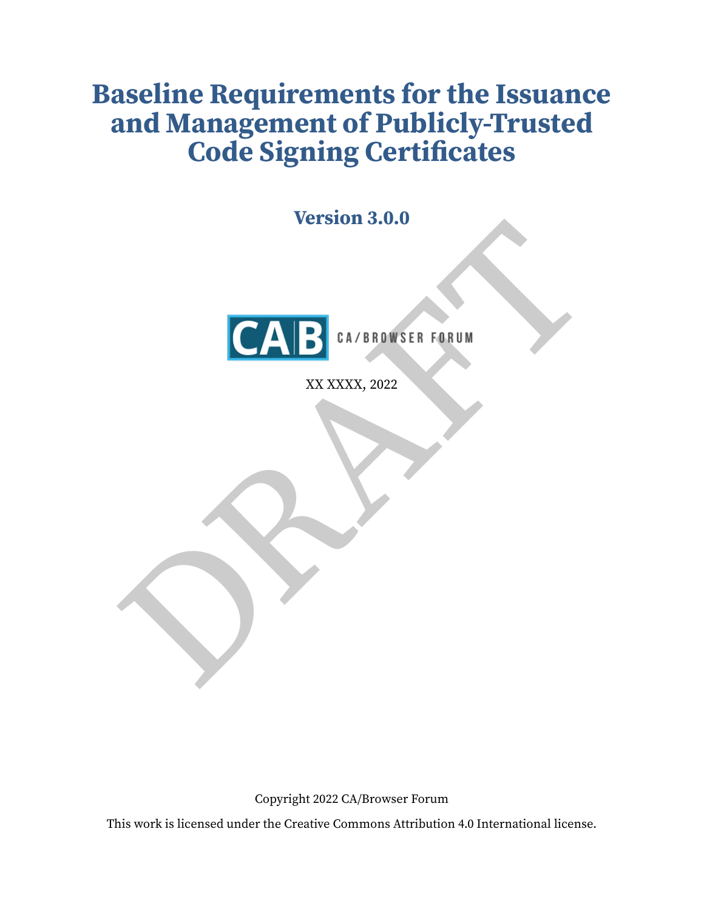# Baseline Requirements for the Issuance and Management of Publicly-Trusted Code Signing Certificates

## Version 3.0.0

CA/BROWSER FORUM

XX XXXX, 2022

Copyright 2022 CA/Browser Forum

This work is licensed under the Creative Commons Attribution 4.0 International license.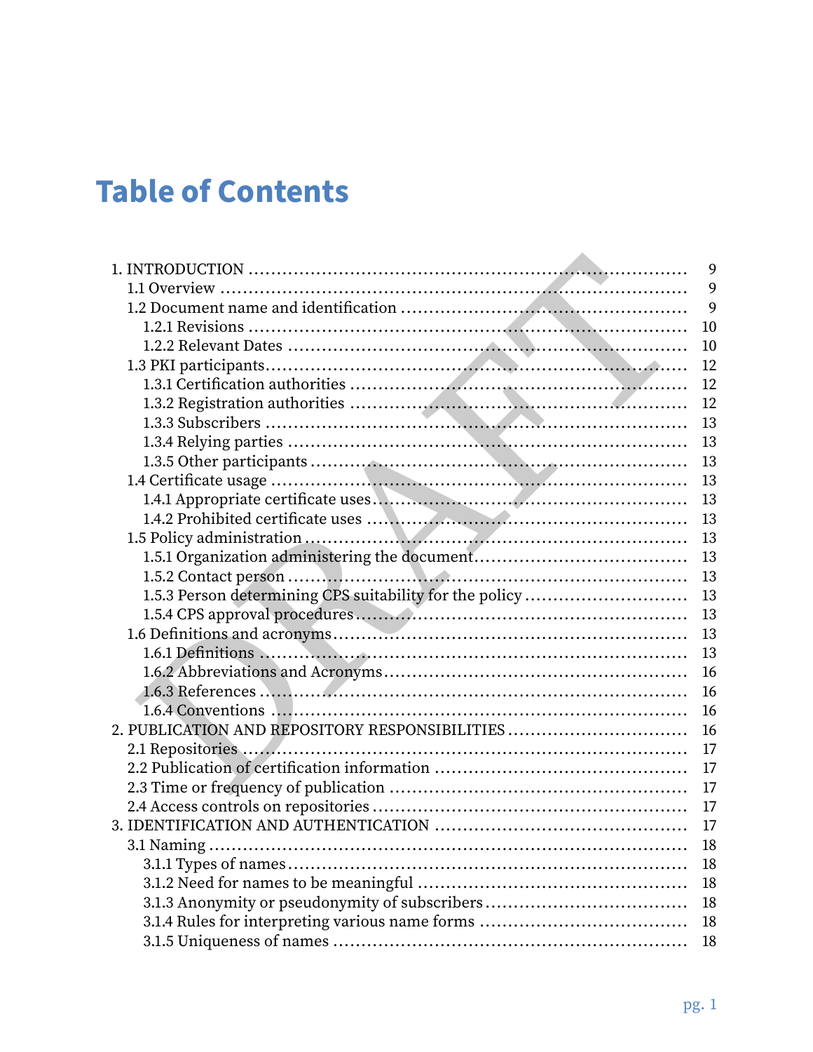# Table of Contents

- 1. INTRODUCTION ........ 9
  - 1.1 Overview ........ 9
  - 1.2 Document name and identification ........ 9
    - 1.2.1 Revisions ........ 10
    - 1.2.2 Relevant Dates ........ 10
  - 1.3 PKI participants ........ 12
    - 1.3.1 Certification authorities ........ 12
    - 1.3.2 Registration authorities ........ 12
    - 1.3.3 Subscribers ........ 13
    - 1.3.4 Relying parties ........ 13
    - 1.3.5 Other participants ........ 13
  - 1.4 Certificate usage ........ 13
    - 1.4.1 Appropriate certificate uses ........ 13
    - 1.4.2 Prohibited certificate uses ........ 13
  - 1.5 Policy administration ........ 13
    - 1.5.1 Organization administering the document ........ 13
    - 1.5.2 Contact person ........ 13
    - 1.5.3 Person determining CPS suitability for the policy ........ 13
    - 1.5.4 CPS approval procedures ........ 13
  - 1.6 Definitions and acronyms ........ 13
    - 1.6.1 Definitions ........ 13
    - 1.6.2 Abbreviations and Acronyms ........ 16
    - 1.6.3 References ........ 16
    - 1.6.4 Conventions ........ 16
- 2. PUBLICATION AND REPOSITORY RESPONSIBILITIES ........ 16
  - 2.1 Repositories ........ 17
  - 2.2 Publication of certification information ........ 17
  - 2.3 Time or frequency of publication ........ 17
  - 2.4 Access controls on repositories ........ 17
- 3. IDENTIFICATION AND AUTHENTICATION ........ 17
  - 3.1 Naming ........ 18
    - 3.1.1 Types of names ........ 18
    - 3.1.2 Need for names to be meaningful ........ 18
    - 3.1.3 Anonymity or pseudonymity of subscribers ........ 18
    - 3.1.4 Rules for interpreting various name forms ........ 18
    - 3.1.5 Uniqueness of names ........ 18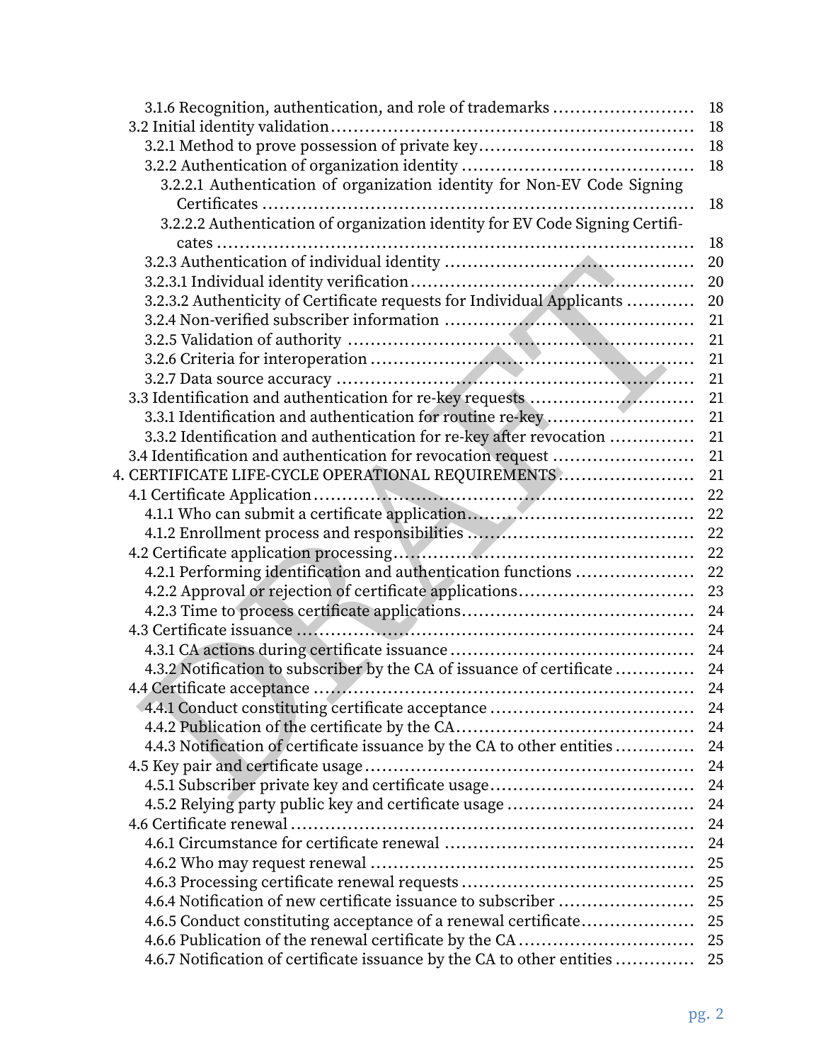3.1.6 Recognition, authentication, and role of trademarks ........................ 18
3.2 Initial identity validation ........................................................ 18
3.2.1 Method to prove possession of private key ..................................... 18
3.2.2 Authentication of organization identity ....................................... 18
3.2.2.1 Authentication of organization identity for Non-EV Code Signing Certificates ........................................................................ 18
3.2.2.2 Authentication of organization identity for EV Code Signing Certificates ........................................................................ 18
3.2.3 Authentication of individual identity .......................................... 20
3.2.3.1 Individual identity verification ............................................... 20
3.2.3.2 Authenticity of Certificate requests for Individual Applicants ........... 20
3.2.4 Non-verified subscriber information ........................................... 21
3.2.5 Validation of authority ........................................................ 21
3.2.6 Criteria for interoperation .................................................... 21
3.2.7 Data source accuracy ........................................................... 21
3.3 Identification and authentication for re-key requests ............................ 21
3.3.1 Identification and authentication for routine re-key ......................... 21
3.3.2 Identification and authentication for re-key after revocation ................ 21
3.4 Identification and authentication for revocation request ........................ 21
4. CERTIFICATE LIFE-CYCLE OPERATIONAL REQUIREMENTS ...................................... 21
4.1 Certificate Application ........................................................... 22
4.1.1 Who can submit a certificate application ....................................... 22
4.1.2 Enrollment process and responsibilities ........................................ 22
4.2 Certificate application processing ................................................ 22
4.2.1 Performing identification and authentication functions ........................ 22
4.2.2 Approval or rejection of certificate applications .............................. 23
4.2.3 Time to process certificate applications ....................................... 24
4.3 Certificate issuance .............................................................. 24
4.3.1 CA actions during certificate issuance ......................................... 24
4.3.2 Notification to subscriber by the CA of issuance of certificate ............... 24
4.4 Certificate acceptance ............................................................ 24
4.4.1 Conduct constituting certificate acceptance .................................... 24
4.4.2 Publication of the certificate by the CA ....................................... 24
4.4.3 Notification of certificate issuance by the CA to other entities .............. 24
4.5 Key pair and certificate usage .................................................... 24
4.5.1 Subscriber private key and certificate usage ................................... 24
4.5.2 Relying party public key and certificate usage ................................. 24
4.6 Certificate renewal ............................................................... 24
4.6.1 Circumstance for certificate renewal ........................................... 24
4.6.2 Who may request renewal ........................................................ 25
4.6.3 Processing certificate renewal requests ........................................ 25
4.6.4 Notification of new certificate issuance to subscriber ........................ 25
4.6.5 Conduct constituting acceptance of a renewal certificate ....................... 25
4.6.6 Publication of the renewal certificate by the CA ............................... 25
4.6.7 Notification of certificate issuance by the CA to other entities .............. 25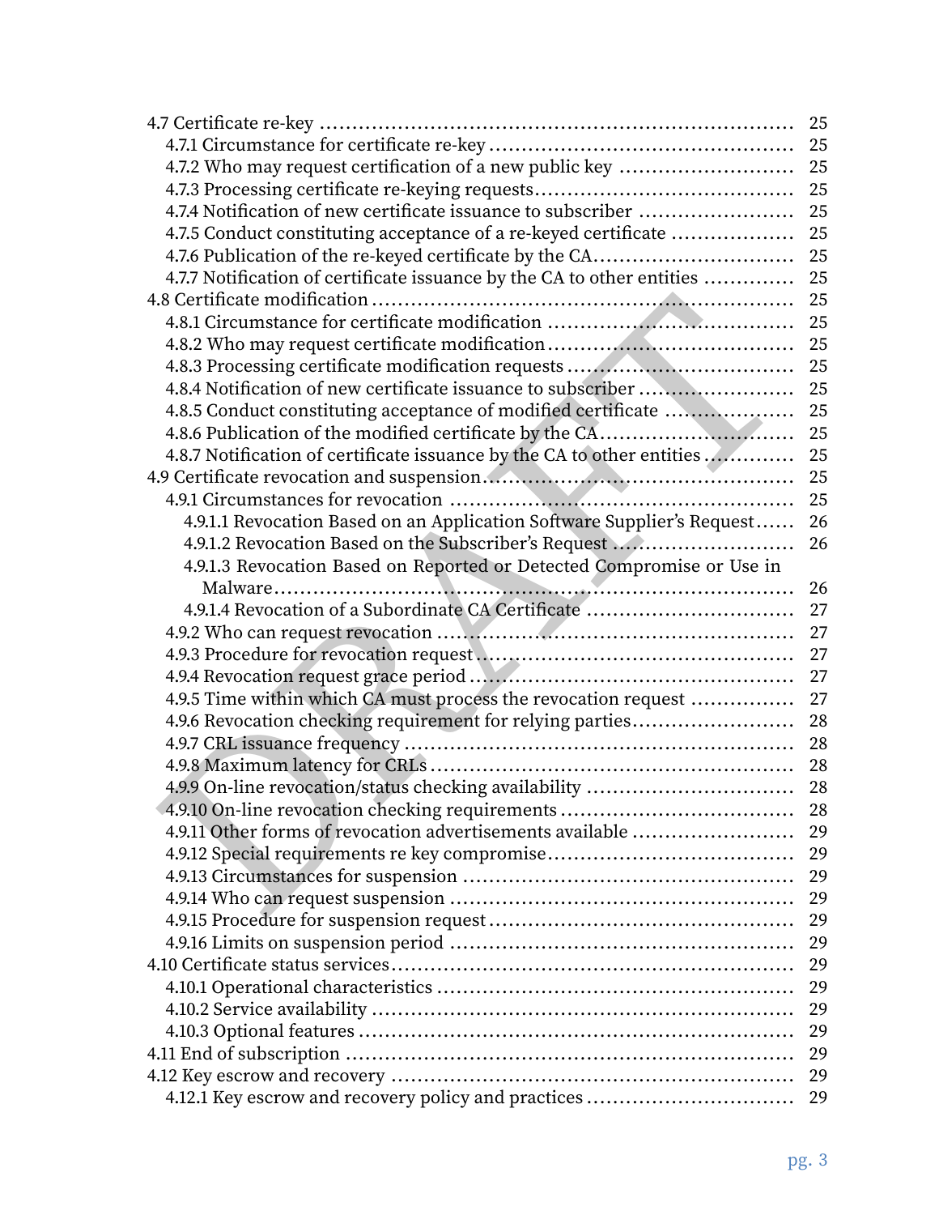- 4.7 Certificate re-key ........ 25
  - 4.7.1 Circumstance for certificate re-key ........ 25
  - 4.7.2 Who may request certification of a new public key ........ 25
  - 4.7.3 Processing certificate re-keying requests ........ 25
  - 4.7.4 Notification of new certificate issuance to subscriber ........ 25
  - 4.7.5 Conduct constituting acceptance of a re-keyed certificate ........ 25
  - 4.7.6 Publication of the re-keyed certificate by the CA ........ 25
  - 4.7.7 Notification of certificate issuance by the CA to other entities ........ 25
- 4.8 Certificate modification ........ 25
  - 4.8.1 Circumstance for certificate modification ........ 25
  - 4.8.2 Who may request certificate modification ........ 25
  - 4.8.3 Processing certificate modification requests ........ 25
  - 4.8.4 Notification of new certificate issuance to subscriber ........ 25
  - 4.8.5 Conduct constituting acceptance of modified certificate ........ 25
  - 4.8.6 Publication of the modified certificate by the CA ........ 25
  - 4.8.7 Notification of certificate issuance by the CA to other entities ........ 25
- 4.9 Certificate revocation and suspension ........ 25
  - 4.9.1 Circumstances for revocation ........ 25
    - 4.9.1.1 Revocation Based on an Application Software Supplier's Request ........ 26
    - 4.9.1.2 Revocation Based on the Subscriber's Request ........ 26
    - 4.9.1.3 Revocation Based on Reported or Detected Compromise or Use in Malware ........ 26
    - 4.9.1.4 Revocation of a Subordinate CA Certificate ........ 27
  - 4.9.2 Who can request revocation ........ 27
  - 4.9.3 Procedure for revocation request ........ 27
  - 4.9.4 Revocation request grace period ........ 27
  - 4.9.5 Time within which CA must process the revocation request ........ 27
  - 4.9.6 Revocation checking requirement for relying parties ........ 28
  - 4.9.7 CRL issuance frequency ........ 28
  - 4.9.8 Maximum latency for CRLs ........ 28
  - 4.9.9 On-line revocation/status checking availability ........ 28
  - 4.9.10 On-line revocation checking requirements ........ 28
  - 4.9.11 Other forms of revocation advertisements available ........ 29
  - 4.9.12 Special requirements re key compromise ........ 29
  - 4.9.13 Circumstances for suspension ........ 29
  - 4.9.14 Who can request suspension ........ 29
  - 4.9.15 Procedure for suspension request ........ 29
  - 4.9.16 Limits on suspension period ........ 29
- 4.10 Certificate status services ........ 29
  - 4.10.1 Operational characteristics ........ 29
  - 4.10.2 Service availability ........ 29
  - 4.10.3 Optional features ........ 29
- 4.11 End of subscription ........ 29
- 4.12 Key escrow and recovery ........ 29
  - 4.12.1 Key escrow and recovery policy and practices ........ 29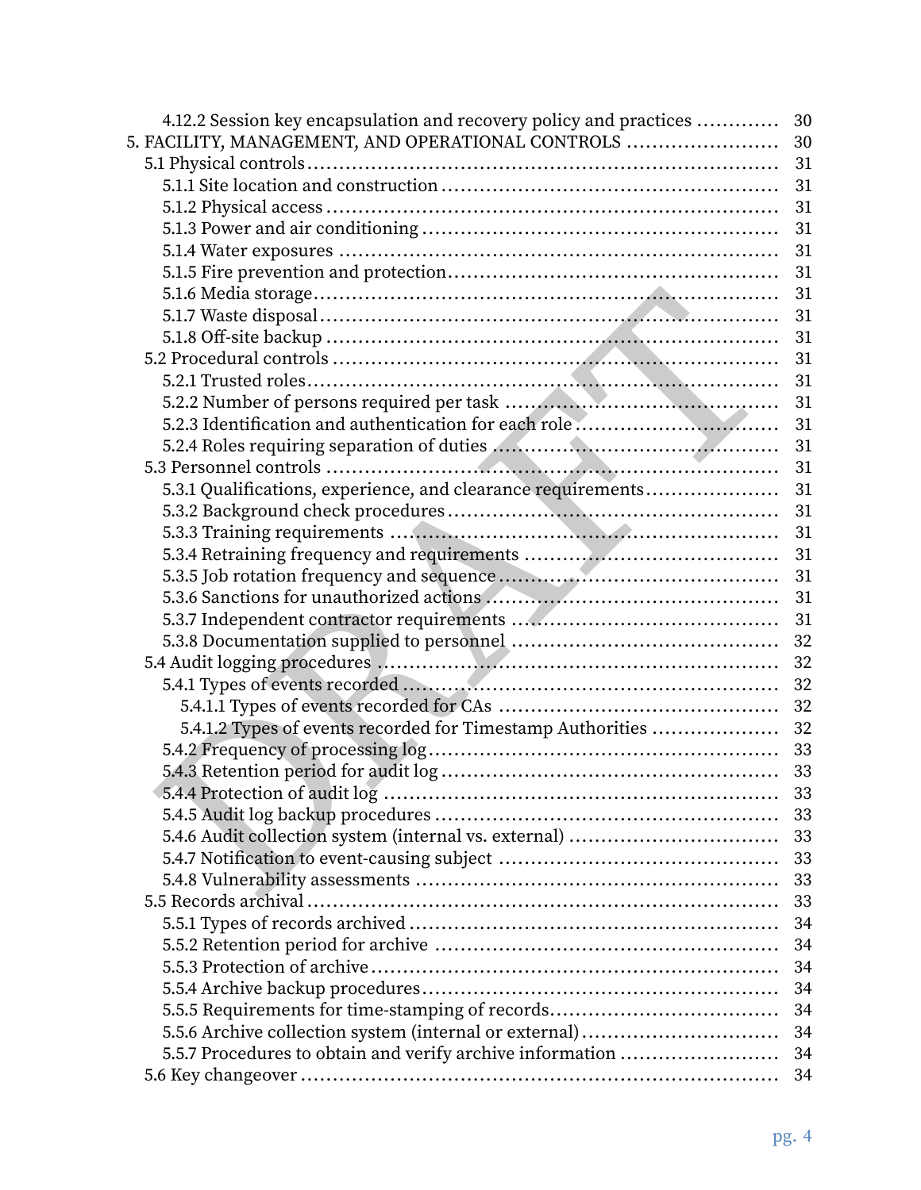- 4.12.2 Session key encapsulation and recovery policy and practices ............ 30
- 5. FACILITY, MANAGEMENT, AND OPERATIONAL CONTROLS ........................ 30
  - 5.1 Physical controls ........................................................................ 31
    - 5.1.1 Site location and construction .................................................... 31
    - 5.1.2 Physical access ........................................................................ 31
    - 5.1.3 Power and air conditioning ........................................................ 31
    - 5.1.4 Water exposures ...................................................................... 31
    - 5.1.5 Fire prevention and protection ................................................... 31
    - 5.1.6 Media storage .......................................................................... 31
    - 5.1.7 Waste disposal ......................................................................... 31
    - 5.1.8 Off-site backup ........................................................................ 31
  - 5.2 Procedural controls ..................................................................... 31
    - 5.2.1 Trusted roles ........................................................................... 31
    - 5.2.2 Number of persons required per task .......................................... 31
    - 5.2.3 Identification and authentication for each role ............................. 31
    - 5.2.4 Roles requiring separation of duties ........................................... 31
  - 5.3 Personnel controls ...................................................................... 31
    - 5.3.1 Qualifications, experience, and clearance requirements .................... 31
    - 5.3.2 Background check procedures .................................................... 31
    - 5.3.3 Training requirements .............................................................. 31
    - 5.3.4 Retraining frequency and requirements ........................................ 31
    - 5.3.5 Job rotation frequency and sequence ........................................... 31
    - 5.3.6 Sanctions for unauthorized actions ............................................. 31
    - 5.3.7 Independent contractor requirements .......................................... 31
    - 5.3.8 Documentation supplied to personnel .......................................... 32
  - 5.4 Audit logging procedures .............................................................. 32
    - 5.4.1 Types of events recorded ........................................................... 32
      - 5.4.1.1 Types of events recorded for CAs ........................................... 32
      - 5.4.1.2 Types of events recorded for Timestamp Authorities .................... 32
    - 5.4.2 Frequency of processing log ....................................................... 33
    - 5.4.3 Retention period for audit log .................................................... 33
    - 5.4.4 Protection of audit log .............................................................. 33
    - 5.4.5 Audit log backup procedures ...................................................... 33
    - 5.4.6 Audit collection system (internal vs. external) ............................... 33
    - 5.4.7 Notification to event-causing subject ........................................... 33
    - 5.4.8 Vulnerability assessments ......................................................... 33
  - 5.5 Records archival ......................................................................... 33
    - 5.5.1 Types of records archived .......................................................... 34
    - 5.5.2 Retention period for archive ...................................................... 34
    - 5.5.3 Protection of archive ................................................................ 34
    - 5.5.4 Archive backup procedures ........................................................ 34
    - 5.5.5 Requirements for time-stamping of records .................................... 34
    - 5.5.6 Archive collection system (internal or external) .............................. 34
    - 5.5.7 Procedures to obtain and verify archive information ......................... 34
  - 5.6 Key changeover .......................................................................... 34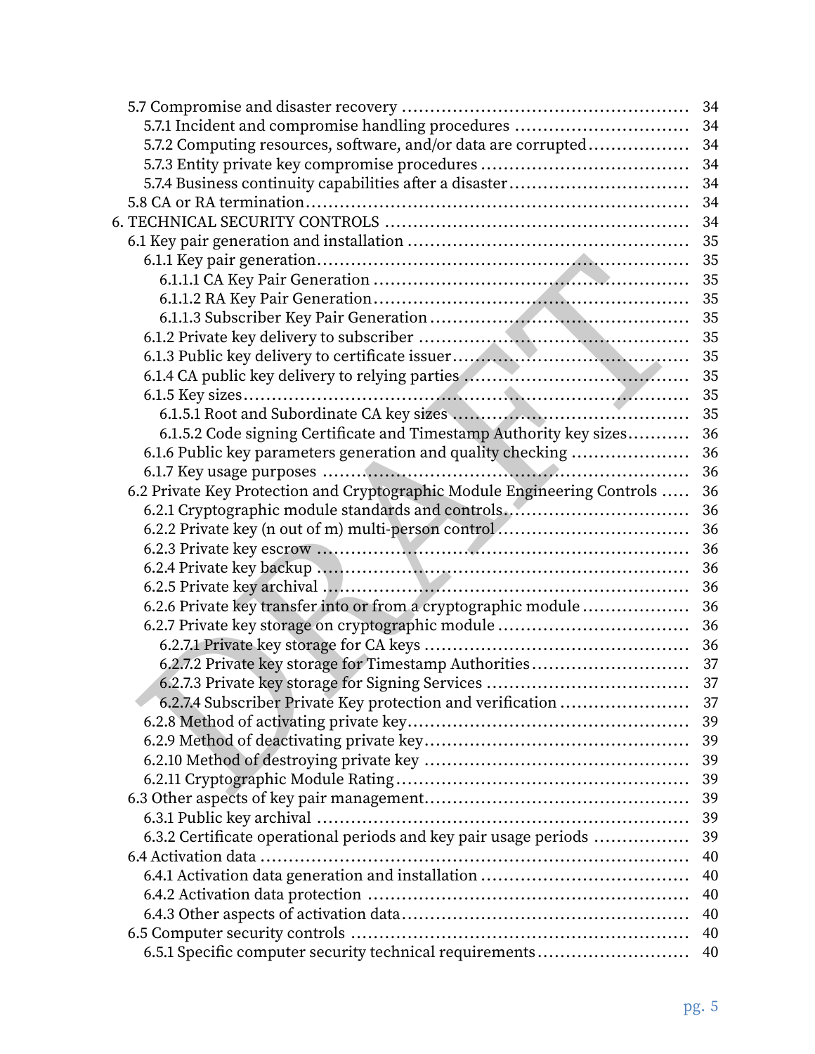5.7 Compromise and disaster recovery ................................................ 34
  5.7.1 Incident and compromise handling procedures ............................ 34
  5.7.2 Computing resources, software, and/or data are corrupted................ 34
  5.7.3 Entity private key compromise procedures ................................... 34
  5.7.4 Business continuity capabilities after a disaster.............................. 34
5.8 CA or RA termination.................................................................. 34
6. TECHNICAL SECURITY CONTROLS .................................................... 34
6.1 Key pair generation and installation ................................................ 35
  6.1.1 Key pair generation................................................................ 35
    6.1.1.1 CA Key Pair Generation ..................................................... 35
    6.1.1.2 RA Key Pair Generation...................................................... 35
    6.1.1.3 Subscriber Key Pair Generation ............................................ 35
  6.1.2 Private key delivery to subscriber .............................................. 35
  6.1.3 Public key delivery to certificate issuer........................................ 35
  6.1.4 CA public key delivery to relying parties ...................................... 35
  6.1.5 Key sizes............................................................................ 35
    6.1.5.1 Root and Subordinate CA key sizes ........................................ 35
    6.1.5.2 Code signing Certificate and Timestamp Authority key sizes.......... 36
  6.1.6 Public key parameters generation and quality checking .................... 36
  6.1.7 Key usage purposes ............................................................... 36
6.2 Private Key Protection and Cryptographic Module Engineering Controls ..... 36
  6.2.1 Cryptographic module standards and controls.................................. 36
  6.2.2 Private key (n out of m) multi-person control ................................. 36
  6.2.3 Private key escrow ................................................................ 36
  6.2.4 Private key backup ................................................................ 36
  6.2.5 Private key archival ............................................................... 36
  6.2.6 Private key transfer into or from a cryptographic module .................. 36
  6.2.7 Private key storage on cryptographic module ................................. 36
    6.2.7.1 Private key storage for CA keys ............................................. 36
    6.2.7.2 Private key storage for Timestamp Authorities........................... 37
    6.2.7.3 Private key storage for Signing Services ................................... 37
    6.2.7.4 Subscriber Private Key protection and verification ...................... 37
  6.2.8 Method of activating private key................................................. 39
  6.2.9 Method of deactivating private key.............................................. 39
  6.2.10 Method of destroying private key .............................................. 39
  6.2.11 Cryptographic Module Rating................................................... 39
6.3 Other aspects of key pair management............................................. 39
  6.3.1 Public key archival ............................................................... 39
  6.3.2 Certificate operational periods and key pair usage periods ................ 39
6.4 Activation data ........................................................................ 40
  6.4.1 Activation data generation and installation .................................... 40
  6.4.2 Activation data protection ....................................................... 40
  6.4.3 Other aspects of activation data.................................................. 40
6.5 Computer security controls ......................................................... 40
  6.5.1 Specific computer security technical requirements.......................... 40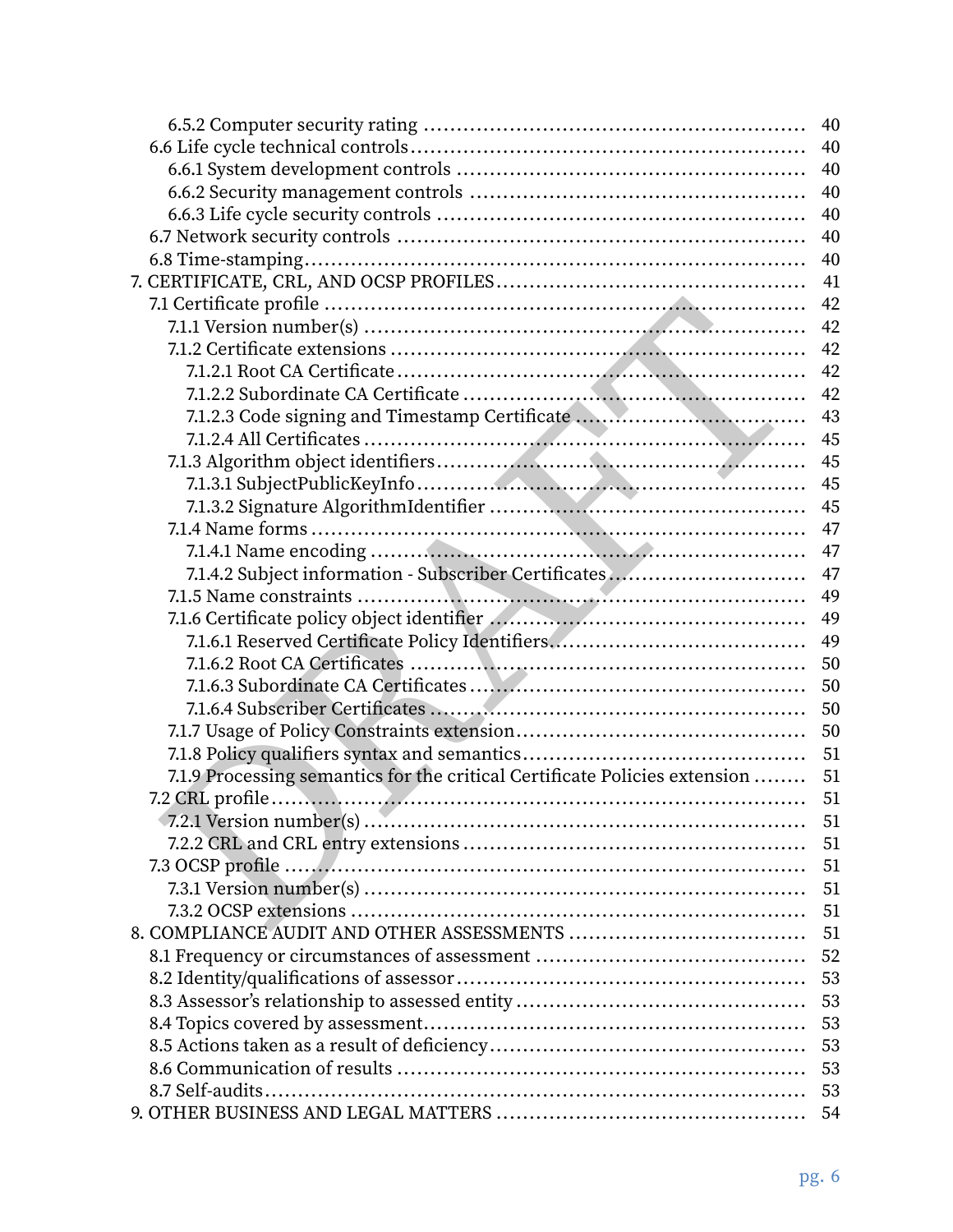6.5.2 Computer security rating ........................................................ 40
6.6 Life cycle technical controls.......................................................... 40
6.6.1 System development controls .................................................... 40
6.6.2 Security management controls .................................................. 40
6.6.3 Life cycle security controls ....................................................... 40
6.7 Network security controls ............................................................. 40
6.8 Time-stamping.......................................................................... 40
7. CERTIFICATE, CRL, AND OCSP PROFILES............................................... 41
7.1 Certificate profile ........................................................................ 42
7.1.1 Version number(s) ................................................................. 42
7.1.2 Certificate extensions ............................................................. 42
7.1.2.1 Root CA Certificate............................................................ 42
7.1.2.2 Subordinate CA Certificate .................................................. 42
7.1.2.3 Code signing and Timestamp Certificate ................................. 43
7.1.2.4 All Certificates.................................................................. 45
7.1.3 Algorithm object identifiers...................................................... 45
7.1.3.1 SubjectPublicKeyInfo.......................................................... 45
7.1.3.2 Signature AlgorithmIdentifier ............................................... 45
7.1.4 Name forms.......................................................................... 47
7.1.4.1 Name encoding ................................................................. 47
7.1.4.2 Subject information - Subscriber Certificates ............................ 47
7.1.5 Name constraints ................................................................... 49
7.1.6 Certificate policy object identifier .............................................. 49
7.1.6.1 Reserved Certificate Policy Identifiers...................................... 49
7.1.6.2 Root CA Certificates .......................................................... 50
7.1.6.3 Subordinate CA Certificates.................................................. 50
7.1.6.4 Subscriber Certificates ....................................................... 50
7.1.7 Usage of Policy Constraints extension.......................................... 50
7.1.8 Policy qualifiers syntax and semantics.......................................... 51
7.1.9 Processing semantics for the critical Certificate Policies extension ........ 51
7.2 CRL profile................................................................................. 51
7.2.1 Version number(s) ................................................................. 51
7.2.2 CRL and CRL entry extensions ................................................... 51
7.3 OCSP profile ............................................................................. 51
7.3.1 Version number(s) ................................................................. 51
7.3.2 OCSP extensions ................................................................... 51
8. COMPLIANCE AUDIT AND OTHER ASSESSMENTS .................................. 51
8.1 Frequency or circumstances of assessment ........................................ 52
8.2 Identity/qualifications of assessor................................................... 53
8.3 Assessor's relationship to assessed entity ........................................... 53
8.4 Topics covered by assessment......................................................... 53
8.5 Actions taken as a result of deficiency............................................... 53
8.6 Communication of results ............................................................. 53
8.7 Self-audits................................................................................. 53
9. OTHER BUSINESS AND LEGAL MATTERS .............................................. 54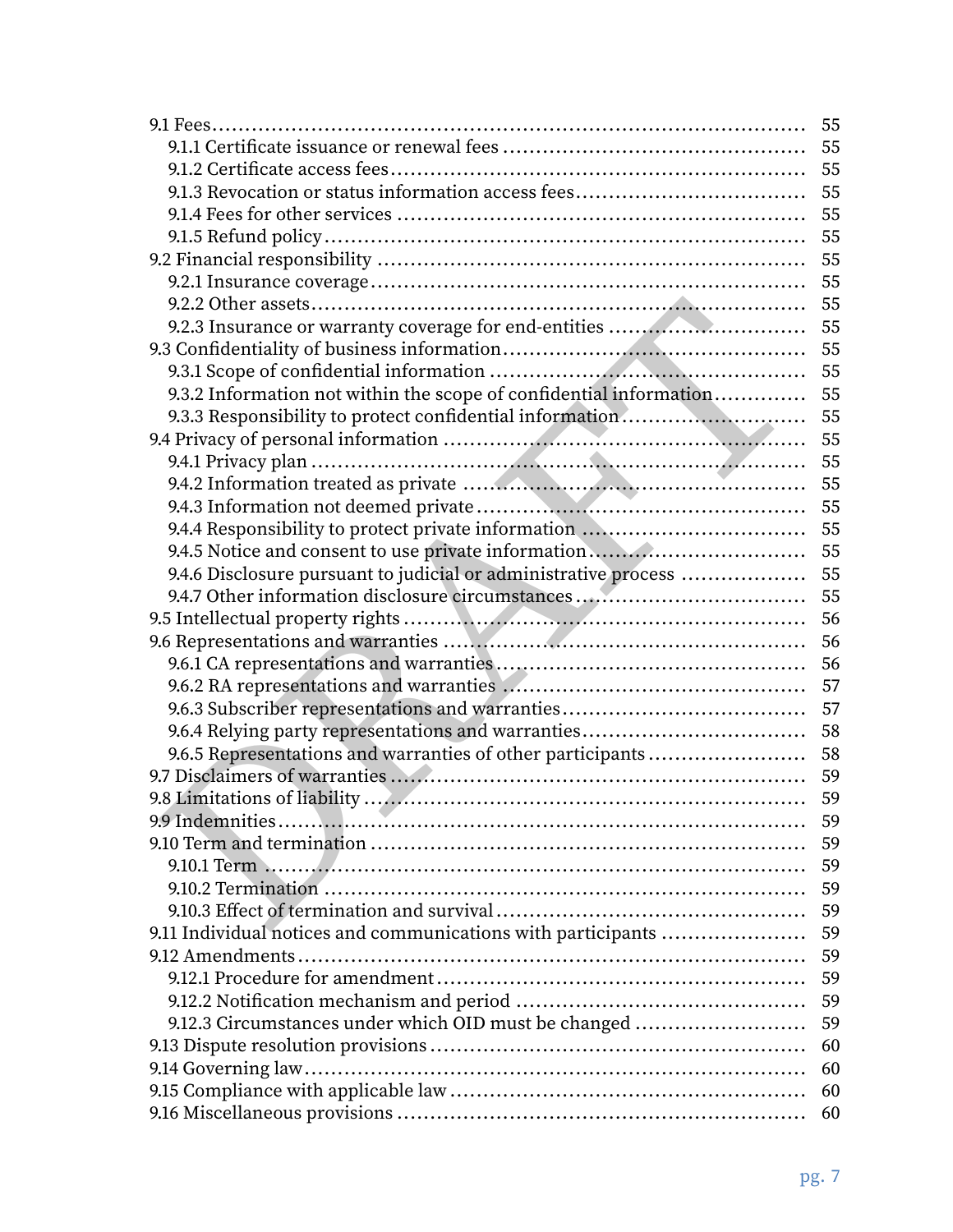9.1 Fees ........................................................................ 55
  9.1.1 Certificate issuance or renewal fees ................................ 55
  9.1.2 Certificate access fees ................................................ 55
  9.1.3 Revocation or status information access fees .................... 55
  9.1.4 Fees for other services ................................................ 55
  9.1.5 Refund policy ........................................................... 55
9.2 Financial responsibility ..................................................... 55
  9.2.1 Insurance coverage ..................................................... 55
  9.2.2 Other assets ............................................................. 55
  9.2.3 Insurance or warranty coverage for end-entities ................. 55
9.3 Confidentiality of business information ................................... 55
  9.3.1 Scope of confidential information .................................... 55
  9.3.2 Information not within the scope of confidential information ... 55
  9.3.3 Responsibility to protect confidential information ................ 55
9.4 Privacy of personal information ........................................... 55
  9.4.1 Privacy plan ............................................................. 55
  9.4.2 Information treated as private ........................................ 55
  9.4.3 Information not deemed private ...................................... 55
  9.4.4 Responsibility to protect private information ...................... 55
  9.4.5 Notice and consent to use private information .................... 55
  9.4.6 Disclosure pursuant to judicial or administrative process ........ 55
  9.4.7 Other information disclosure circumstances ........................ 55
9.5 Intellectual property rights ................................................. 56
9.6 Representations and warranties ........................................... 56
  9.6.1 CA representations and warranties .................................. 56
  9.6.2 RA representations and warranties .................................. 57
  9.6.3 Subscriber representations and warranties ......................... 57
  9.6.4 Relying party representations and warranties ..................... 58
  9.6.5 Representations and warranties of other participants ............ 58
9.7 Disclaimers of warranties ................................................... 59
9.8 Limitations of liability ...................................................... 59
9.9 Indemnities ..................................................................... 59
9.10 Term and termination ....................................................... 59
  9.10.1 Term .................................................................... 59
  9.10.2 Termination ............................................................ 59
  9.10.3 Effect of termination and survival .................................. 59
9.11 Individual notices and communications with participants .......... 59
9.12 Amendments .................................................................. 59
  9.12.1 Procedure for amendment ............................................ 59
  9.12.2 Notification mechanism and period ................................ 59
  9.12.3 Circumstances under which OID must be changed ............... 59
9.13 Dispute resolution provisions .............................................. 60
9.14 Governing law ................................................................ 60
9.15 Compliance with applicable law ........................................... 60
9.16 Miscellaneous provisions ................................................... 60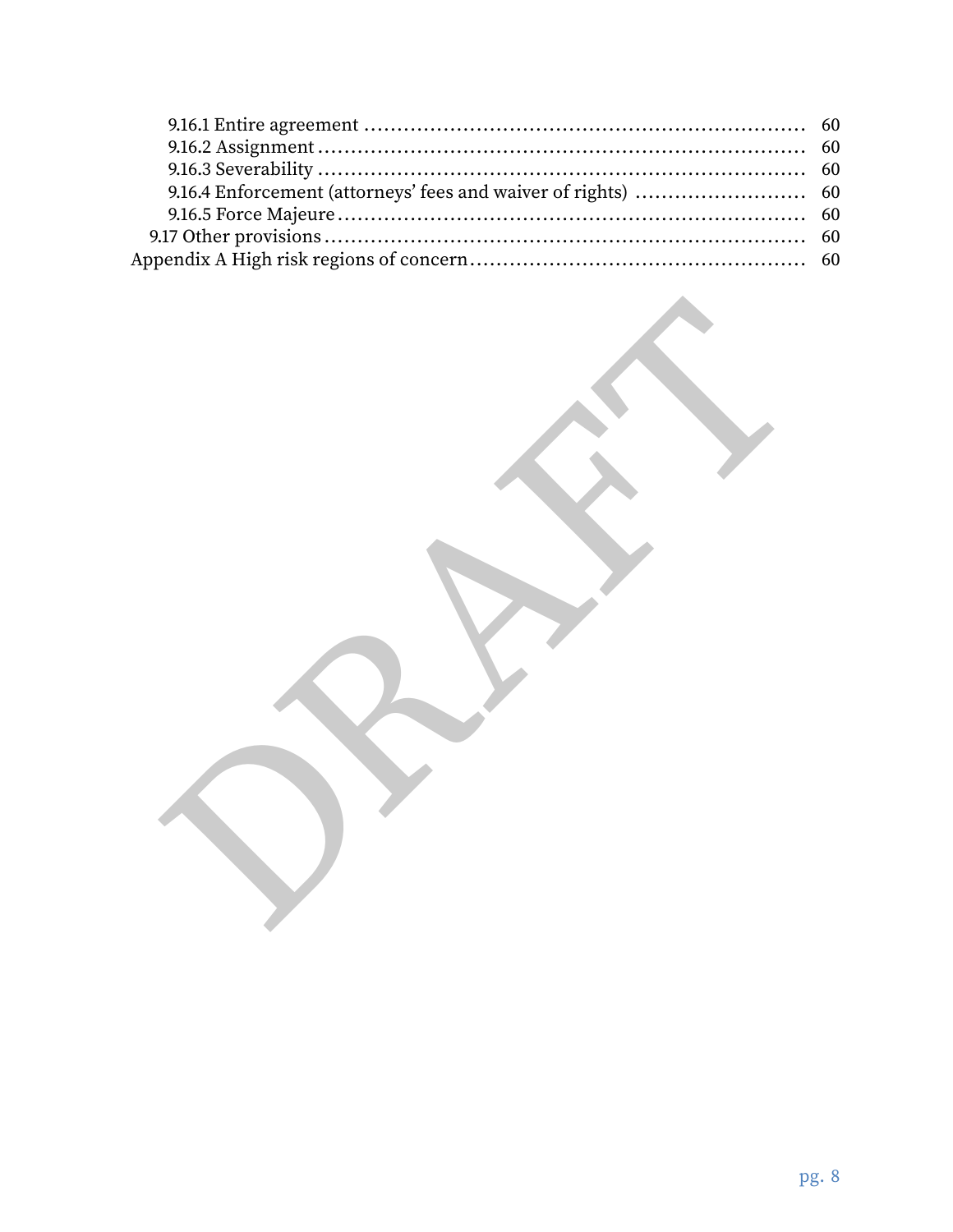- 9.16.1 Entire agreement .......... 60
- 9.16.2 Assignment .......... 60
- 9.16.3 Severability .......... 60
- 9.16.4 Enforcement (attorneys' fees and waiver of rights) .......... 60
- 9.16.5 Force Majeure .......... 60
- 9.17 Other provisions .......... 60
- Appendix A High risk regions of concern .......... 60

DRAFT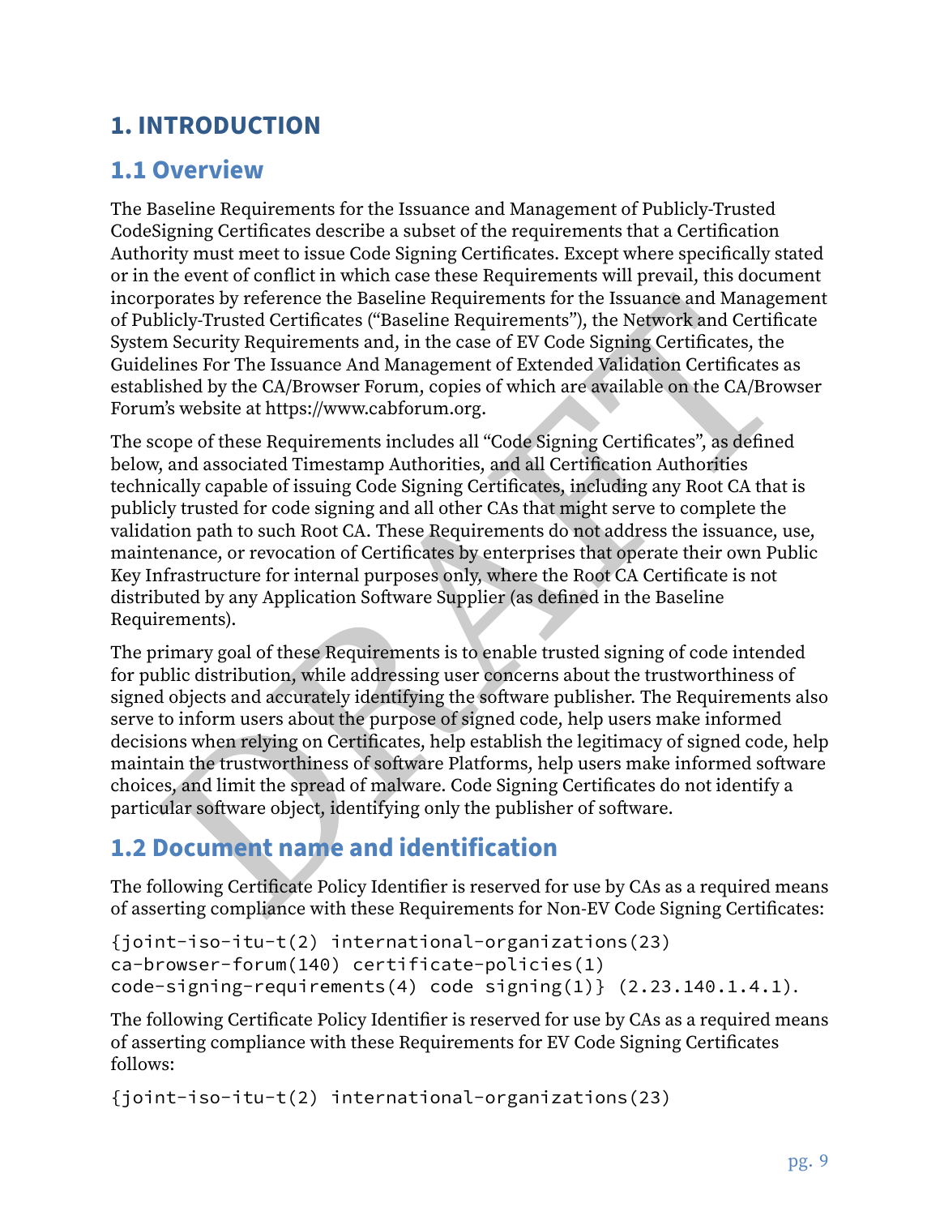# 1. INTRODUCTION

## 1.1 Overview

The Baseline Requirements for the Issuance and Management of Publicly-Trusted CodeSigning Certificates describe a subset of the requirements that a Certification Authority must meet to issue Code Signing Certificates. Except where specifically stated or in the event of conflict in which case these Requirements will prevail, this document incorporates by reference the Baseline Requirements for the Issuance and Management of Publicly-Trusted Certificates ("Baseline Requirements"), the Network and Certificate System Security Requirements and, in the case of EV Code Signing Certificates, the Guidelines For The Issuance And Management of Extended Validation Certificates as established by the CA/Browser Forum, copies of which are available on the CA/Browser Forum's website at https://www.cabforum.org.

The scope of these Requirements includes all "Code Signing Certificates", as defined below, and associated Timestamp Authorities, and all Certification Authorities technically capable of issuing Code Signing Certificates, including any Root CA that is publicly trusted for code signing and all other CAs that might serve to complete the validation path to such Root CA. These Requirements do not address the issuance, use, maintenance, or revocation of Certificates by enterprises that operate their own Public Key Infrastructure for internal purposes only, where the Root CA Certificate is not distributed by any Application Software Supplier (as defined in the Baseline Requirements).

The primary goal of these Requirements is to enable trusted signing of code intended for public distribution, while addressing user concerns about the trustworthiness of signed objects and accurately identifying the software publisher. The Requirements also serve to inform users about the purpose of signed code, help users make informed decisions when relying on Certificates, help establish the legitimacy of signed code, help maintain the trustworthiness of software Platforms, help users make informed software choices, and limit the spread of malware. Code Signing Certificates do not identify a particular software object, identifying only the publisher of software.

## 1.2 Document name and identification

The following Certificate Policy Identifier is reserved for use by CAs as a required means of asserting compliance with these Requirements for Non-EV Code Signing Certificates:

```
{joint-iso-itu-t(2) international-organizations(23)
ca-browser-forum(140) certificate-policies(1)
code-signing-requirements(4) code signing(1)} (2.23.140.1.4.1).
```

The following Certificate Policy Identifier is reserved for use by CAs as a required means of asserting compliance with these Requirements for EV Code Signing Certificates follows:

```
{joint-iso-itu-t(2) international-organizations(23)
```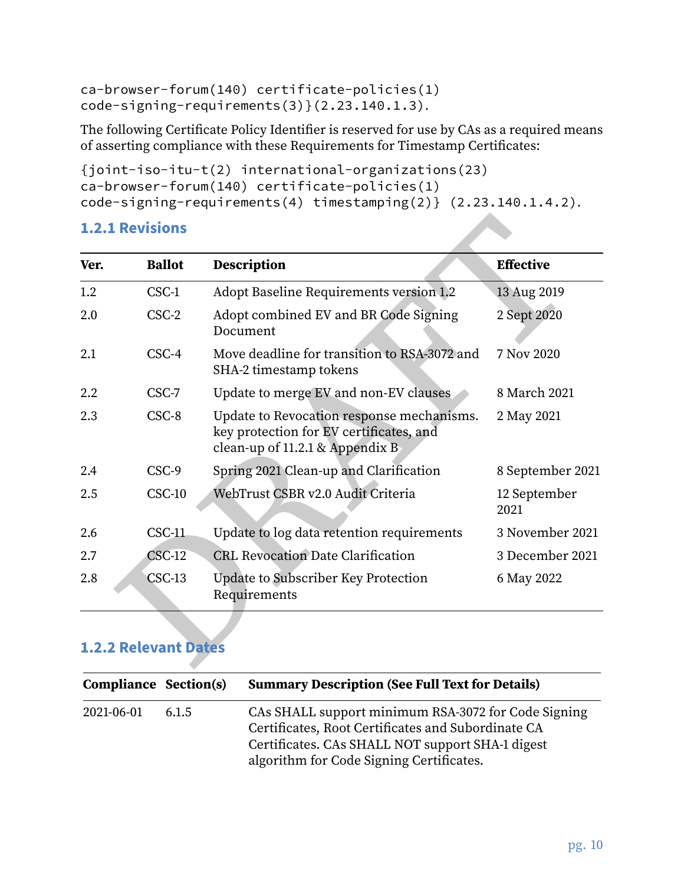```
ca-browser-forum(140) certificate-policies(1)
code-signing-requirements(3)}(2.23.140.1.3).
```

The following Certificate Policy Identifier is reserved for use by CAs as a required means of asserting compliance with these Requirements for Timestamp Certificates:

```
{joint-iso-itu-t(2) international-organizations(23)
ca-browser-forum(140) certificate-policies(1)
code-signing-requirements(4) timestamping(2)} (2.23.140.1.4.2).
```

### 1.2.1 Revisions

| Ver. | Ballot | Description | Effective |
|---|---|---|---|
| 1.2 | CSC-1 | Adopt Baseline Requirements version 1.2 | 13 Aug 2019 |
| 2.0 | CSC-2 | Adopt combined EV and BR Code Signing Document | 2 Sept 2020 |
| 2.1 | CSC-4 | Move deadline for transition to RSA-3072 and SHA-2 timestamp tokens | 7 Nov 2020 |
| 2.2 | CSC-7 | Update to merge EV and non-EV clauses | 8 March 2021 |
| 2.3 | CSC-8 | Update to Revocation response mechanisms. key protection for EV certificates, and clean-up of 11.2.1 & Appendix B | 2 May 2021 |
| 2.4 | CSC-9 | Spring 2021 Clean-up and Clarification | 8 September 2021 |
| 2.5 | CSC-10 | WebTrust CSBR v2.0 Audit Criteria | 12 September 2021 |
| 2.6 | CSC-11 | Update to log data retention requirements | 3 November 2021 |
| 2.7 | CSC-12 | CRL Revocation Date Clarification | 3 December 2021 |
| 2.8 | CSC-13 | Update to Subscriber Key Protection Requirements | 6 May 2022 |

### 1.2.2 Relevant Dates

| Compliance | Section(s) | Summary Description (See Full Text for Details) |
|---|---|---|
| 2021-06-01 | 6.1.5 | CAs SHALL support minimum RSA-3072 for Code Signing Certificates, Root Certificates and Subordinate CA Certificates. CAs SHALL NOT support SHA-1 digest algorithm for Code Signing Certificates. |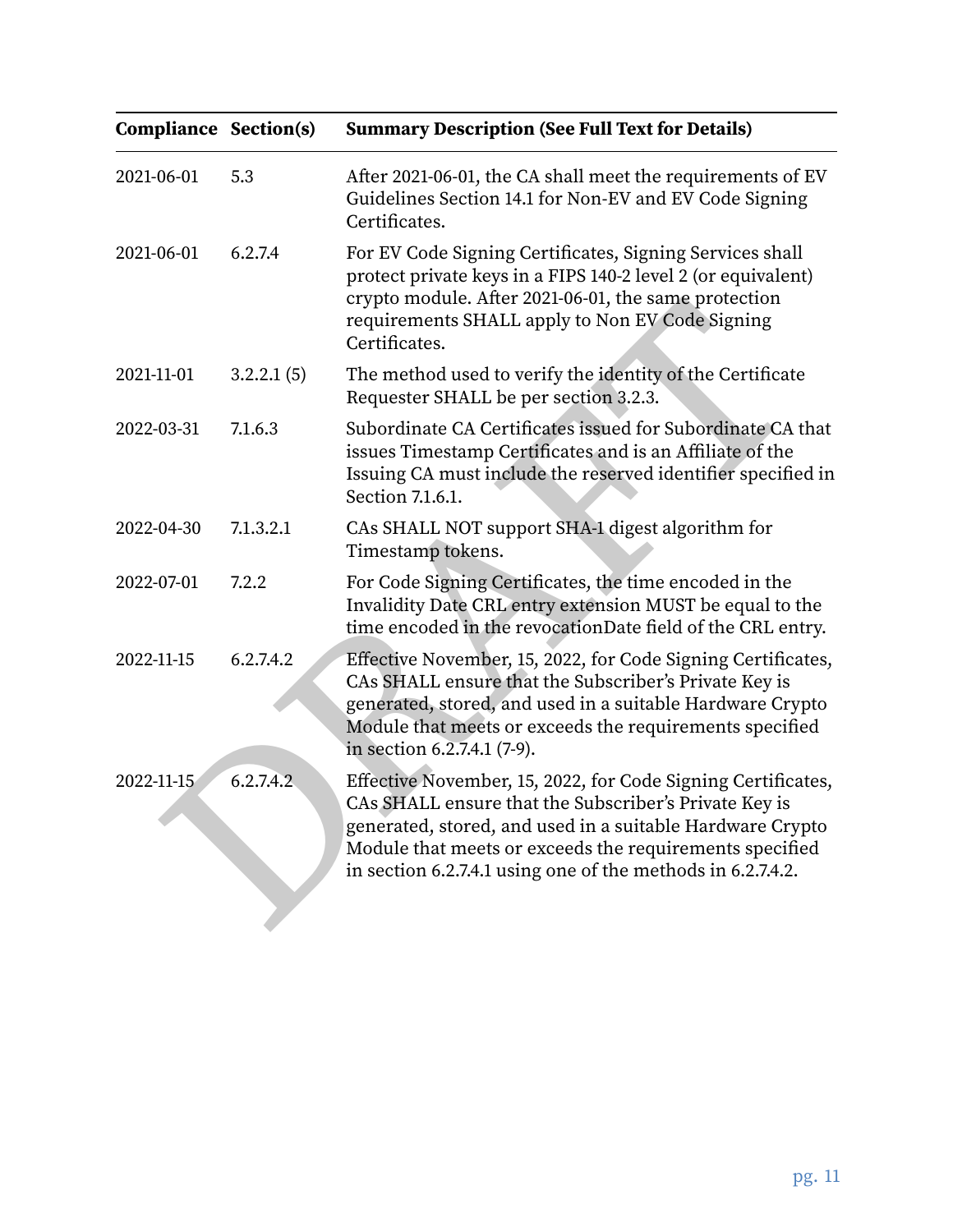| Compliance | Section(s) | Summary Description (See Full Text for Details) |
|---|---|---|
| 2021-06-01 | 5.3 | After 2021-06-01, the CA shall meet the requirements of EV Guidelines Section 14.1 for Non-EV and EV Code Signing Certificates. |
| 2021-06-01 | 6.2.7.4 | For EV Code Signing Certificates, Signing Services shall protect private keys in a FIPS 140-2 level 2 (or equivalent) crypto module. After 2021-06-01, the same protection requirements SHALL apply to Non EV Code Signing Certificates. |
| 2021-11-01 | 3.2.2.1 (5) | The method used to verify the identity of the Certificate Requester SHALL be per section 3.2.3. |
| 2022-03-31 | 7.1.6.3 | Subordinate CA Certificates issued for Subordinate CA that issues Timestamp Certificates and is an Affiliate of the Issuing CA must include the reserved identifier specified in Section 7.1.6.1. |
| 2022-04-30 | 7.1.3.2.1 | CAs SHALL NOT support SHA-1 digest algorithm for Timestamp tokens. |
| 2022-07-01 | 7.2.2 | For Code Signing Certificates, the time encoded in the Invalidity Date CRL entry extension MUST be equal to the time encoded in the revocationDate field of the CRL entry. |
| 2022-11-15 | 6.2.7.4.2 | Effective November, 15, 2022, for Code Signing Certificates, CAs SHALL ensure that the Subscriber's Private Key is generated, stored, and used in a suitable Hardware Crypto Module that meets or exceeds the requirements specified in section 6.2.7.4.1 (7-9). |
| 2022-11-15 | 6.2.7.4.2 | Effective November, 15, 2022, for Code Signing Certificates, CAs SHALL ensure that the Subscriber's Private Key is generated, stored, and used in a suitable Hardware Crypto Module that meets or exceeds the requirements specified in section 6.2.7.4.1 using one of the methods in 6.2.7.4.2. |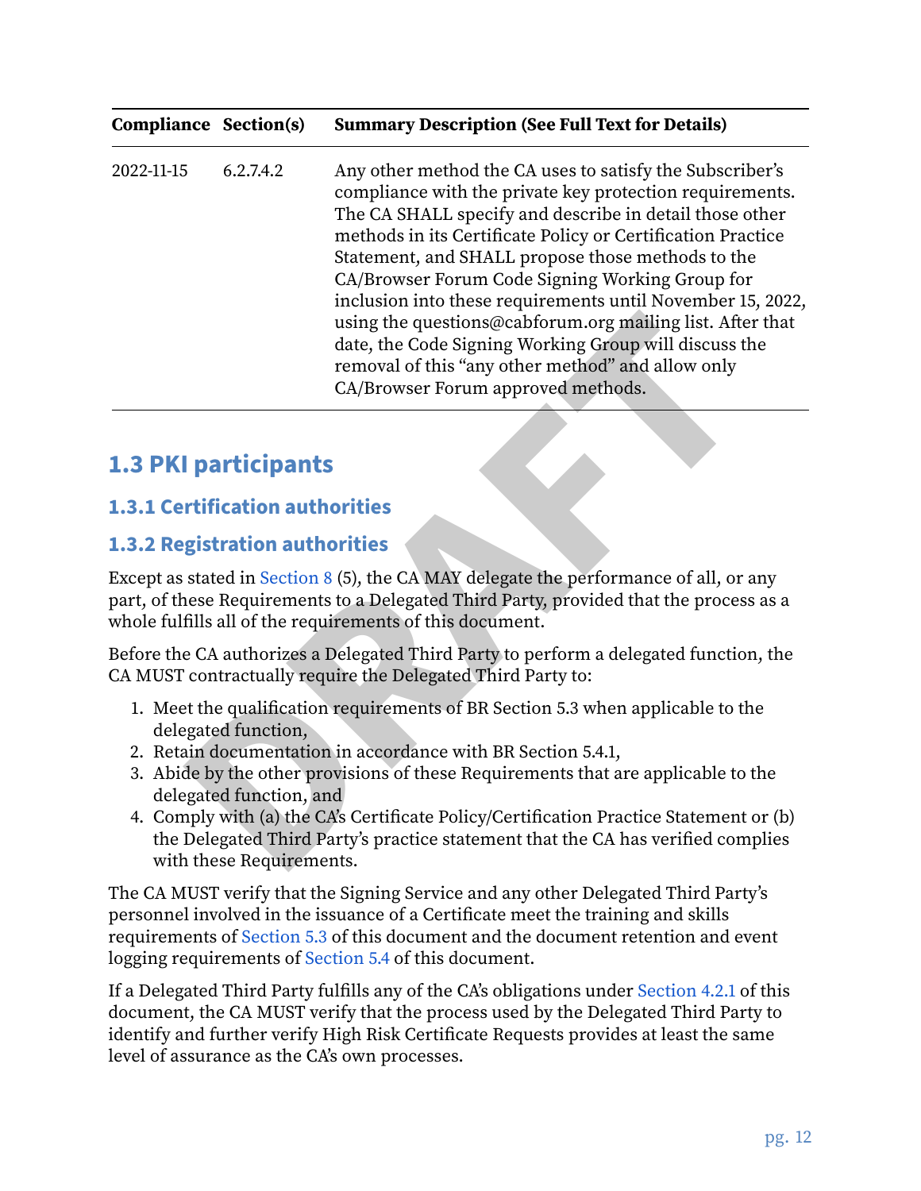| Compliance | Section(s) | Summary Description (See Full Text for Details) |
|---|---|---|
| 2022-11-15 | 6.2.7.4.2 | Any other method the CA uses to satisfy the Subscriber's compliance with the private key protection requirements. The CA SHALL specify and describe in detail those other methods in its Certificate Policy or Certification Practice Statement, and SHALL propose those methods to the CA/Browser Forum Code Signing Working Group for inclusion into these requirements until November 15, 2022, using the questions@cabforum.org mailing list. After that date, the Code Signing Working Group will discuss the removal of this "any other method" and allow only CA/Browser Forum approved methods. |

## 1.3 PKI participants

### 1.3.1 Certification authorities

### 1.3.2 Registration authorities

Except as stated in Section 8 (5), the CA MAY delegate the performance of all, or any part, of these Requirements to a Delegated Third Party, provided that the process as a whole fulfills all of the requirements of this document.

Before the CA authorizes a Delegated Third Party to perform a delegated function, the CA MUST contractually require the Delegated Third Party to:

1. Meet the qualification requirements of BR Section 5.3 when applicable to the delegated function,
2. Retain documentation in accordance with BR Section 5.4.1,
3. Abide by the other provisions of these Requirements that are applicable to the delegated function, and
4. Comply with (a) the CA's Certificate Policy/Certification Practice Statement or (b) the Delegated Third Party's practice statement that the CA has verified complies with these Requirements.

The CA MUST verify that the Signing Service and any other Delegated Third Party's personnel involved in the issuance of a Certificate meet the training and skills requirements of Section 5.3 of this document and the document retention and event logging requirements of Section 5.4 of this document.

If a Delegated Third Party fulfills any of the CA's obligations under Section 4.2.1 of this document, the CA MUST verify that the process used by the Delegated Third Party to identify and further verify High Risk Certificate Requests provides at least the same level of assurance as the CA's own processes.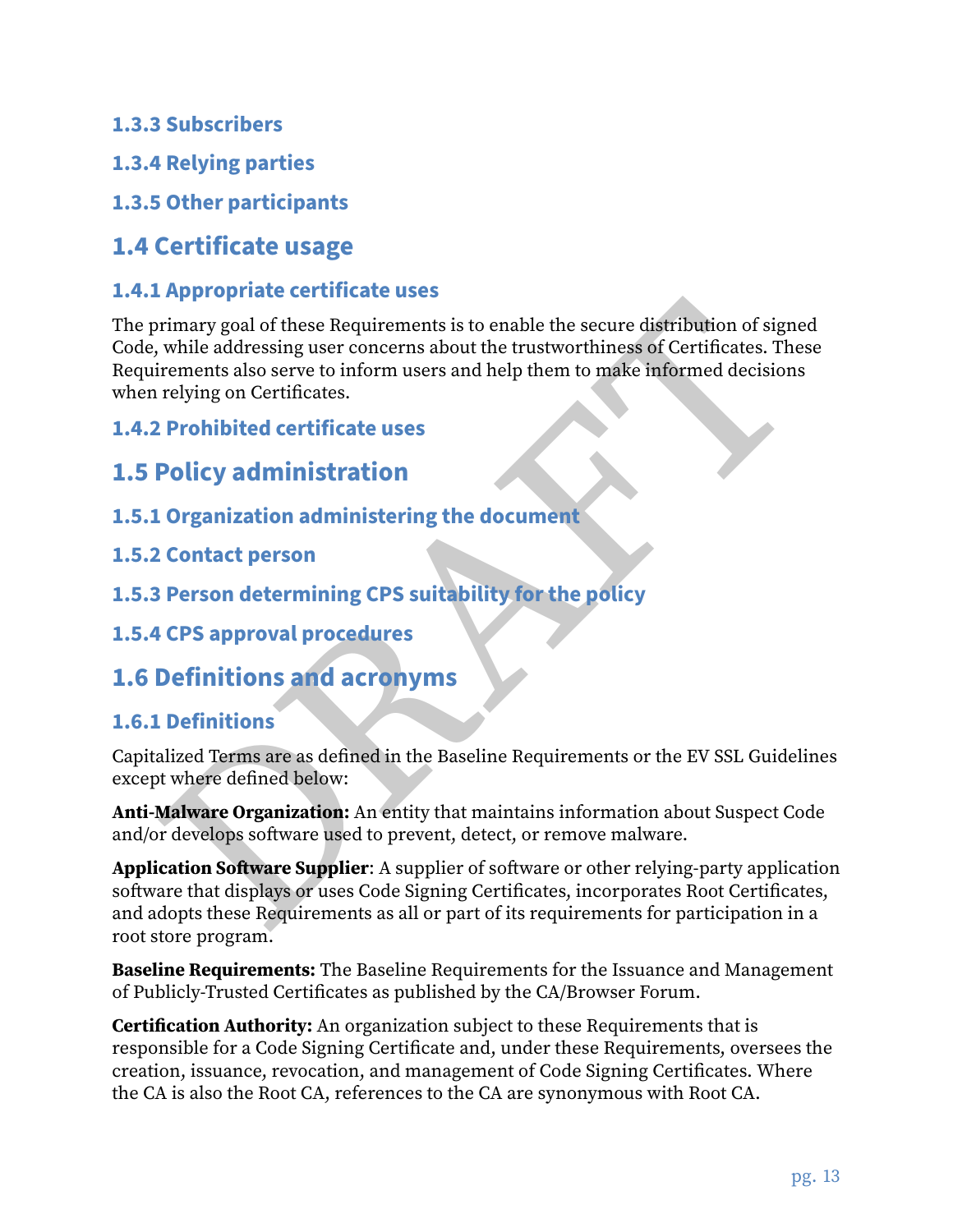### 1.3.3 Subscribers

### 1.3.4 Relying parties

### 1.3.5 Other participants

## 1.4 Certificate usage

### 1.4.1 Appropriate certificate uses

The primary goal of these Requirements is to enable the secure distribution of signed Code, while addressing user concerns about the trustworthiness of Certificates. These Requirements also serve to inform users and help them to make informed decisions when relying on Certificates.

### 1.4.2 Prohibited certificate uses

## 1.5 Policy administration

### 1.5.1 Organization administering the document

### 1.5.2 Contact person

### 1.5.3 Person determining CPS suitability for the policy

### 1.5.4 CPS approval procedures

## 1.6 Definitions and acronyms

### 1.6.1 Definitions

Capitalized Terms are as defined in the Baseline Requirements or the EV SSL Guidelines except where defined below:

**Anti-Malware Organization:** An entity that maintains information about Suspect Code and/or develops software used to prevent, detect, or remove malware.

**Application Software Supplier**: A supplier of software or other relying-party application software that displays or uses Code Signing Certificates, incorporates Root Certificates, and adopts these Requirements as all or part of its requirements for participation in a root store program.

**Baseline Requirements:** The Baseline Requirements for the Issuance and Management of Publicly-Trusted Certificates as published by the CA/Browser Forum.

**Certification Authority:** An organization subject to these Requirements that is responsible for a Code Signing Certificate and, under these Requirements, oversees the creation, issuance, revocation, and management of Code Signing Certificates. Where the CA is also the Root CA, references to the CA are synonymous with Root CA.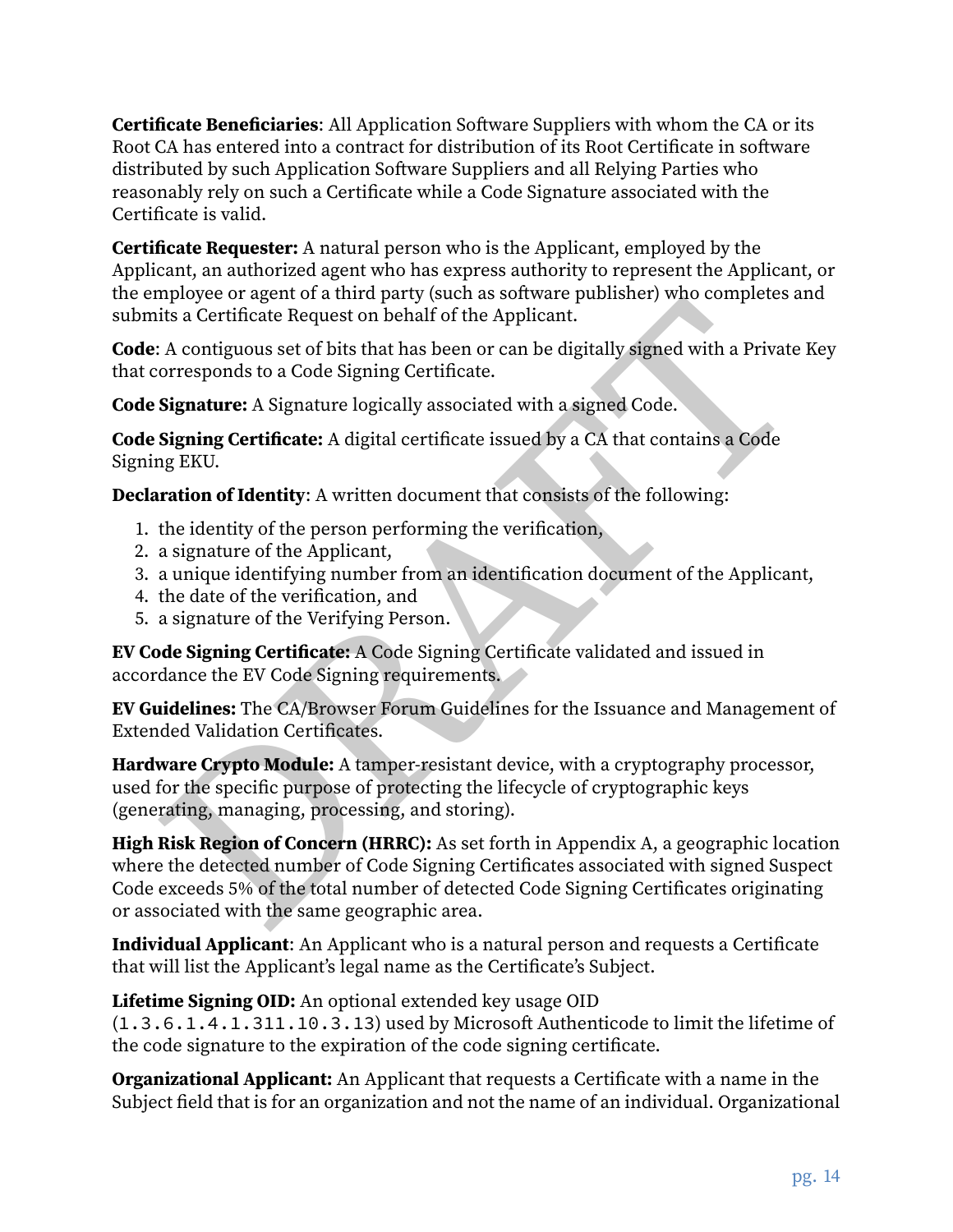**Certificate Beneficiaries**: All Application Software Suppliers with whom the CA or its Root CA has entered into a contract for distribution of its Root Certificate in software distributed by such Application Software Suppliers and all Relying Parties who reasonably rely on such a Certificate while a Code Signature associated with the Certificate is valid.

**Certificate Requester:** A natural person who is the Applicant, employed by the Applicant, an authorized agent who has express authority to represent the Applicant, or the employee or agent of a third party (such as software publisher) who completes and submits a Certificate Request on behalf of the Applicant.

**Code**: A contiguous set of bits that has been or can be digitally signed with a Private Key that corresponds to a Code Signing Certificate.

**Code Signature:** A Signature logically associated with a signed Code.

**Code Signing Certificate:** A digital certificate issued by a CA that contains a Code Signing EKU.

**Declaration of Identity**: A written document that consists of the following:

1. the identity of the person performing the verification,
2. a signature of the Applicant,
3. a unique identifying number from an identification document of the Applicant,
4. the date of the verification, and
5. a signature of the Verifying Person.

**EV Code Signing Certificate:** A Code Signing Certificate validated and issued in accordance the EV Code Signing requirements.

**EV Guidelines:** The CA/Browser Forum Guidelines for the Issuance and Management of Extended Validation Certificates.

**Hardware Crypto Module:** A tamper-resistant device, with a cryptography processor, used for the specific purpose of protecting the lifecycle of cryptographic keys (generating, managing, processing, and storing).

**High Risk Region of Concern (HRRC):** As set forth in Appendix A, a geographic location where the detected number of Code Signing Certificates associated with signed Suspect Code exceeds 5% of the total number of detected Code Signing Certificates originating or associated with the same geographic area.

**Individual Applicant**: An Applicant who is a natural person and requests a Certificate that will list the Applicant's legal name as the Certificate's Subject.

**Lifetime Signing OID:** An optional extended key usage OID (`1.3.6.1.4.1.311.10.3.13`) used by Microsoft Authenticode to limit the lifetime of the code signature to the expiration of the code signing certificate.

**Organizational Applicant:** An Applicant that requests a Certificate with a name in the Subject field that is for an organization and not the name of an individual. Organizational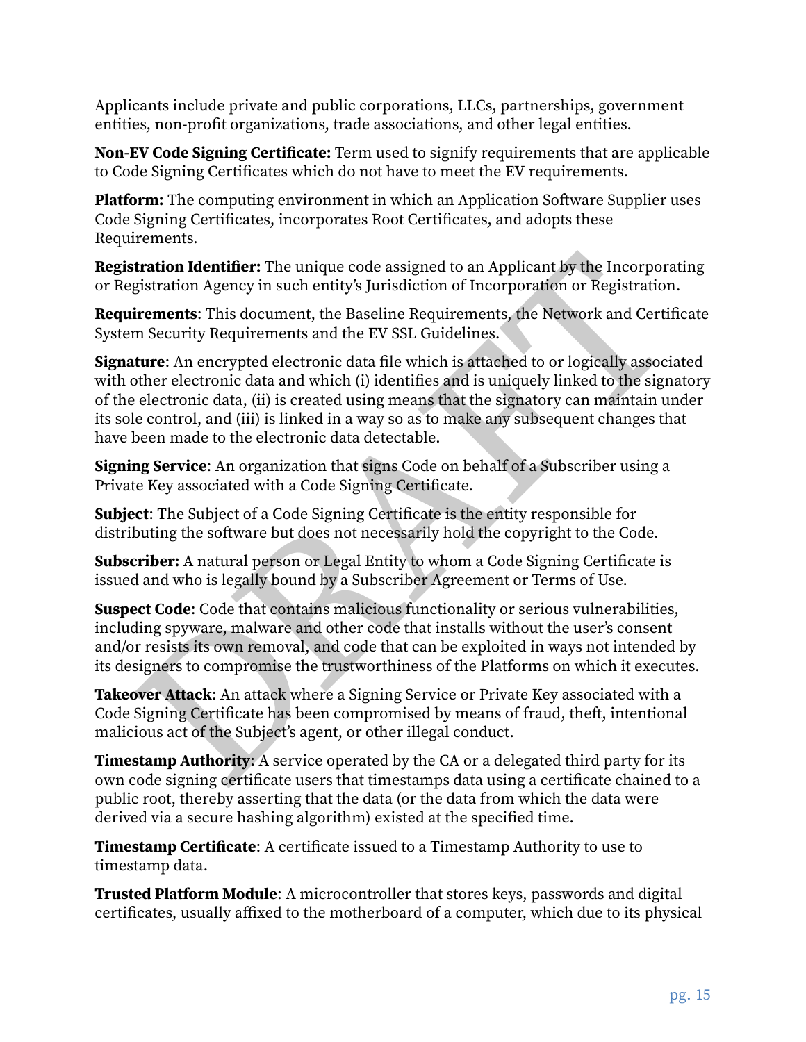Applicants include private and public corporations, LLCs, partnerships, government entities, non-profit organizations, trade associations, and other legal entities.

**Non-EV Code Signing Certificate:** Term used to signify requirements that are applicable to Code Signing Certificates which do not have to meet the EV requirements.

**Platform:** The computing environment in which an Application Software Supplier uses Code Signing Certificates, incorporates Root Certificates, and adopts these Requirements.

**Registration Identifier:** The unique code assigned to an Applicant by the Incorporating or Registration Agency in such entity's Jurisdiction of Incorporation or Registration.

**Requirements**: This document, the Baseline Requirements, the Network and Certificate System Security Requirements and the EV SSL Guidelines.

**Signature**: An encrypted electronic data file which is attached to or logically associated with other electronic data and which (i) identifies and is uniquely linked to the signatory of the electronic data, (ii) is created using means that the signatory can maintain under its sole control, and (iii) is linked in a way so as to make any subsequent changes that have been made to the electronic data detectable.

**Signing Service**: An organization that signs Code on behalf of a Subscriber using a Private Key associated with a Code Signing Certificate.

**Subject**: The Subject of a Code Signing Certificate is the entity responsible for distributing the software but does not necessarily hold the copyright to the Code.

**Subscriber:** A natural person or Legal Entity to whom a Code Signing Certificate is issued and who is legally bound by a Subscriber Agreement or Terms of Use.

**Suspect Code**: Code that contains malicious functionality or serious vulnerabilities, including spyware, malware and other code that installs without the user's consent and/or resists its own removal, and code that can be exploited in ways not intended by its designers to compromise the trustworthiness of the Platforms on which it executes.

**Takeover Attack**: An attack where a Signing Service or Private Key associated with a Code Signing Certificate has been compromised by means of fraud, theft, intentional malicious act of the Subject's agent, or other illegal conduct.

**Timestamp Authority**: A service operated by the CA or a delegated third party for its own code signing certificate users that timestamps data using a certificate chained to a public root, thereby asserting that the data (or the data from which the data were derived via a secure hashing algorithm) existed at the specified time.

**Timestamp Certificate**: A certificate issued to a Timestamp Authority to use to timestamp data.

**Trusted Platform Module**: A microcontroller that stores keys, passwords and digital certificates, usually affixed to the motherboard of a computer, which due to its physical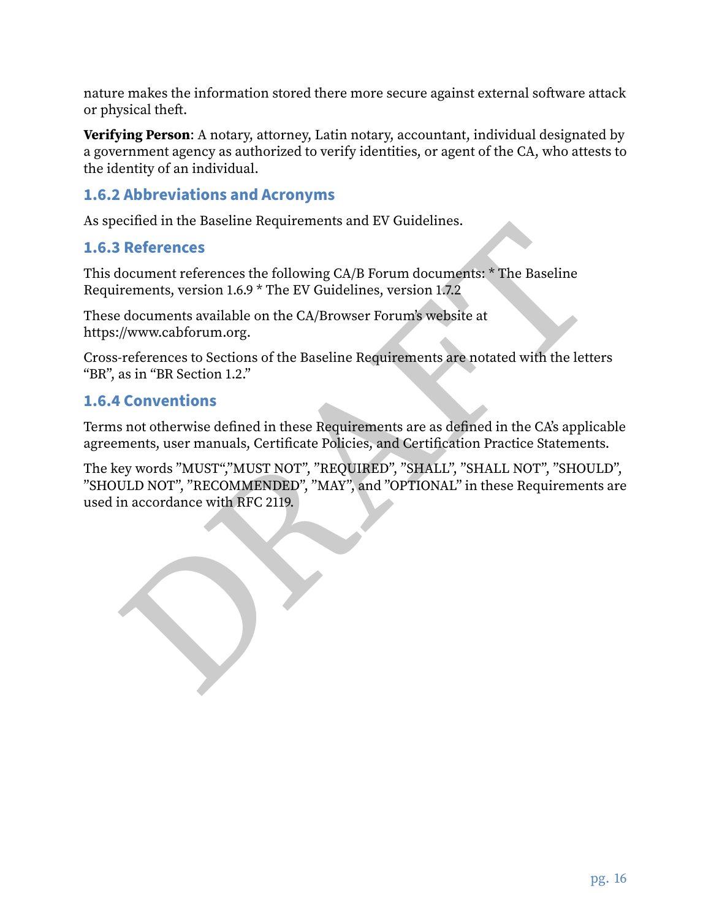nature makes the information stored there more secure against external software attack or physical theft.

**Verifying Person**: A notary, attorney, Latin notary, accountant, individual designated by a government agency as authorized to verify identities, or agent of the CA, who attests to the identity of an individual.

### 1.6.2 Abbreviations and Acronyms

As specified in the Baseline Requirements and EV Guidelines.

### 1.6.3 References

This document references the following CA/B Forum documents: * The Baseline Requirements, version 1.6.9 * The EV Guidelines, version 1.7.2

These documents available on the CA/Browser Forum's website at https://www.cabforum.org.

Cross-references to Sections of the Baseline Requirements are notated with the letters "BR", as in "BR Section 1.2."

### 1.6.4 Conventions

Terms not otherwise defined in these Requirements are as defined in the CA's applicable agreements, user manuals, Certificate Policies, and Certification Practice Statements.

The key words "MUST“,"MUST NOT", "REQUIRED", "SHALL", "SHALL NOT", "SHOULD", "SHOULD NOT", "RECOMMENDED", "MAY", and "OPTIONAL" in these Requirements are used in accordance with RFC 2119.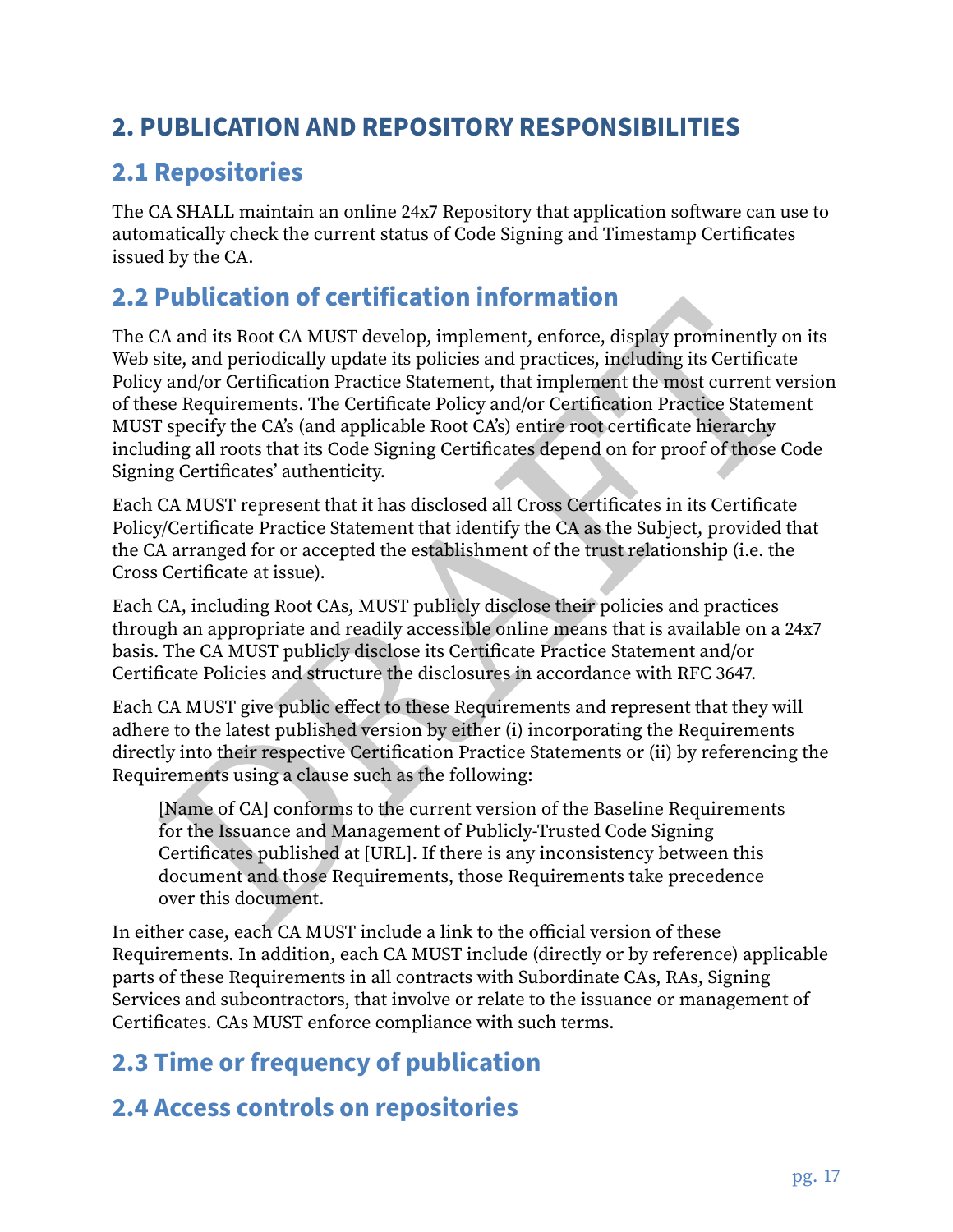# 2. PUBLICATION AND REPOSITORY RESPONSIBILITIES

## 2.1 Repositories

The CA SHALL maintain an online 24x7 Repository that application software can use to automatically check the current status of Code Signing and Timestamp Certificates issued by the CA.

## 2.2 Publication of certification information

The CA and its Root CA MUST develop, implement, enforce, display prominently on its Web site, and periodically update its policies and practices, including its Certificate Policy and/or Certification Practice Statement, that implement the most current version of these Requirements. The Certificate Policy and/or Certification Practice Statement MUST specify the CA's (and applicable Root CA's) entire root certificate hierarchy including all roots that its Code Signing Certificates depend on for proof of those Code Signing Certificates' authenticity.

Each CA MUST represent that it has disclosed all Cross Certificates in its Certificate Policy/Certificate Practice Statement that identify the CA as the Subject, provided that the CA arranged for or accepted the establishment of the trust relationship (i.e. the Cross Certificate at issue).

Each CA, including Root CAs, MUST publicly disclose their policies and practices through an appropriate and readily accessible online means that is available on a 24x7 basis. The CA MUST publicly disclose its Certificate Practice Statement and/or Certificate Policies and structure the disclosures in accordance with RFC 3647.

Each CA MUST give public effect to these Requirements and represent that they will adhere to the latest published version by either (i) incorporating the Requirements directly into their respective Certification Practice Statements or (ii) by referencing the Requirements using a clause such as the following:

> [Name of CA] conforms to the current version of the Baseline Requirements for the Issuance and Management of Publicly-Trusted Code Signing Certificates published at [URL]. If there is any inconsistency between this document and those Requirements, those Requirements take precedence over this document.

In either case, each CA MUST include a link to the official version of these Requirements. In addition, each CA MUST include (directly or by reference) applicable parts of these Requirements in all contracts with Subordinate CAs, RAs, Signing Services and subcontractors, that involve or relate to the issuance or management of Certificates. CAs MUST enforce compliance with such terms.

## 2.3 Time or frequency of publication

## 2.4 Access controls on repositories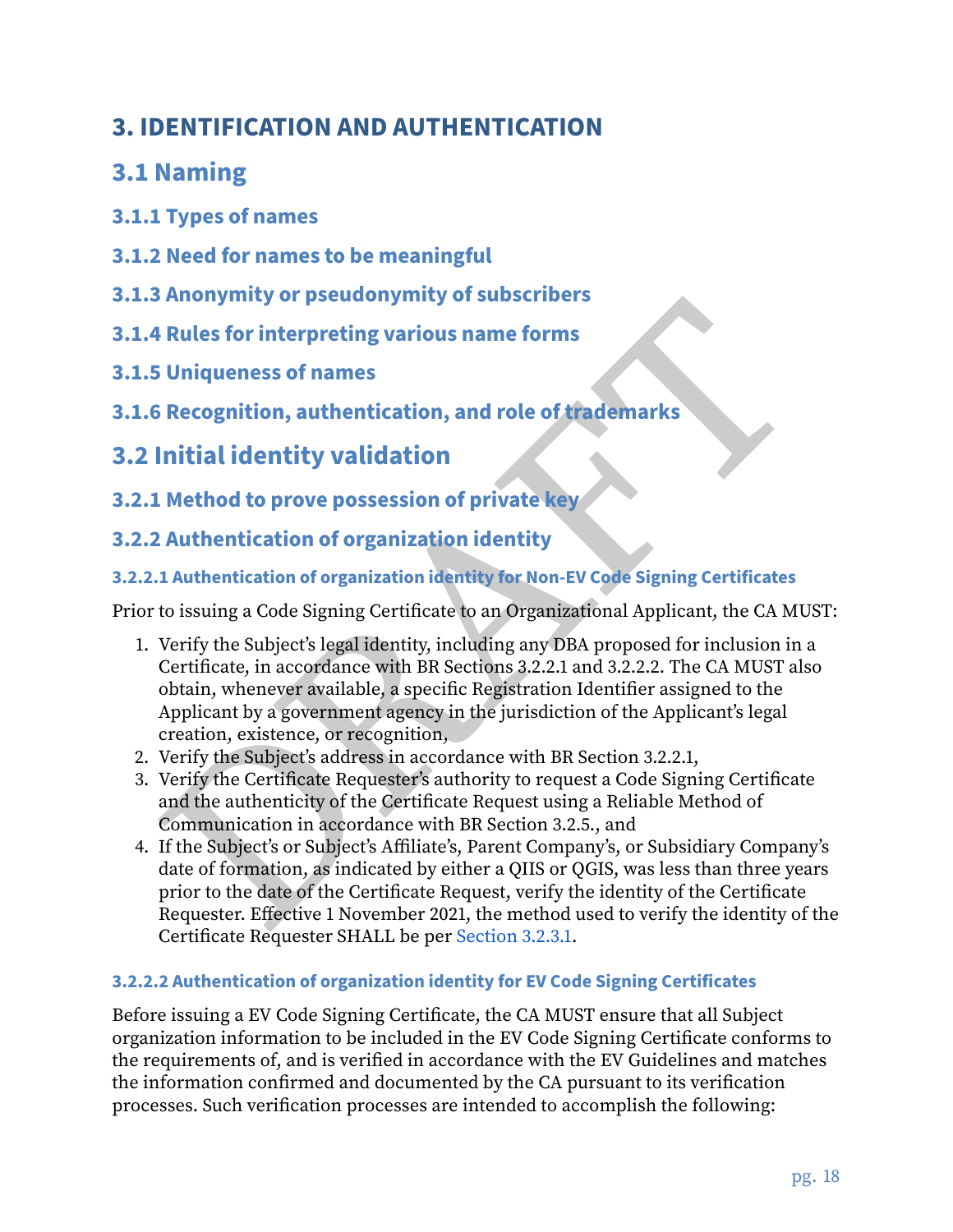# 3. IDENTIFICATION AND AUTHENTICATION

## 3.1 Naming

### 3.1.1 Types of names

### 3.1.2 Need for names to be meaningful

### 3.1.3 Anonymity or pseudonymity of subscribers

### 3.1.4 Rules for interpreting various name forms

### 3.1.5 Uniqueness of names

### 3.1.6 Recognition, authentication, and role of trademarks

## 3.2 Initial identity validation

### 3.2.1 Method to prove possession of private key

### 3.2.2 Authentication of organization identity

#### 3.2.2.1 Authentication of organization identity for Non-EV Code Signing Certificates

Prior to issuing a Code Signing Certificate to an Organizational Applicant, the CA MUST:

1. Verify the Subject's legal identity, including any DBA proposed for inclusion in a Certificate, in accordance with BR Sections 3.2.2.1 and 3.2.2.2. The CA MUST also obtain, whenever available, a specific Registration Identifier assigned to the Applicant by a government agency in the jurisdiction of the Applicant's legal creation, existence, or recognition,
2. Verify the Subject's address in accordance with BR Section 3.2.2.1,
3. Verify the Certificate Requester's authority to request a Code Signing Certificate and the authenticity of the Certificate Request using a Reliable Method of Communication in accordance with BR Section 3.2.5., and
4. If the Subject's or Subject's Affiliate's, Parent Company's, or Subsidiary Company's date of formation, as indicated by either a QIIS or QGIS, was less than three years prior to the date of the Certificate Request, verify the identity of the Certificate Requester. Effective 1 November 2021, the method used to verify the identity of the Certificate Requester SHALL be per Section 3.2.3.1.

#### 3.2.2.2 Authentication of organization identity for EV Code Signing Certificates

Before issuing a EV Code Signing Certificate, the CA MUST ensure that all Subject organization information to be included in the EV Code Signing Certificate conforms to the requirements of, and is verified in accordance with the EV Guidelines and matches the information confirmed and documented by the CA pursuant to its verification processes. Such verification processes are intended to accomplish the following: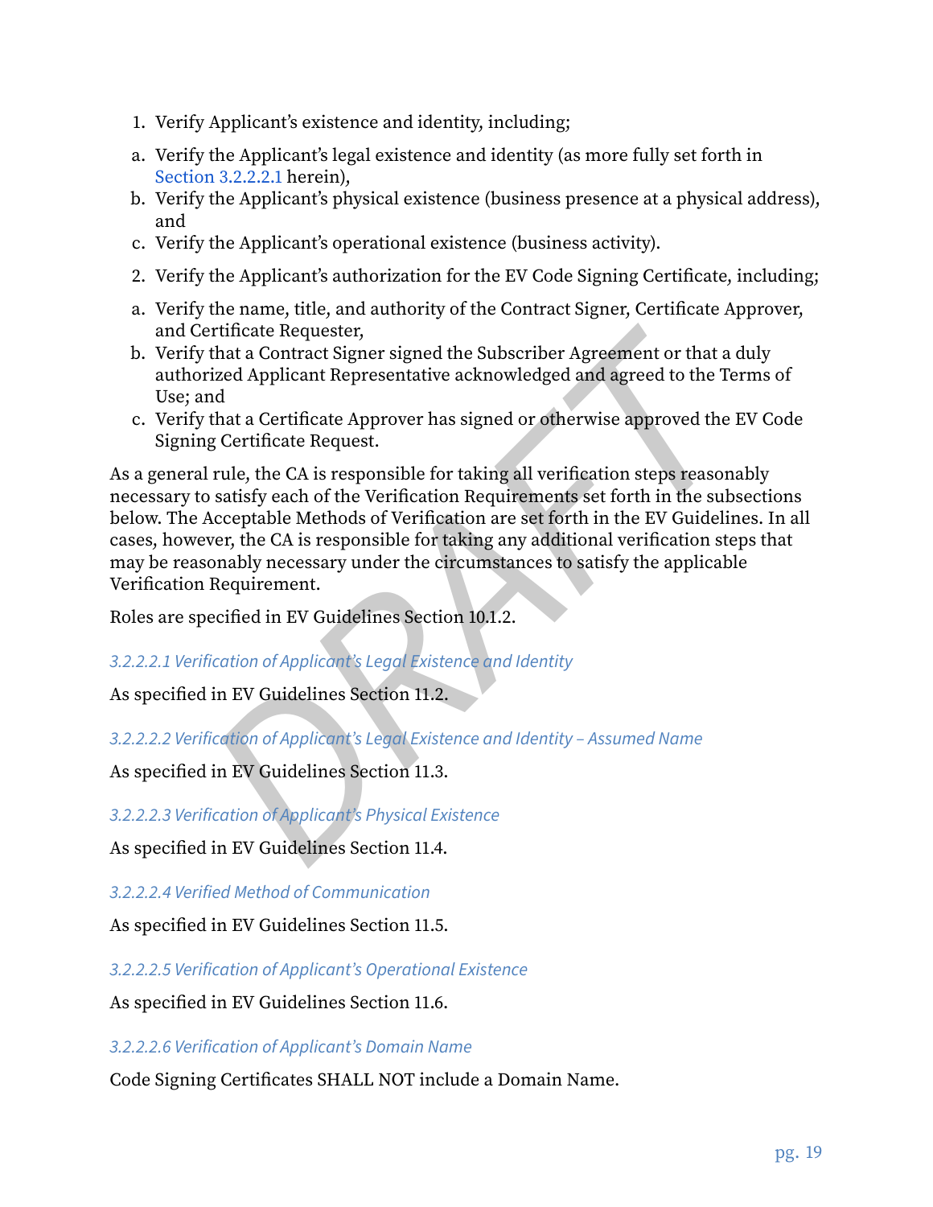1. Verify Applicant's existence and identity, including;

a. Verify the Applicant's legal existence and identity (as more fully set forth in Section 3.2.2.2.1 herein),
b. Verify the Applicant's physical existence (business presence at a physical address), and
c. Verify the Applicant's operational existence (business activity).

2. Verify the Applicant's authorization for the EV Code Signing Certificate, including;

a. Verify the name, title, and authority of the Contract Signer, Certificate Approver, and Certificate Requester,
b. Verify that a Contract Signer signed the Subscriber Agreement or that a duly authorized Applicant Representative acknowledged and agreed to the Terms of Use; and
c. Verify that a Certificate Approver has signed or otherwise approved the EV Code Signing Certificate Request.

As a general rule, the CA is responsible for taking all verification steps reasonably necessary to satisfy each of the Verification Requirements set forth in the subsections below. The Acceptable Methods of Verification are set forth in the EV Guidelines. In all cases, however, the CA is responsible for taking any additional verification steps that may be reasonably necessary under the circumstances to satisfy the applicable Verification Requirement.

Roles are specified in EV Guidelines Section 10.1.2.

###### 3.2.2.2.1 Verification of Applicant's Legal Existence and Identity

As specified in EV Guidelines Section 11.2.

###### 3.2.2.2.2 Verification of Applicant's Legal Existence and Identity – Assumed Name

As specified in EV Guidelines Section 11.3.

###### 3.2.2.2.3 Verification of Applicant's Physical Existence

As specified in EV Guidelines Section 11.4.

###### 3.2.2.2.4 Verified Method of Communication

As specified in EV Guidelines Section 11.5.

###### 3.2.2.2.5 Verification of Applicant's Operational Existence

As specified in EV Guidelines Section 11.6.

###### 3.2.2.2.6 Verification of Applicant's Domain Name

Code Signing Certificates SHALL NOT include a Domain Name.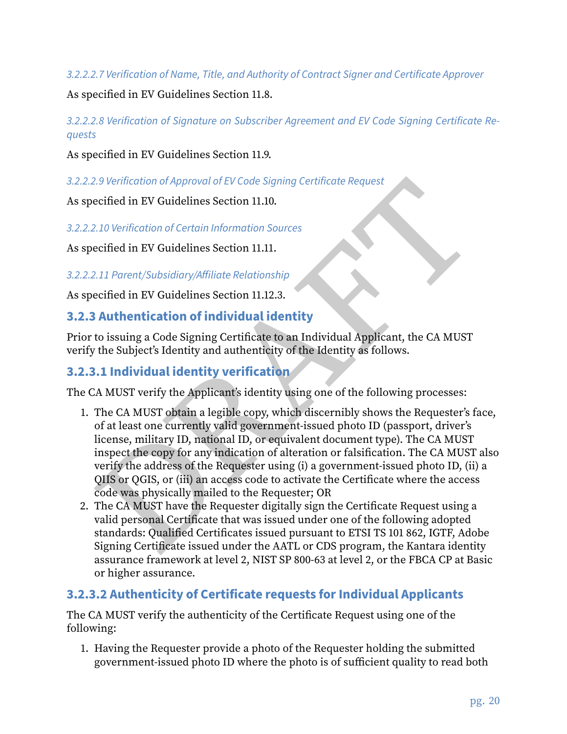#### *3.2.2.2.7 Verification of Name, Title, and Authority of Contract Signer and Certificate Approver*

As specified in EV Guidelines Section 11.8.

#### *3.2.2.2.8 Verification of Signature on Subscriber Agreement and EV Code Signing Certificate Requests*

As specified in EV Guidelines Section 11.9.

#### *3.2.2.2.9 Verification of Approval of EV Code Signing Certificate Request*

As specified in EV Guidelines Section 11.10.

#### *3.2.2.2.10 Verification of Certain Information Sources*

As specified in EV Guidelines Section 11.11.

#### *3.2.2.2.11 Parent/Subsidiary/Affiliate Relationship*

As specified in EV Guidelines Section 11.12.3.

### 3.2.3 Authentication of individual identity

Prior to issuing a Code Signing Certificate to an Individual Applicant, the CA MUST verify the Subject's Identity and authenticity of the Identity as follows.

### 3.2.3.1 Individual identity verification

The CA MUST verify the Applicant's identity using one of the following processes:

1. The CA MUST obtain a legible copy, which discernibly shows the Requester's face, of at least one currently valid government-issued photo ID (passport, driver's license, military ID, national ID, or equivalent document type). The CA MUST inspect the copy for any indication of alteration or falsification. The CA MUST also verify the address of the Requester using (i) a government-issued photo ID, (ii) a QIIS or QGIS, or (iii) an access code to activate the Certificate where the access code was physically mailed to the Requester; OR
2. The CA MUST have the Requester digitally sign the Certificate Request using a valid personal Certificate that was issued under one of the following adopted standards: Qualified Certificates issued pursuant to ETSI TS 101 862, IGTF, Adobe Signing Certificate issued under the AATL or CDS program, the Kantara identity assurance framework at level 2, NIST SP 800-63 at level 2, or the FBCA CP at Basic or higher assurance.

### 3.2.3.2 Authenticity of Certificate requests for Individual Applicants

The CA MUST verify the authenticity of the Certificate Request using one of the following:

1. Having the Requester provide a photo of the Requester holding the submitted government-issued photo ID where the photo is of sufficient quality to read both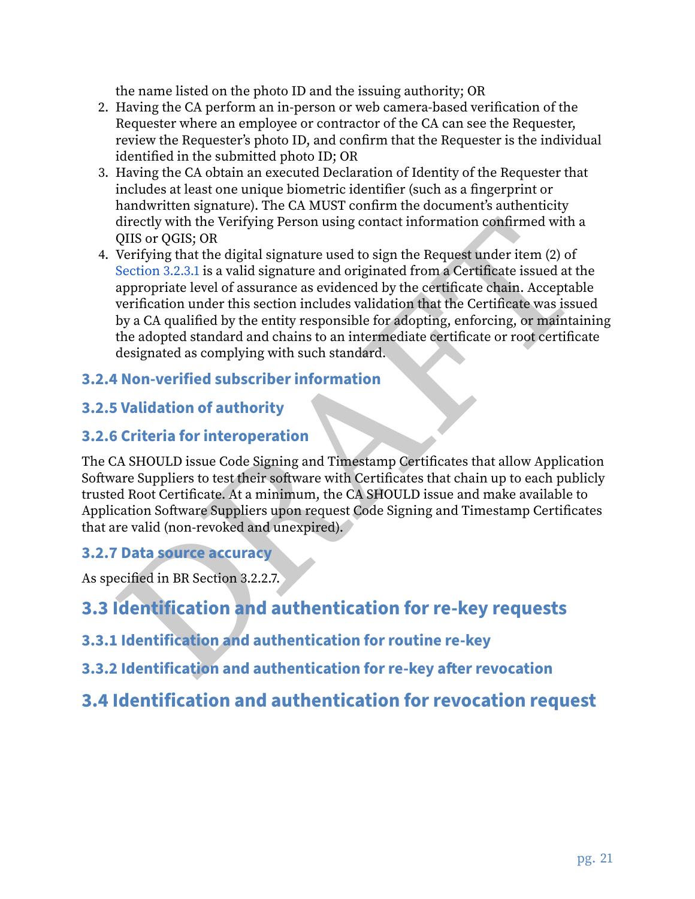the name listed on the photo ID and the issuing authority; OR

2. Having the CA perform an in-person or web camera-based verification of the Requester where an employee or contractor of the CA can see the Requester, review the Requester's photo ID, and confirm that the Requester is the individual identified in the submitted photo ID; OR
3. Having the CA obtain an executed Declaration of Identity of the Requester that includes at least one unique biometric identifier (such as a fingerprint or handwritten signature). The CA MUST confirm the document's authenticity directly with the Verifying Person using contact information confirmed with a QIIS or QGIS; OR
4. Verifying that the digital signature used to sign the Request under item (2) of Section 3.2.3.1 is a valid signature and originated from a Certificate issued at the appropriate level of assurance as evidenced by the certificate chain. Acceptable verification under this section includes validation that the Certificate was issued by a CA qualified by the entity responsible for adopting, enforcing, or maintaining the adopted standard and chains to an intermediate certificate or root certificate designated as complying with such standard.

### 3.2.4 Non-verified subscriber information

### 3.2.5 Validation of authority

### 3.2.6 Criteria for interoperation

The CA SHOULD issue Code Signing and Timestamp Certificates that allow Application Software Suppliers to test their software with Certificates that chain up to each publicly trusted Root Certificate. At a minimum, the CA SHOULD issue and make available to Application Software Suppliers upon request Code Signing and Timestamp Certificates that are valid (non-revoked and unexpired).

### 3.2.7 Data source accuracy

As specified in BR Section 3.2.2.7.

## 3.3 Identification and authentication for re-key requests

### 3.3.1 Identification and authentication for routine re-key

### 3.3.2 Identification and authentication for re-key after revocation

## 3.4 Identification and authentication for revocation request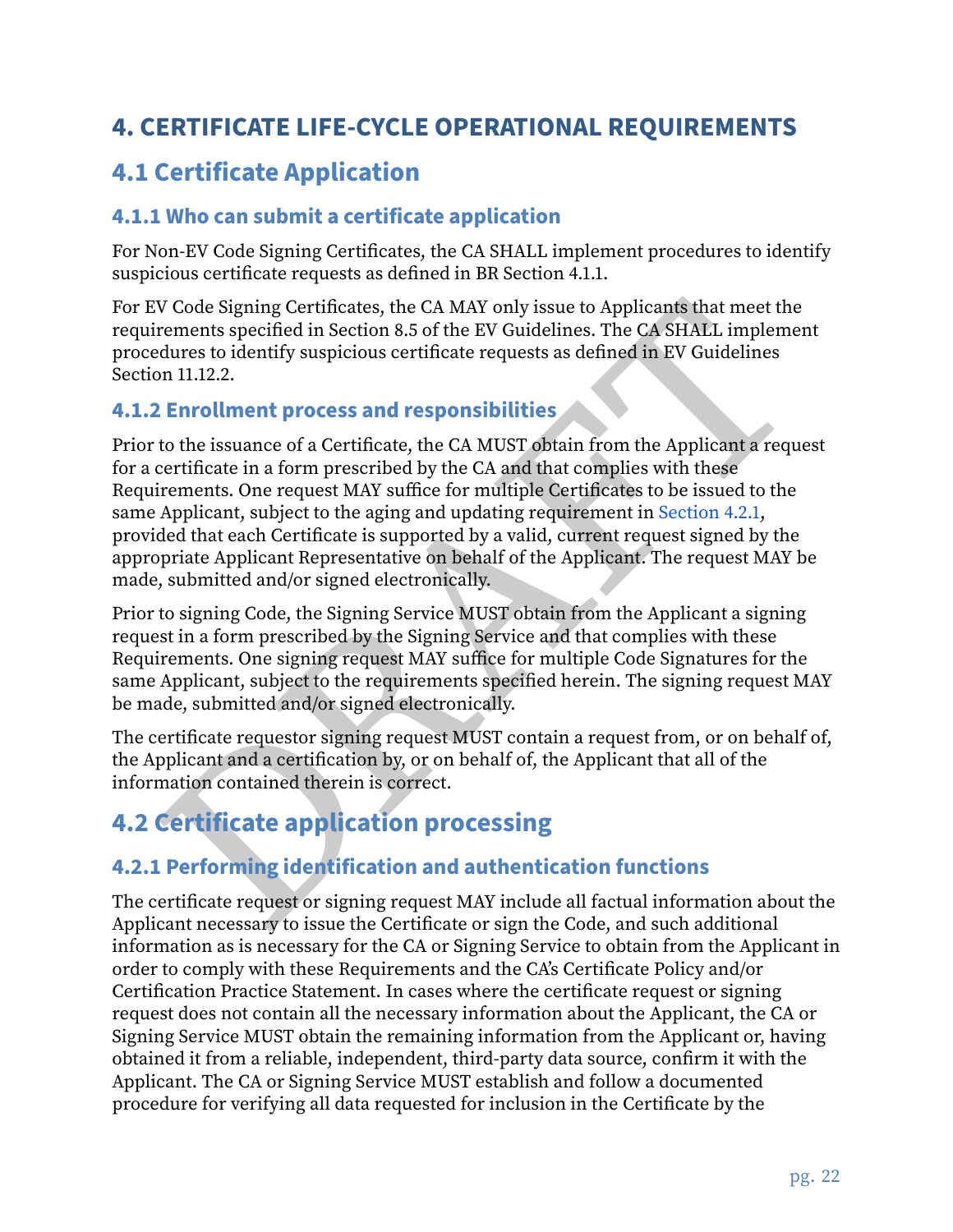# 4. CERTIFICATE LIFE-CYCLE OPERATIONAL REQUIREMENTS

## 4.1 Certificate Application

### 4.1.1 Who can submit a certificate application

For Non-EV Code Signing Certificates, the CA SHALL implement procedures to identify suspicious certificate requests as defined in BR Section 4.1.1.

For EV Code Signing Certificates, the CA MAY only issue to Applicants that meet the requirements specified in Section 8.5 of the EV Guidelines. The CA SHALL implement procedures to identify suspicious certificate requests as defined in EV Guidelines Section 11.12.2.

### 4.1.2 Enrollment process and responsibilities

Prior to the issuance of a Certificate, the CA MUST obtain from the Applicant a request for a certificate in a form prescribed by the CA and that complies with these Requirements. One request MAY suffice for multiple Certificates to be issued to the same Applicant, subject to the aging and updating requirement in Section 4.2.1, provided that each Certificate is supported by a valid, current request signed by the appropriate Applicant Representative on behalf of the Applicant. The request MAY be made, submitted and/or signed electronically.

Prior to signing Code, the Signing Service MUST obtain from the Applicant a signing request in a form prescribed by the Signing Service and that complies with these Requirements. One signing request MAY suffice for multiple Code Signatures for the same Applicant, subject to the requirements specified herein. The signing request MAY be made, submitted and/or signed electronically.

The certificate requestor signing request MUST contain a request from, or on behalf of, the Applicant and a certification by, or on behalf of, the Applicant that all of the information contained therein is correct.

## 4.2 Certificate application processing

### 4.2.1 Performing identification and authentication functions

The certificate request or signing request MAY include all factual information about the Applicant necessary to issue the Certificate or sign the Code, and such additional information as is necessary for the CA or Signing Service to obtain from the Applicant in order to comply with these Requirements and the CA's Certificate Policy and/or Certification Practice Statement. In cases where the certificate request or signing request does not contain all the necessary information about the Applicant, the CA or Signing Service MUST obtain the remaining information from the Applicant or, having obtained it from a reliable, independent, third-party data source, confirm it with the Applicant. The CA or Signing Service MUST establish and follow a documented procedure for verifying all data requested for inclusion in the Certificate by the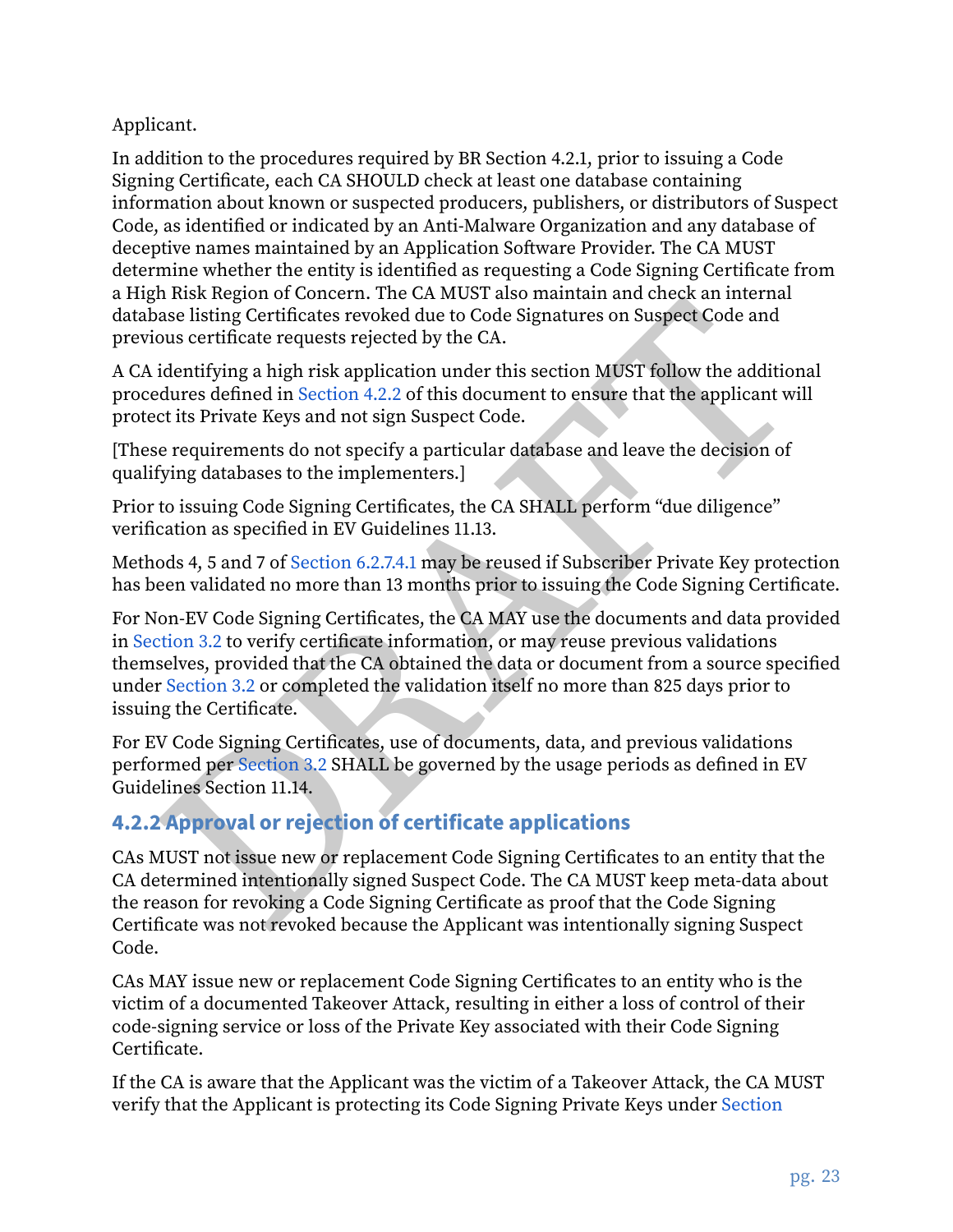Applicant.

In addition to the procedures required by BR Section 4.2.1, prior to issuing a Code Signing Certificate, each CA SHOULD check at least one database containing information about known or suspected producers, publishers, or distributors of Suspect Code, as identified or indicated by an Anti-Malware Organization and any database of deceptive names maintained by an Application Software Provider. The CA MUST determine whether the entity is identified as requesting a Code Signing Certificate from a High Risk Region of Concern. The CA MUST also maintain and check an internal database listing Certificates revoked due to Code Signatures on Suspect Code and previous certificate requests rejected by the CA.

A CA identifying a high risk application under this section MUST follow the additional procedures defined in Section 4.2.2 of this document to ensure that the applicant will protect its Private Keys and not sign Suspect Code.

[These requirements do not specify a particular database and leave the decision of qualifying databases to the implementers.]

Prior to issuing Code Signing Certificates, the CA SHALL perform "due diligence" verification as specified in EV Guidelines 11.13.

Methods 4, 5 and 7 of Section 6.2.7.4.1 may be reused if Subscriber Private Key protection has been validated no more than 13 months prior to issuing the Code Signing Certificate.

For Non-EV Code Signing Certificates, the CA MAY use the documents and data provided in Section 3.2 to verify certificate information, or may reuse previous validations themselves, provided that the CA obtained the data or document from a source specified under Section 3.2 or completed the validation itself no more than 825 days prior to issuing the Certificate.

For EV Code Signing Certificates, use of documents, data, and previous validations performed per Section 3.2 SHALL be governed by the usage periods as defined in EV Guidelines Section 11.14.

### 4.2.2 Approval or rejection of certificate applications

CAs MUST not issue new or replacement Code Signing Certificates to an entity that the CA determined intentionally signed Suspect Code. The CA MUST keep meta-data about the reason for revoking a Code Signing Certificate as proof that the Code Signing Certificate was not revoked because the Applicant was intentionally signing Suspect Code.

CAs MAY issue new or replacement Code Signing Certificates to an entity who is the victim of a documented Takeover Attack, resulting in either a loss of control of their code-signing service or loss of the Private Key associated with their Code Signing Certificate.

If the CA is aware that the Applicant was the victim of a Takeover Attack, the CA MUST verify that the Applicant is protecting its Code Signing Private Keys under Section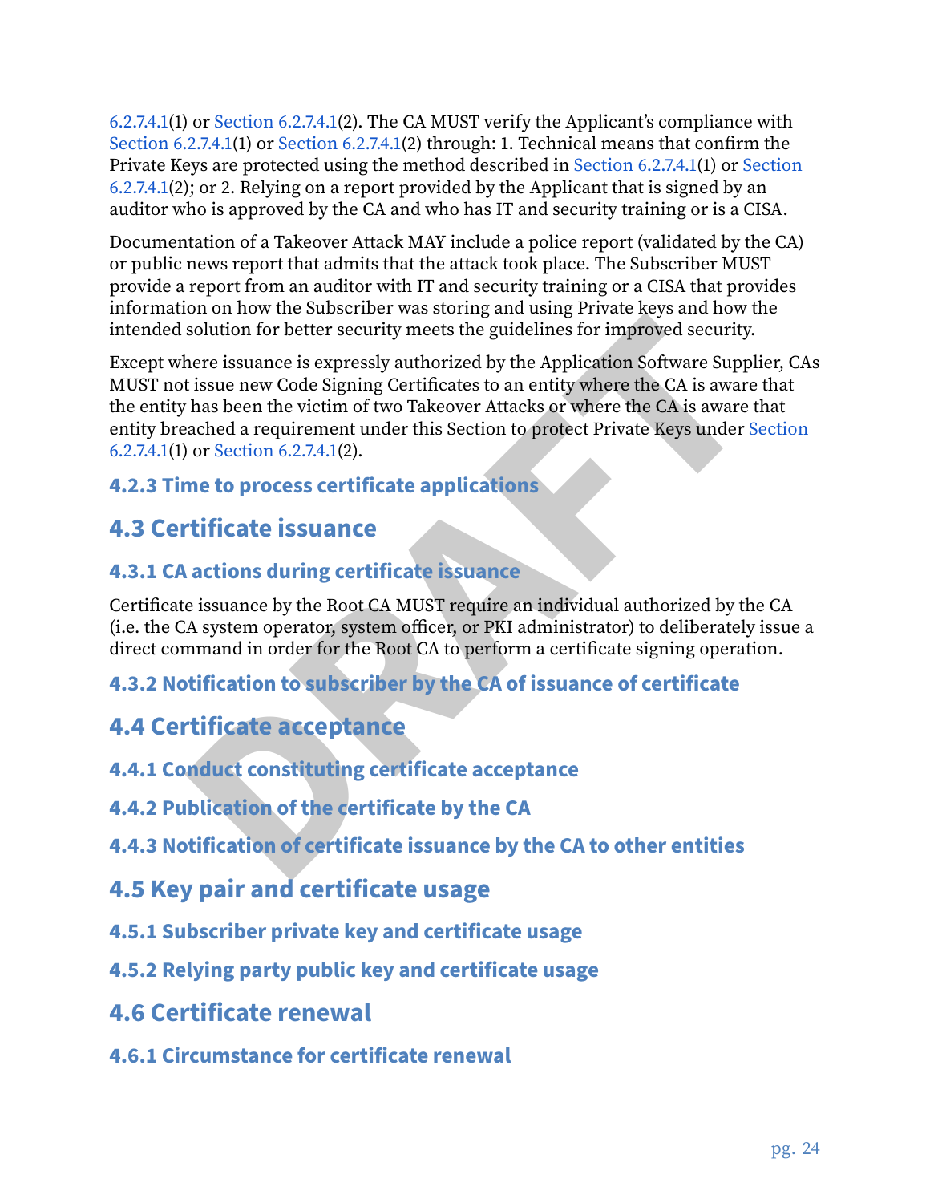6.2.7.4.1(1) or Section 6.2.7.4.1(2). The CA MUST verify the Applicant's compliance with Section 6.2.7.4.1(1) or Section 6.2.7.4.1(2) through: 1. Technical means that confirm the Private Keys are protected using the method described in Section 6.2.7.4.1(1) or Section 6.2.7.4.1(2); or 2. Relying on a report provided by the Applicant that is signed by an auditor who is approved by the CA and who has IT and security training or is a CISA.

Documentation of a Takeover Attack MAY include a police report (validated by the CA) or public news report that admits that the attack took place. The Subscriber MUST provide a report from an auditor with IT and security training or a CISA that provides information on how the Subscriber was storing and using Private keys and how the intended solution for better security meets the guidelines for improved security.

Except where issuance is expressly authorized by the Application Software Supplier, CAs MUST not issue new Code Signing Certificates to an entity where the CA is aware that the entity has been the victim of two Takeover Attacks or where the CA is aware that entity breached a requirement under this Section to protect Private Keys under Section 6.2.7.4.1(1) or Section 6.2.7.4.1(2).

### 4.2.3 Time to process certificate applications

## 4.3 Certificate issuance

### 4.3.1 CA actions during certificate issuance

Certificate issuance by the Root CA MUST require an individual authorized by the CA (i.e. the CA system operator, system officer, or PKI administrator) to deliberately issue a direct command in order for the Root CA to perform a certificate signing operation.

### 4.3.2 Notification to subscriber by the CA of issuance of certificate

## 4.4 Certificate acceptance

### 4.4.1 Conduct constituting certificate acceptance

### 4.4.2 Publication of the certificate by the CA

### 4.4.3 Notification of certificate issuance by the CA to other entities

## 4.5 Key pair and certificate usage

### 4.5.1 Subscriber private key and certificate usage

### 4.5.2 Relying party public key and certificate usage

## 4.6 Certificate renewal

### 4.6.1 Circumstance for certificate renewal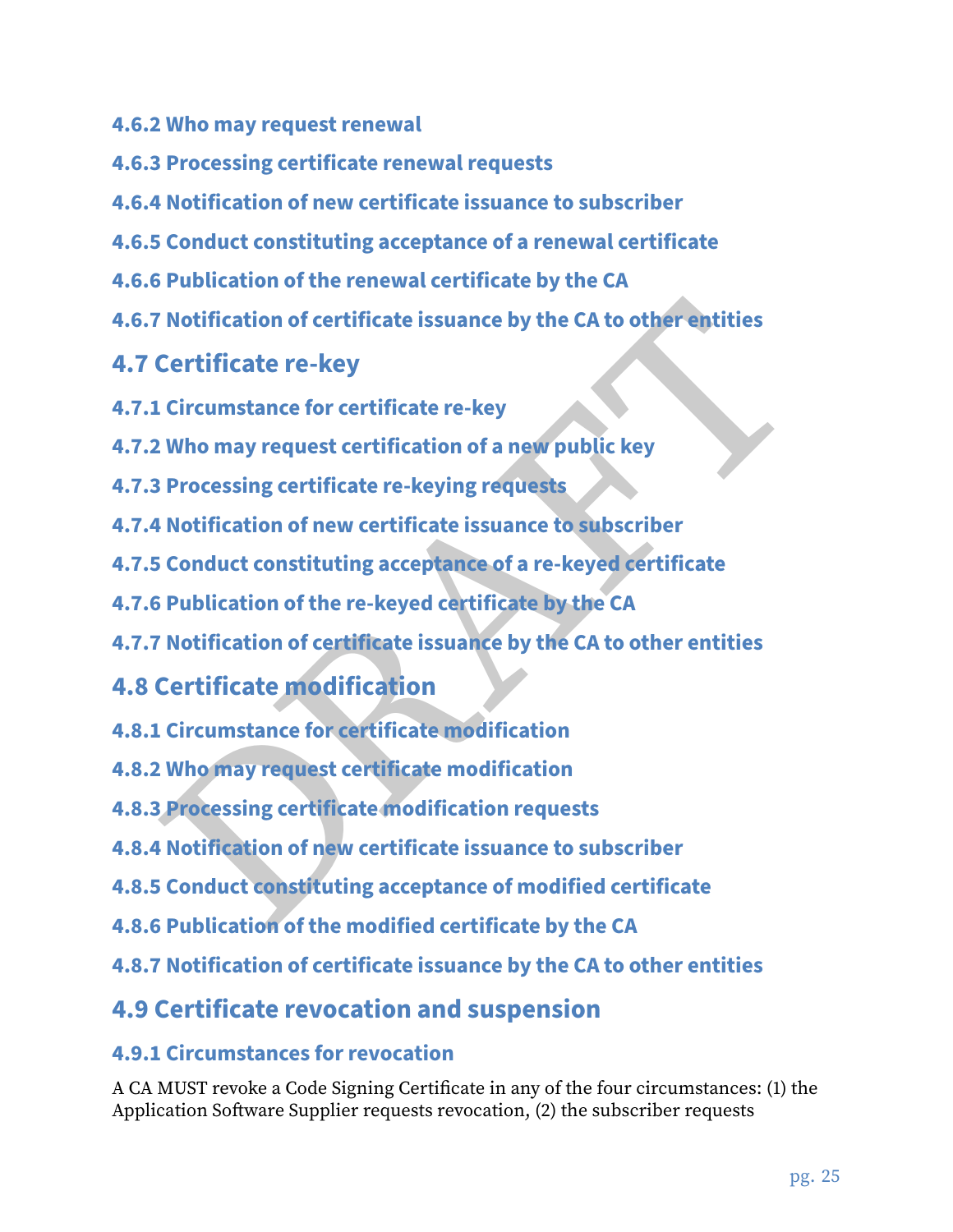### 4.6.2 Who may request renewal

### 4.6.3 Processing certificate renewal requests

### 4.6.4 Notification of new certificate issuance to subscriber

### 4.6.5 Conduct constituting acceptance of a renewal certificate

### 4.6.6 Publication of the renewal certificate by the CA

### 4.6.7 Notification of certificate issuance by the CA to other entities

## 4.7 Certificate re-key

### 4.7.1 Circumstance for certificate re-key

### 4.7.2 Who may request certification of a new public key

### 4.7.3 Processing certificate re-keying requests

### 4.7.4 Notification of new certificate issuance to subscriber

### 4.7.5 Conduct constituting acceptance of a re-keyed certificate

### 4.7.6 Publication of the re-keyed certificate by the CA

### 4.7.7 Notification of certificate issuance by the CA to other entities

## 4.8 Certificate modification

### 4.8.1 Circumstance for certificate modification

### 4.8.2 Who may request certificate modification

### 4.8.3 Processing certificate modification requests

### 4.8.4 Notification of new certificate issuance to subscriber

### 4.8.5 Conduct constituting acceptance of modified certificate

### 4.8.6 Publication of the modified certificate by the CA

### 4.8.7 Notification of certificate issuance by the CA to other entities

## 4.9 Certificate revocation and suspension

### 4.9.1 Circumstances for revocation

A CA MUST revoke a Code Signing Certificate in any of the four circumstances: (1) the Application Software Supplier requests revocation, (2) the subscriber requests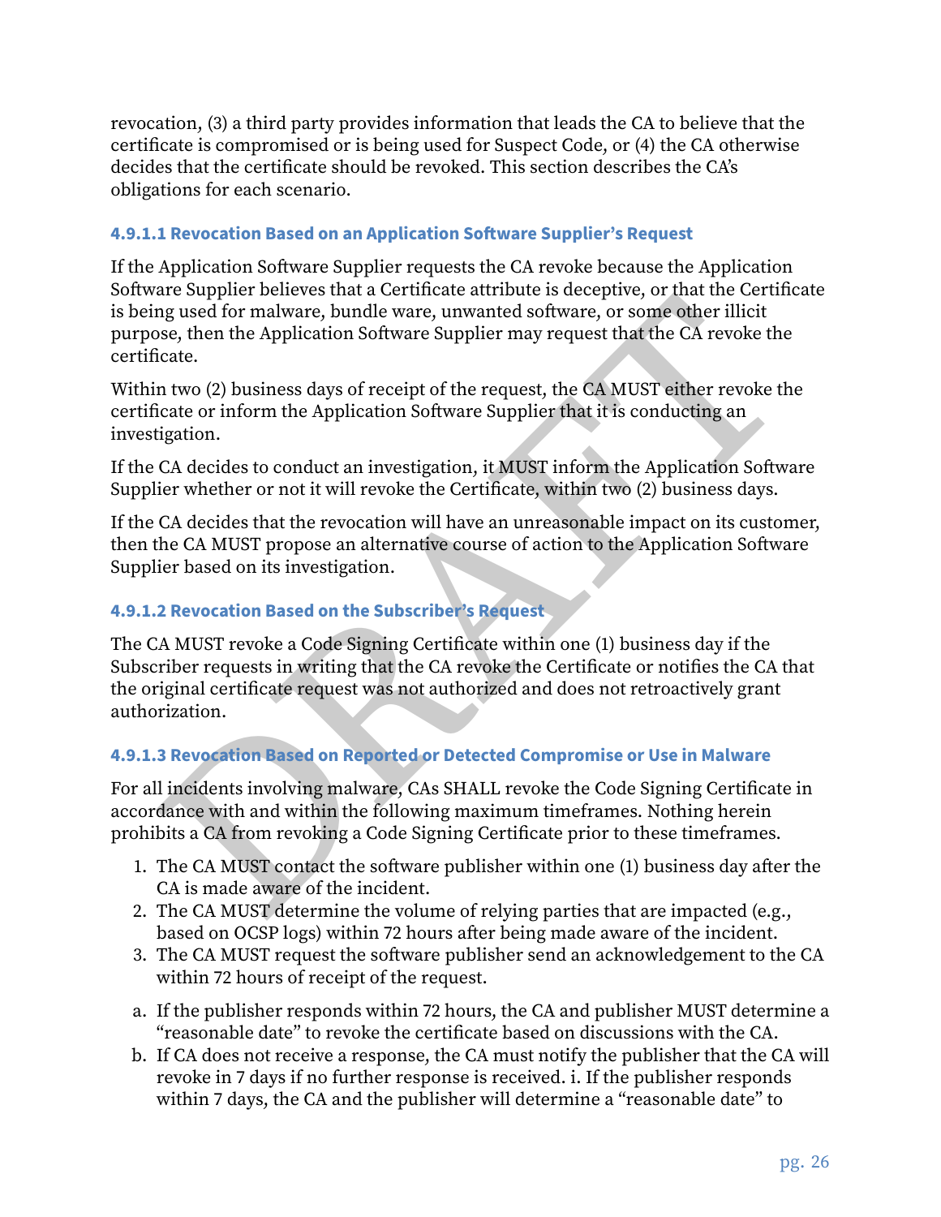revocation, (3) a third party provides information that leads the CA to believe that the certificate is compromised or is being used for Suspect Code, or (4) the CA otherwise decides that the certificate should be revoked. This section describes the CA's obligations for each scenario.

#### 4.9.1.1 Revocation Based on an Application Software Supplier's Request

If the Application Software Supplier requests the CA revoke because the Application Software Supplier believes that a Certificate attribute is deceptive, or that the Certificate is being used for malware, bundle ware, unwanted software, or some other illicit purpose, then the Application Software Supplier may request that the CA revoke the certificate.

Within two (2) business days of receipt of the request, the CA MUST either revoke the certificate or inform the Application Software Supplier that it is conducting an investigation.

If the CA decides to conduct an investigation, it MUST inform the Application Software Supplier whether or not it will revoke the Certificate, within two (2) business days.

If the CA decides that the revocation will have an unreasonable impact on its customer, then the CA MUST propose an alternative course of action to the Application Software Supplier based on its investigation.

#### 4.9.1.2 Revocation Based on the Subscriber's Request

The CA MUST revoke a Code Signing Certificate within one (1) business day if the Subscriber requests in writing that the CA revoke the Certificate or notifies the CA that the original certificate request was not authorized and does not retroactively grant authorization.

#### 4.9.1.3 Revocation Based on Reported or Detected Compromise or Use in Malware

For all incidents involving malware, CAs SHALL revoke the Code Signing Certificate in accordance with and within the following maximum timeframes. Nothing herein prohibits a CA from revoking a Code Signing Certificate prior to these timeframes.

1. The CA MUST contact the software publisher within one (1) business day after the CA is made aware of the incident.
2. The CA MUST determine the volume of relying parties that are impacted (e.g., based on OCSP logs) within 72 hours after being made aware of the incident.
3. The CA MUST request the software publisher send an acknowledgement to the CA within 72 hours of receipt of the request.

a. If the publisher responds within 72 hours, the CA and publisher MUST determine a "reasonable date" to revoke the certificate based on discussions with the CA.
b. If CA does not receive a response, the CA must notify the publisher that the CA will revoke in 7 days if no further response is received. i. If the publisher responds within 7 days, the CA and the publisher will determine a "reasonable date" to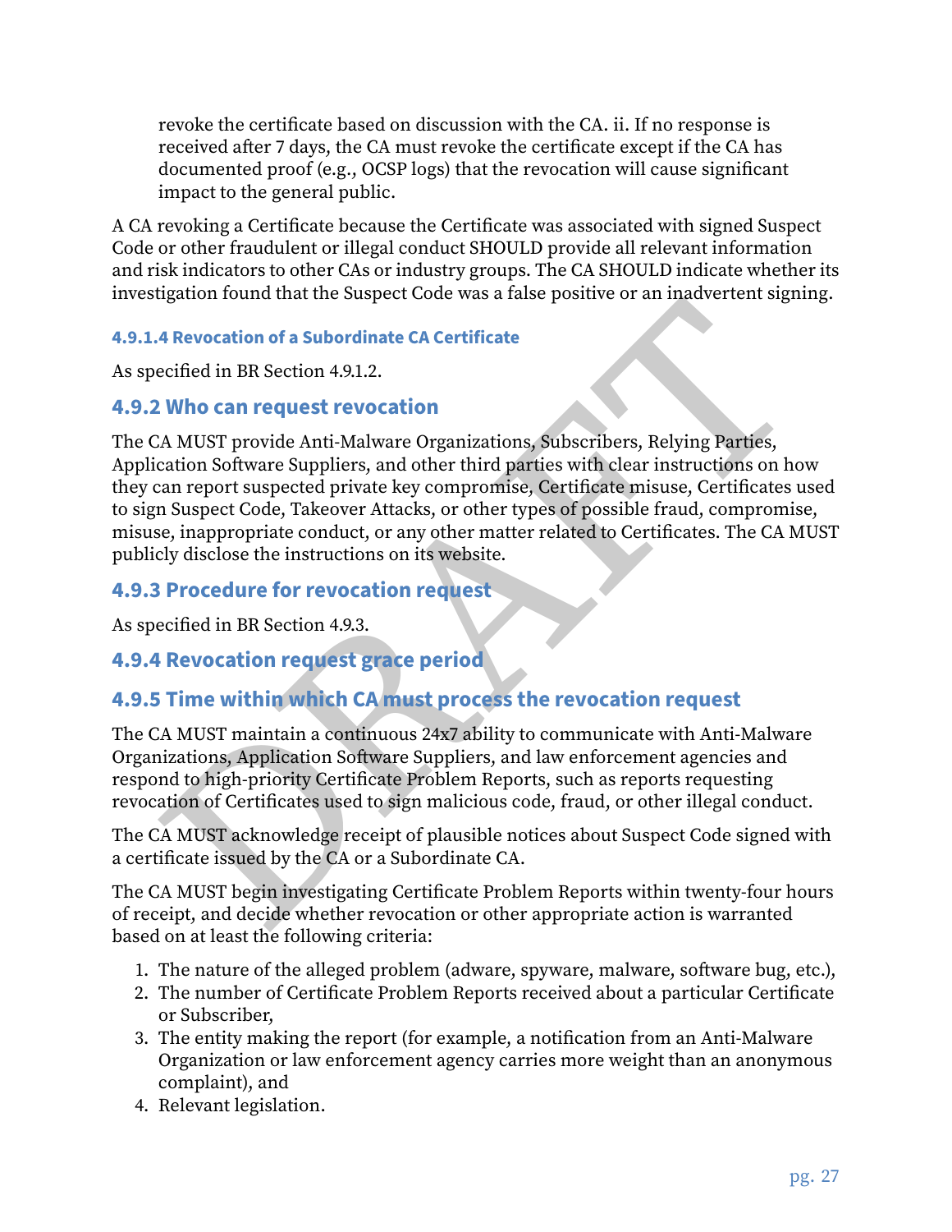revoke the certificate based on discussion with the CA. ii. If no response is received after 7 days, the CA must revoke the certificate except if the CA has documented proof (e.g., OCSP logs) that the revocation will cause significant impact to the general public.

A CA revoking a Certificate because the Certificate was associated with signed Suspect Code or other fraudulent or illegal conduct SHOULD provide all relevant information and risk indicators to other CAs or industry groups. The CA SHOULD indicate whether its investigation found that the Suspect Code was a false positive or an inadvertent signing.

#### 4.9.1.4 Revocation of a Subordinate CA Certificate

As specified in BR Section 4.9.1.2.

### 4.9.2 Who can request revocation

The CA MUST provide Anti-Malware Organizations, Subscribers, Relying Parties, Application Software Suppliers, and other third parties with clear instructions on how they can report suspected private key compromise, Certificate misuse, Certificates used to sign Suspect Code, Takeover Attacks, or other types of possible fraud, compromise, misuse, inappropriate conduct, or any other matter related to Certificates. The CA MUST publicly disclose the instructions on its website.

### 4.9.3 Procedure for revocation request

As specified in BR Section 4.9.3.

### 4.9.4 Revocation request grace period

### 4.9.5 Time within which CA must process the revocation request

The CA MUST maintain a continuous 24x7 ability to communicate with Anti-Malware Organizations, Application Software Suppliers, and law enforcement agencies and respond to high-priority Certificate Problem Reports, such as reports requesting revocation of Certificates used to sign malicious code, fraud, or other illegal conduct.

The CA MUST acknowledge receipt of plausible notices about Suspect Code signed with a certificate issued by the CA or a Subordinate CA.

The CA MUST begin investigating Certificate Problem Reports within twenty-four hours of receipt, and decide whether revocation or other appropriate action is warranted based on at least the following criteria:

1. The nature of the alleged problem (adware, spyware, malware, software bug, etc.),
2. The number of Certificate Problem Reports received about a particular Certificate or Subscriber,
3. The entity making the report (for example, a notification from an Anti-Malware Organization or law enforcement agency carries more weight than an anonymous complaint), and
4. Relevant legislation.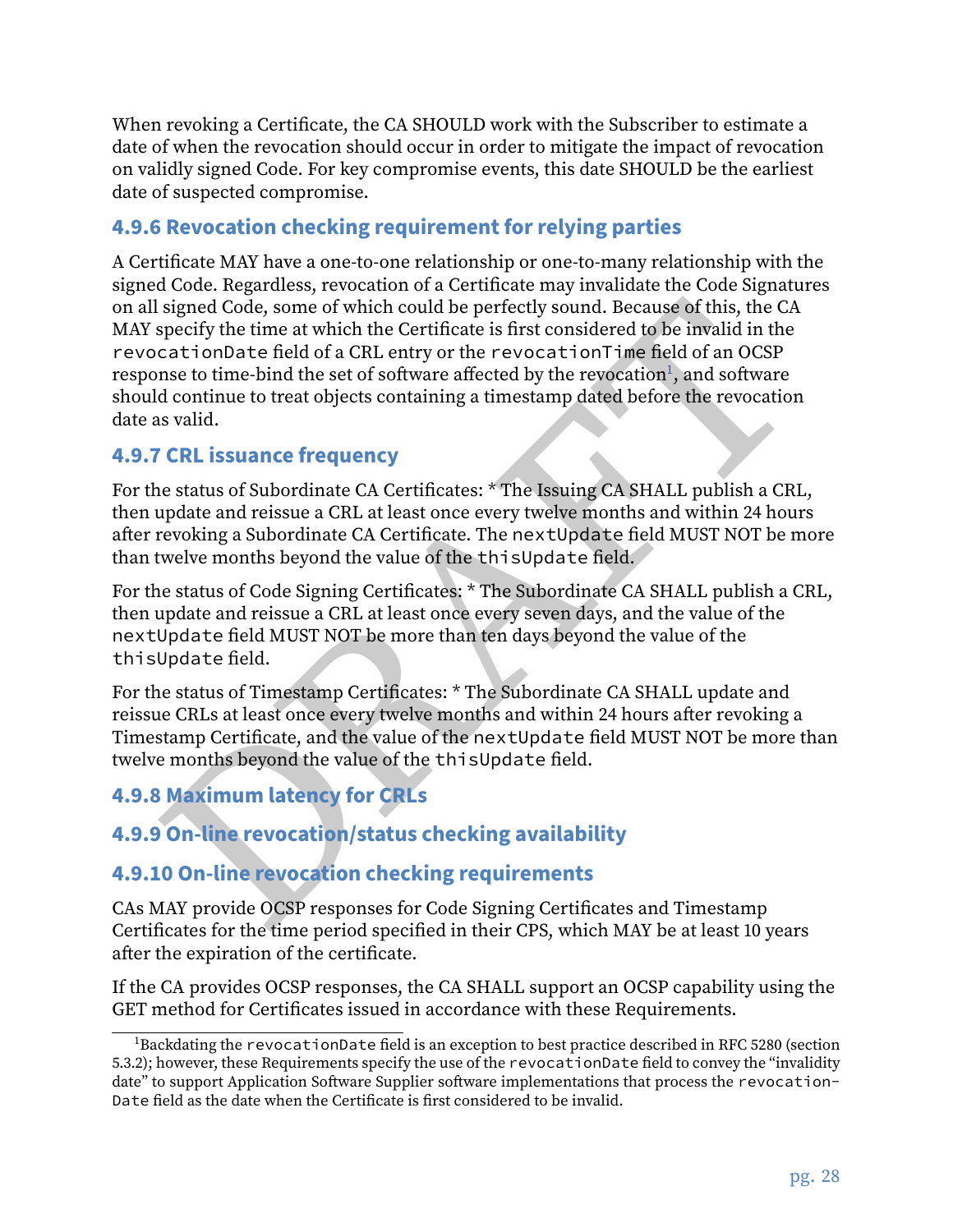When revoking a Certificate, the CA SHOULD work with the Subscriber to estimate a date of when the revocation should occur in order to mitigate the impact of revocation on validly signed Code. For key compromise events, this date SHOULD be the earliest date of suspected compromise.

### 4.9.6 Revocation checking requirement for relying parties

A Certificate MAY have a one-to-one relationship or one-to-many relationship with the signed Code. Regardless, revocation of a Certificate may invalidate the Code Signatures on all signed Code, some of which could be perfectly sound. Because of this, the CA MAY specify the time at which the Certificate is first considered to be invalid in the `revocationDate` field of a CRL entry or the `revocationTime` field of an OCSP response to time-bind the set of software affected by the revocation[1], and software should continue to treat objects containing a timestamp dated before the revocation date as valid.

### 4.9.7 CRL issuance frequency

For the status of Subordinate CA Certificates: * The Issuing CA SHALL publish a CRL, then update and reissue a CRL at least once every twelve months and within 24 hours after revoking a Subordinate CA Certificate. The `nextUpdate` field MUST NOT be more than twelve months beyond the value of the `thisUpdate` field.

For the status of Code Signing Certificates: * The Subordinate CA SHALL publish a CRL, then update and reissue a CRL at least once every seven days, and the value of the `nextUpdate` field MUST NOT be more than ten days beyond the value of the `thisUpdate` field.

For the status of Timestamp Certificates: * The Subordinate CA SHALL update and reissue CRLs at least once every twelve months and within 24 hours after revoking a Timestamp Certificate, and the value of the `nextUpdate` field MUST NOT be more than twelve months beyond the value of the `thisUpdate` field.

### 4.9.8 Maximum latency for CRLs

### 4.9.9 On-line revocation/status checking availability

### 4.9.10 On-line revocation checking requirements

CAs MAY provide OCSP responses for Code Signing Certificates and Timestamp Certificates for the time period specified in their CPS, which MAY be at least 10 years after the expiration of the certificate.

If the CA provides OCSP responses, the CA SHALL support an OCSP capability using the GET method for Certificates issued in accordance with these Requirements.

---

[1] Backdating the `revocationDate` field is an exception to best practice described in RFC 5280 (section 5.3.2); however, these Requirements specify the use of the `revocationDate` field to convey the "invalidity date" to support Application Software Supplier software implementations that process the `revocationDate` field as the date when the Certificate is first considered to be invalid.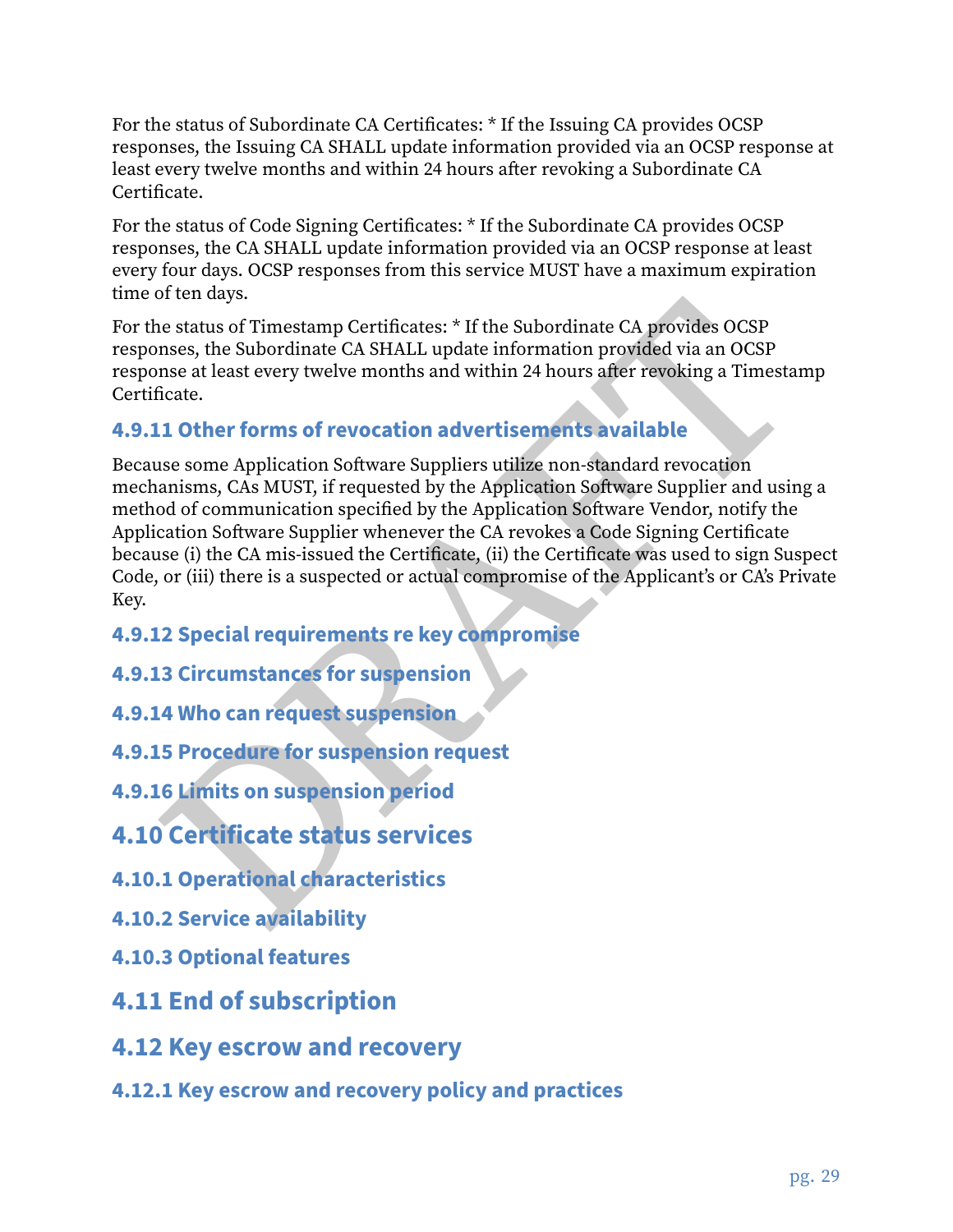For the status of Subordinate CA Certificates: * If the Issuing CA provides OCSP responses, the Issuing CA SHALL update information provided via an OCSP response at least every twelve months and within 24 hours after revoking a Subordinate CA Certificate.

For the status of Code Signing Certificates: * If the Subordinate CA provides OCSP responses, the CA SHALL update information provided via an OCSP response at least every four days. OCSP responses from this service MUST have a maximum expiration time of ten days.

For the status of Timestamp Certificates: * If the Subordinate CA provides OCSP responses, the Subordinate CA SHALL update information provided via an OCSP response at least every twelve months and within 24 hours after revoking a Timestamp Certificate.

### 4.9.11 Other forms of revocation advertisements available

Because some Application Software Suppliers utilize non-standard revocation mechanisms, CAs MUST, if requested by the Application Software Supplier and using a method of communication specified by the Application Software Vendor, notify the Application Software Supplier whenever the CA revokes a Code Signing Certificate because (i) the CA mis-issued the Certificate, (ii) the Certificate was used to sign Suspect Code, or (iii) there is a suspected or actual compromise of the Applicant's or CA's Private Key.

### 4.9.12 Special requirements re key compromise

### 4.9.13 Circumstances for suspension

### 4.9.14 Who can request suspension

### 4.9.15 Procedure for suspension request

### 4.9.16 Limits on suspension period

## 4.10 Certificate status services

### 4.10.1 Operational characteristics

### 4.10.2 Service availability

### 4.10.3 Optional features

## 4.11 End of subscription

## 4.12 Key escrow and recovery

### 4.12.1 Key escrow and recovery policy and practices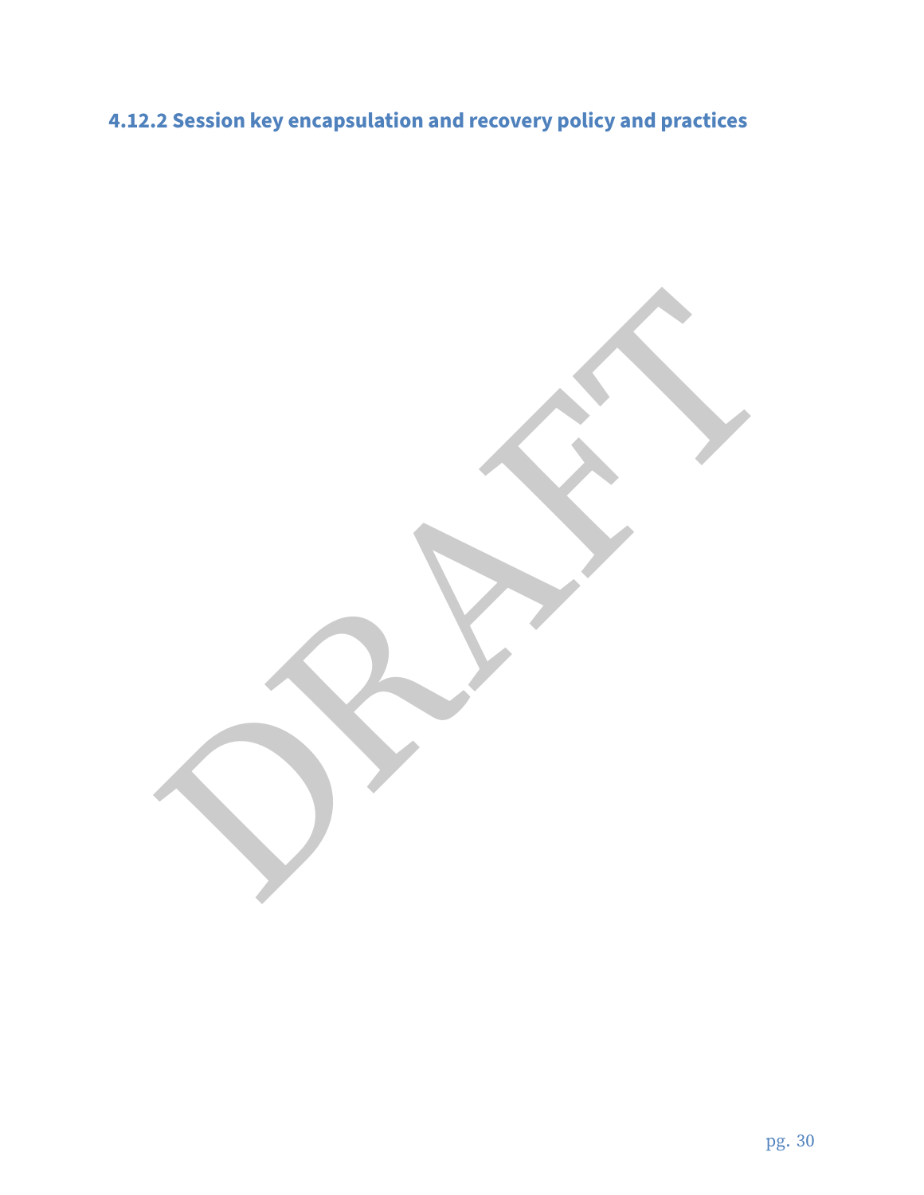### 4.12.2 Session key encapsulation and recovery policy and practices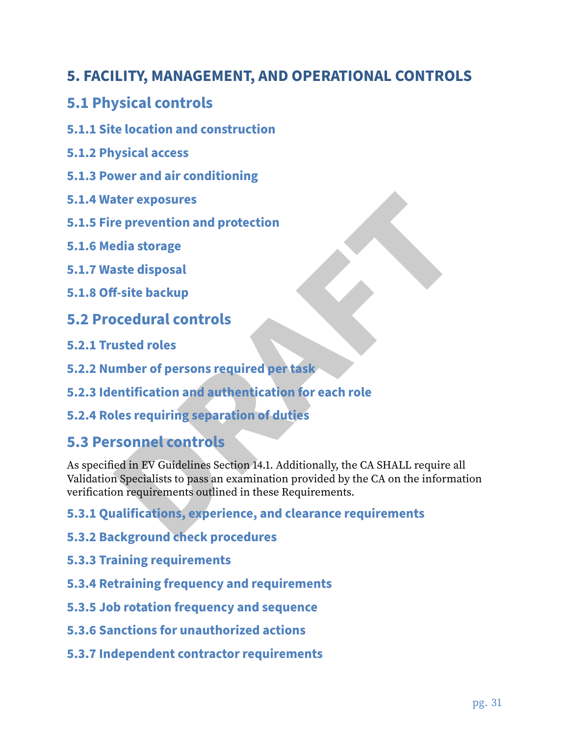# 5. FACILITY, MANAGEMENT, AND OPERATIONAL CONTROLS

## 5.1 Physical controls

### 5.1.1 Site location and construction

### 5.1.2 Physical access

### 5.1.3 Power and air conditioning

### 5.1.4 Water exposures

### 5.1.5 Fire prevention and protection

### 5.1.6 Media storage

### 5.1.7 Waste disposal

### 5.1.8 Off-site backup

## 5.2 Procedural controls

### 5.2.1 Trusted roles

### 5.2.2 Number of persons required per task

### 5.2.3 Identification and authentication for each role

### 5.2.4 Roles requiring separation of duties

## 5.3 Personnel controls

As specified in EV Guidelines Section 14.1. Additionally, the CA SHALL require all Validation Specialists to pass an examination provided by the CA on the information verification requirements outlined in these Requirements.

### 5.3.1 Qualifications, experience, and clearance requirements

### 5.3.2 Background check procedures

### 5.3.3 Training requirements

### 5.3.4 Retraining frequency and requirements

### 5.3.5 Job rotation frequency and sequence

### 5.3.6 Sanctions for unauthorized actions

### 5.3.7 Independent contractor requirements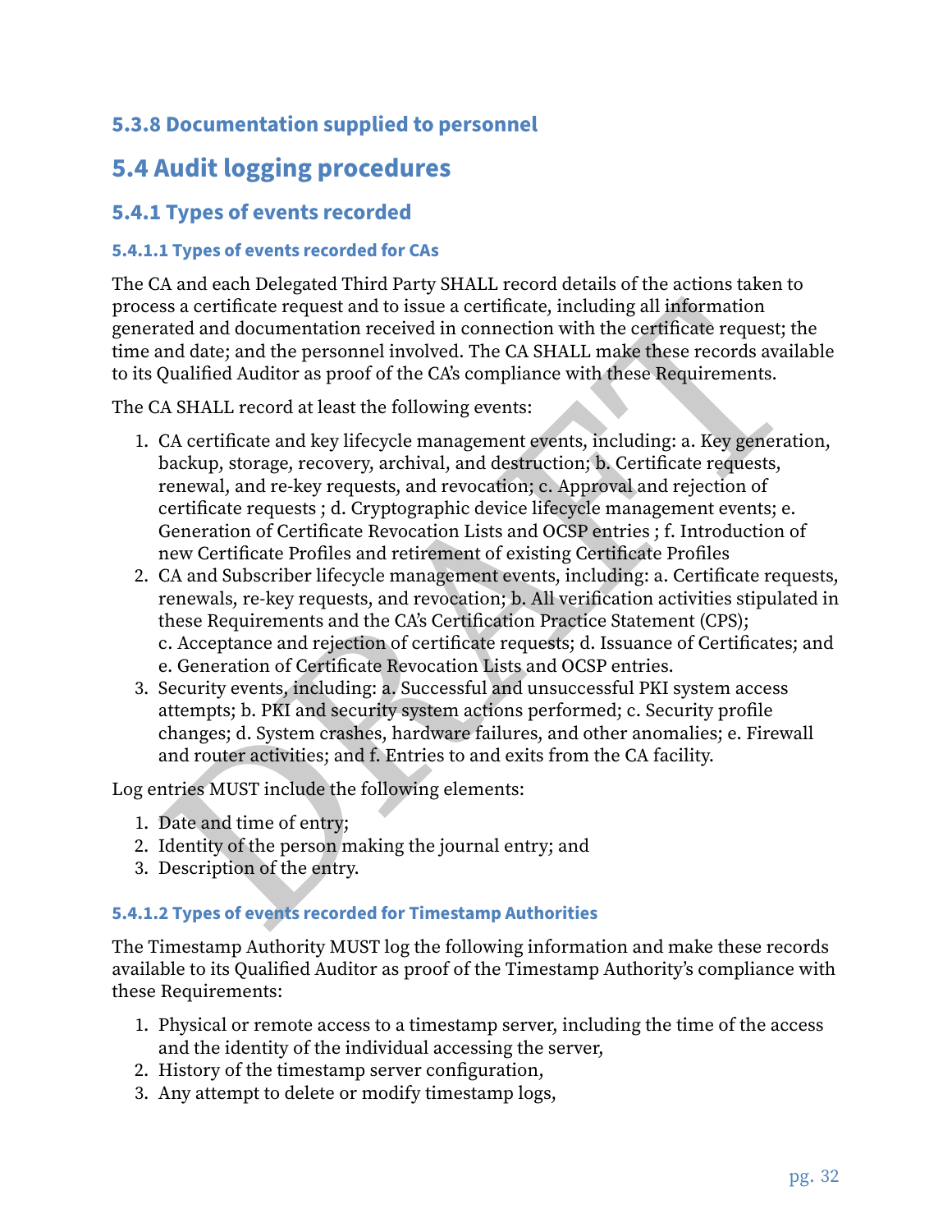### 5.3.8 Documentation supplied to personnel

## 5.4 Audit logging procedures

### 5.4.1 Types of events recorded

#### 5.4.1.1 Types of events recorded for CAs

The CA and each Delegated Third Party SHALL record details of the actions taken to process a certificate request and to issue a certificate, including all information generated and documentation received in connection with the certificate request; the time and date; and the personnel involved. The CA SHALL make these records available to its Qualified Auditor as proof of the CA's compliance with these Requirements.

The CA SHALL record at least the following events:

1. CA certificate and key lifecycle management events, including: a. Key generation, backup, storage, recovery, archival, and destruction; b. Certificate requests, renewal, and re-key requests, and revocation; c. Approval and rejection of certificate requests ; d. Cryptographic device lifecycle management events; e. Generation of Certificate Revocation Lists and OCSP entries ; f. Introduction of new Certificate Profiles and retirement of existing Certificate Profiles
2. CA and Subscriber lifecycle management events, including: a. Certificate requests, renewals, re-key requests, and revocation; b. All verification activities stipulated in these Requirements and the CA's Certification Practice Statement (CPS); c. Acceptance and rejection of certificate requests; d. Issuance of Certificates; and e. Generation of Certificate Revocation Lists and OCSP entries.
3. Security events, including: a. Successful and unsuccessful PKI system access attempts; b. PKI and security system actions performed; c. Security profile changes; d. System crashes, hardware failures, and other anomalies; e. Firewall and router activities; and f. Entries to and exits from the CA facility.

Log entries MUST include the following elements:

1. Date and time of entry;
2. Identity of the person making the journal entry; and
3. Description of the entry.

#### 5.4.1.2 Types of events recorded for Timestamp Authorities

The Timestamp Authority MUST log the following information and make these records available to its Qualified Auditor as proof of the Timestamp Authority's compliance with these Requirements:

1. Physical or remote access to a timestamp server, including the time of the access and the identity of the individual accessing the server,
2. History of the timestamp server configuration,
3. Any attempt to delete or modify timestamp logs,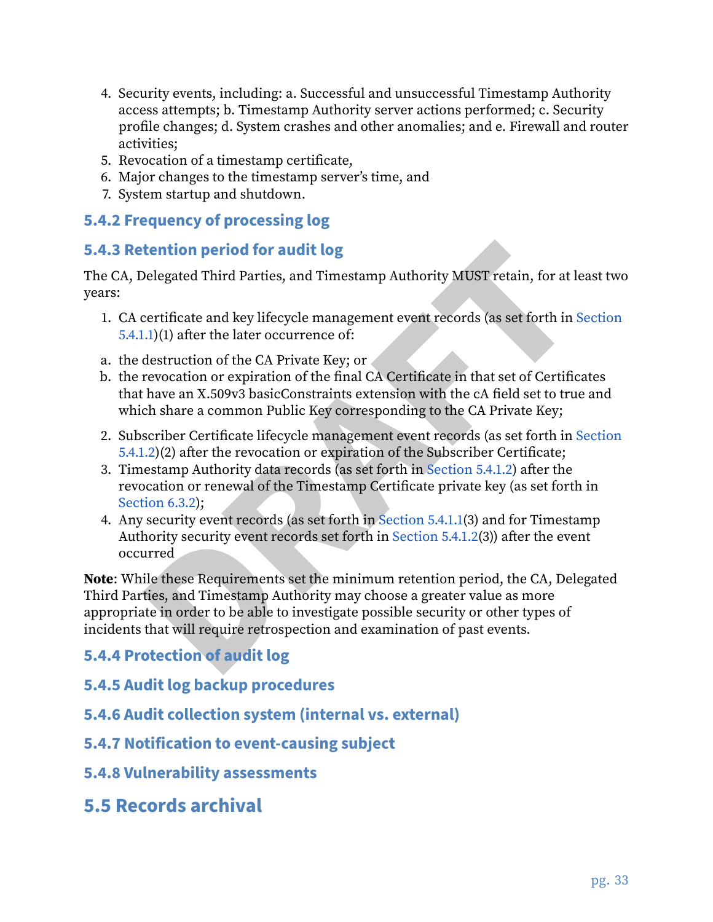4. Security events, including: a. Successful and unsuccessful Timestamp Authority access attempts; b. Timestamp Authority server actions performed; c. Security profile changes; d. System crashes and other anomalies; and e. Firewall and router activities;
5. Revocation of a timestamp certificate,
6. Major changes to the timestamp server's time, and
7. System startup and shutdown.

### 5.4.2 Frequency of processing log

### 5.4.3 Retention period for audit log

The CA, Delegated Third Parties, and Timestamp Authority MUST retain, for at least two years:

1. CA certificate and key lifecycle management event records (as set forth in Section 5.4.1.1)(1) after the later occurrence of:

a. the destruction of the CA Private Key; or
b. the revocation or expiration of the final CA Certificate in that set of Certificates that have an X.509v3 basicConstraints extension with the cA field set to true and which share a common Public Key corresponding to the CA Private Key;

2. Subscriber Certificate lifecycle management event records (as set forth in Section 5.4.1.2)(2) after the revocation or expiration of the Subscriber Certificate;
3. Timestamp Authority data records (as set forth in Section 5.4.1.2) after the revocation or renewal of the Timestamp Certificate private key (as set forth in Section 6.3.2);
4. Any security event records (as set forth in Section 5.4.1.1(3) and for Timestamp Authority security event records set forth in Section 5.4.1.2(3)) after the event occurred

**Note**: While these Requirements set the minimum retention period, the CA, Delegated Third Parties, and Timestamp Authority may choose a greater value as more appropriate in order to be able to investigate possible security or other types of incidents that will require retrospection and examination of past events.

### 5.4.4 Protection of audit log

### 5.4.5 Audit log backup procedures

### 5.4.6 Audit collection system (internal vs. external)

### 5.4.7 Notification to event-causing subject

### 5.4.8 Vulnerability assessments

## 5.5 Records archival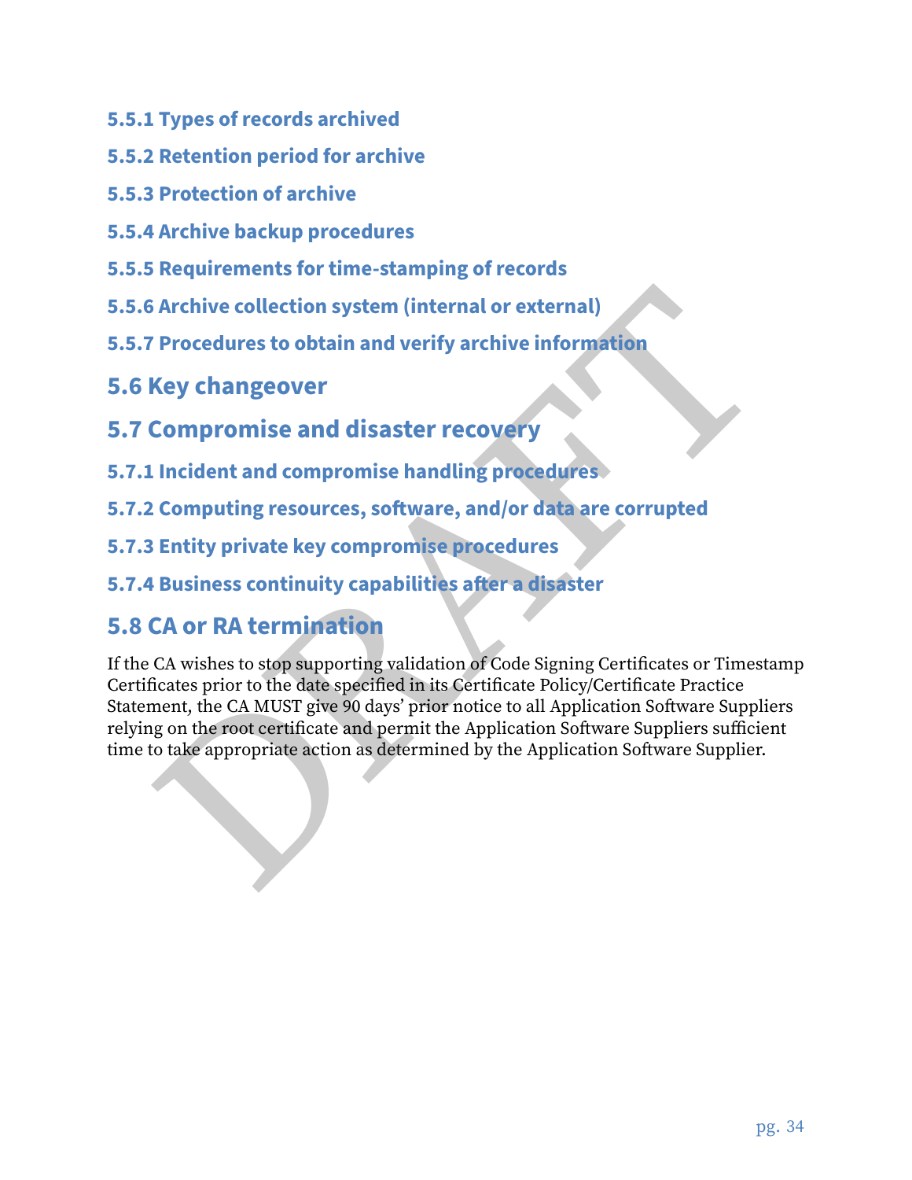### 5.5.1 Types of records archived

### 5.5.2 Retention period for archive

### 5.5.3 Protection of archive

### 5.5.4 Archive backup procedures

### 5.5.5 Requirements for time-stamping of records

### 5.5.6 Archive collection system (internal or external)

### 5.5.7 Procedures to obtain and verify archive information

## 5.6 Key changeover

## 5.7 Compromise and disaster recovery

### 5.7.1 Incident and compromise handling procedures

### 5.7.2 Computing resources, software, and/or data are corrupted

### 5.7.3 Entity private key compromise procedures

### 5.7.4 Business continuity capabilities after a disaster

## 5.8 CA or RA termination

If the CA wishes to stop supporting validation of Code Signing Certificates or Timestamp Certificates prior to the date specified in its Certificate Policy/Certificate Practice Statement, the CA MUST give 90 days' prior notice to all Application Software Suppliers relying on the root certificate and permit the Application Software Suppliers sufficient time to take appropriate action as determined by the Application Software Supplier.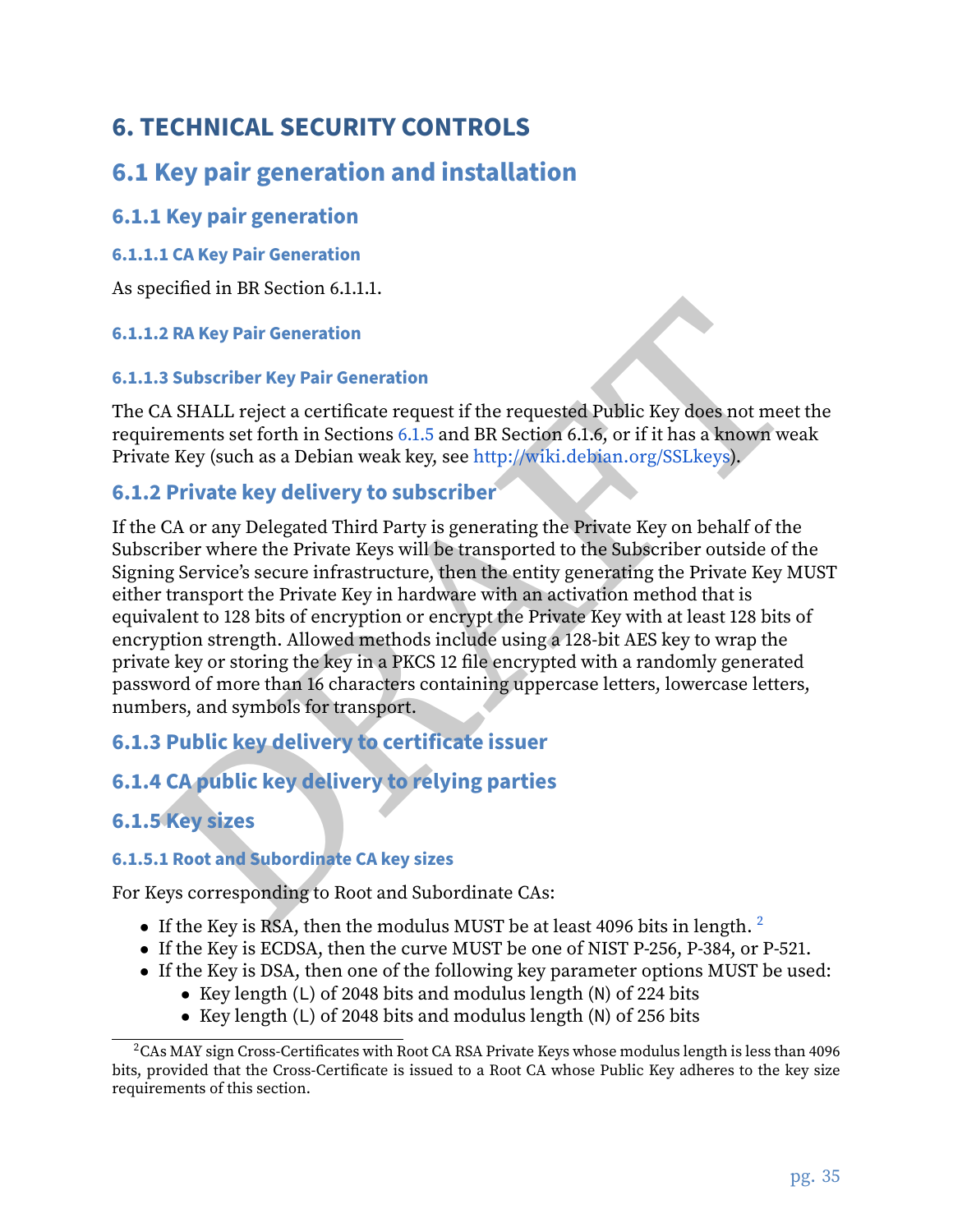# 6. TECHNICAL SECURITY CONTROLS

## 6.1 Key pair generation and installation

### 6.1.1 Key pair generation

#### 6.1.1.1 CA Key Pair Generation

As specified in BR Section 6.1.1.1.

#### 6.1.1.2 RA Key Pair Generation

#### 6.1.1.3 Subscriber Key Pair Generation

The CA SHALL reject a certificate request if the requested Public Key does not meet the requirements set forth in Sections 6.1.5 and BR Section 6.1.6, or if it has a known weak Private Key (such as a Debian weak key, see http://wiki.debian.org/SSLkeys).

### 6.1.2 Private key delivery to subscriber

If the CA or any Delegated Third Party is generating the Private Key on behalf of the Subscriber where the Private Keys will be transported to the Subscriber outside of the Signing Service's secure infrastructure, then the entity generating the Private Key MUST either transport the Private Key in hardware with an activation method that is equivalent to 128 bits of encryption or encrypt the Private Key with at least 128 bits of encryption strength. Allowed methods include using a 128-bit AES key to wrap the private key or storing the key in a PKCS 12 file encrypted with a randomly generated password of more than 16 characters containing uppercase letters, lowercase letters, numbers, and symbols for transport.

### 6.1.3 Public key delivery to certificate issuer

### 6.1.4 CA public key delivery to relying parties

### 6.1.5 Key sizes

#### 6.1.5.1 Root and Subordinate CA key sizes

For Keys corresponding to Root and Subordinate CAs:

- If the Key is RSA, then the modulus MUST be at least 4096 bits in length. [2]
- If the Key is ECDSA, then the curve MUST be one of NIST P-256, P-384, or P-521.
- If the Key is DSA, then one of the following key parameter options MUST be used:
  - Key length (L) of 2048 bits and modulus length (N) of 224 bits
  - Key length (L) of 2048 bits and modulus length (N) of 256 bits

[2] CAs MAY sign Cross-Certificates with Root CA RSA Private Keys whose modulus length is less than 4096 bits, provided that the Cross-Certificate is issued to a Root CA whose Public Key adheres to the key size requirements of this section.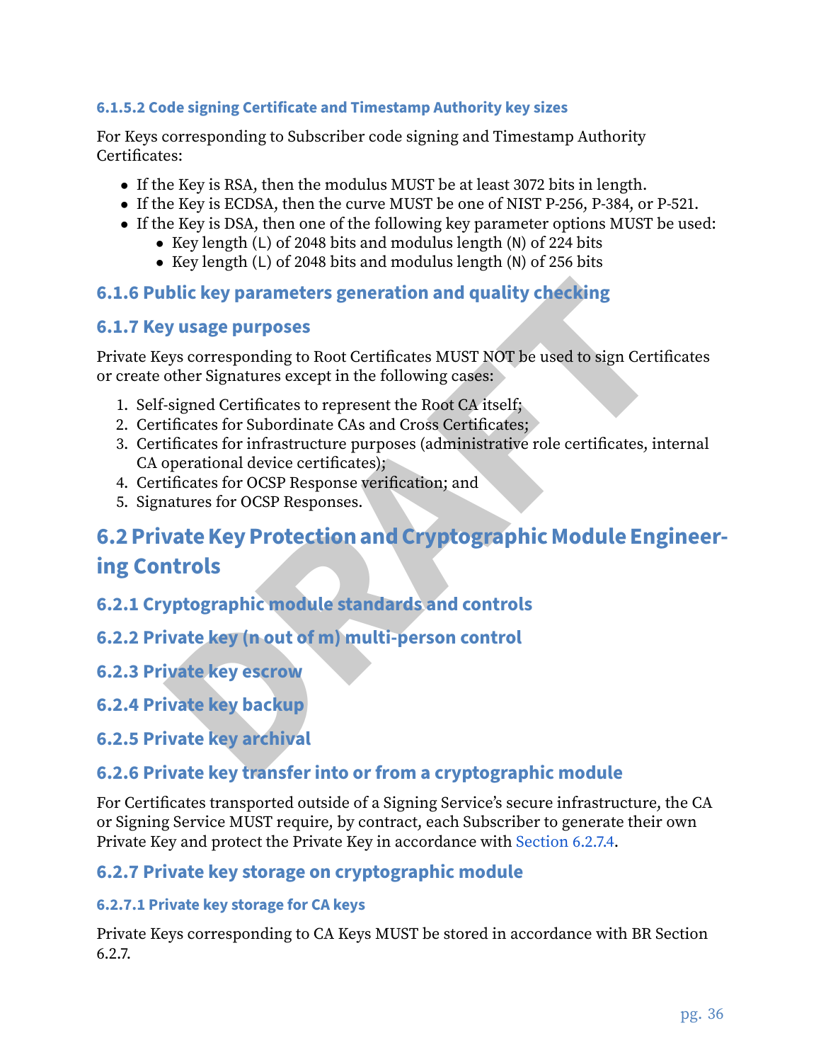#### 6.1.5.2 Code signing Certificate and Timestamp Authority key sizes

For Keys corresponding to Subscriber code signing and Timestamp Authority Certificates:

- If the Key is RSA, then the modulus MUST be at least 3072 bits in length.
- If the Key is ECDSA, then the curve MUST be one of NIST P-256, P-384, or P-521.
- If the Key is DSA, then one of the following key parameter options MUST be used:
  - Key length (L) of 2048 bits and modulus length (N) of 224 bits
  - Key length (L) of 2048 bits and modulus length (N) of 256 bits

### 6.1.6 Public key parameters generation and quality checking

### 6.1.7 Key usage purposes

Private Keys corresponding to Root Certificates MUST NOT be used to sign Certificates or create other Signatures except in the following cases:

1. Self-signed Certificates to represent the Root CA itself;
2. Certificates for Subordinate CAs and Cross Certificates;
3. Certificates for infrastructure purposes (administrative role certificates, internal CA operational device certificates);
4. Certificates for OCSP Response verification; and
5. Signatures for OCSP Responses.

## 6.2 Private Key Protection and Cryptographic Module Engineering Controls

### 6.2.1 Cryptographic module standards and controls

### 6.2.2 Private key (n out of m) multi-person control

### 6.2.3 Private key escrow

### 6.2.4 Private key backup

### 6.2.5 Private key archival

### 6.2.6 Private key transfer into or from a cryptographic module

For Certificates transported outside of a Signing Service's secure infrastructure, the CA or Signing Service MUST require, by contract, each Subscriber to generate their own Private Key and protect the Private Key in accordance with Section 6.2.7.4.

### 6.2.7 Private key storage on cryptographic module

#### 6.2.7.1 Private key storage for CA keys

Private Keys corresponding to CA Keys MUST be stored in accordance with BR Section 6.2.7.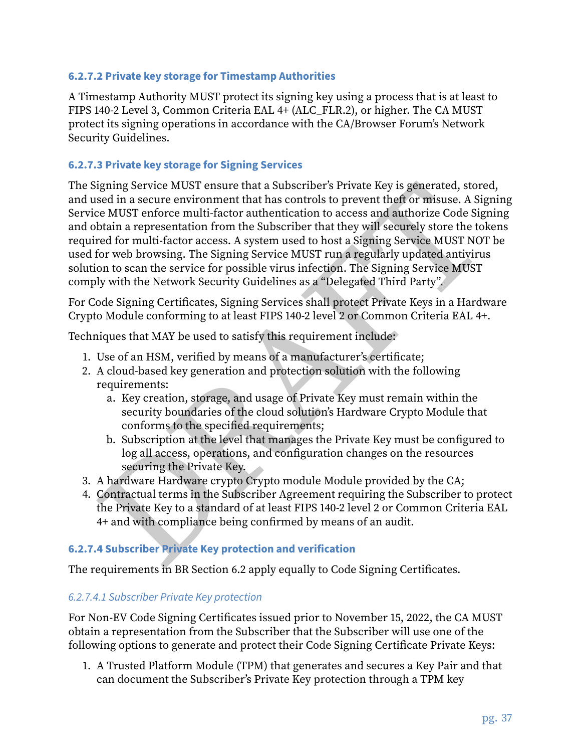#### 6.2.7.2 Private key storage for Timestamp Authorities

A Timestamp Authority MUST protect its signing key using a process that is at least to FIPS 140-2 Level 3, Common Criteria EAL 4+ (ALC_FLR.2), or higher. The CA MUST protect its signing operations in accordance with the CA/Browser Forum's Network Security Guidelines.

#### 6.2.7.3 Private key storage for Signing Services

The Signing Service MUST ensure that a Subscriber's Private Key is generated, stored, and used in a secure environment that has controls to prevent theft or misuse. A Signing Service MUST enforce multi-factor authentication to access and authorize Code Signing and obtain a representation from the Subscriber that they will securely store the tokens required for multi-factor access. A system used to host a Signing Service MUST NOT be used for web browsing. The Signing Service MUST run a regularly updated antivirus solution to scan the service for possible virus infection. The Signing Service MUST comply with the Network Security Guidelines as a "Delegated Third Party".

For Code Signing Certificates, Signing Services shall protect Private Keys in a Hardware Crypto Module conforming to at least FIPS 140-2 level 2 or Common Criteria EAL 4+.

Techniques that MAY be used to satisfy this requirement include:

1. Use of an HSM, verified by means of a manufacturer's certificate;
2. A cloud-based key generation and protection solution with the following requirements:
   a. Key creation, storage, and usage of Private Key must remain within the security boundaries of the cloud solution's Hardware Crypto Module that conforms to the specified requirements;
   b. Subscription at the level that manages the Private Key must be configured to log all access, operations, and configuration changes on the resources securing the Private Key.
3. A hardware Hardware crypto Crypto module Module provided by the CA;
4. Contractual terms in the Subscriber Agreement requiring the Subscriber to protect the Private Key to a standard of at least FIPS 140-2 level 2 or Common Criteria EAL 4+ and with compliance being confirmed by means of an audit.

#### 6.2.7.4 Subscriber Private Key protection and verification

The requirements in BR Section 6.2 apply equally to Code Signing Certificates.

##### *6.2.7.4.1 Subscriber Private Key protection*

For Non-EV Code Signing Certificates issued prior to November 15, 2022, the CA MUST obtain a representation from the Subscriber that the Subscriber will use one of the following options to generate and protect their Code Signing Certificate Private Keys:

1. A Trusted Platform Module (TPM) that generates and secures a Key Pair and that can document the Subscriber's Private Key protection through a TPM key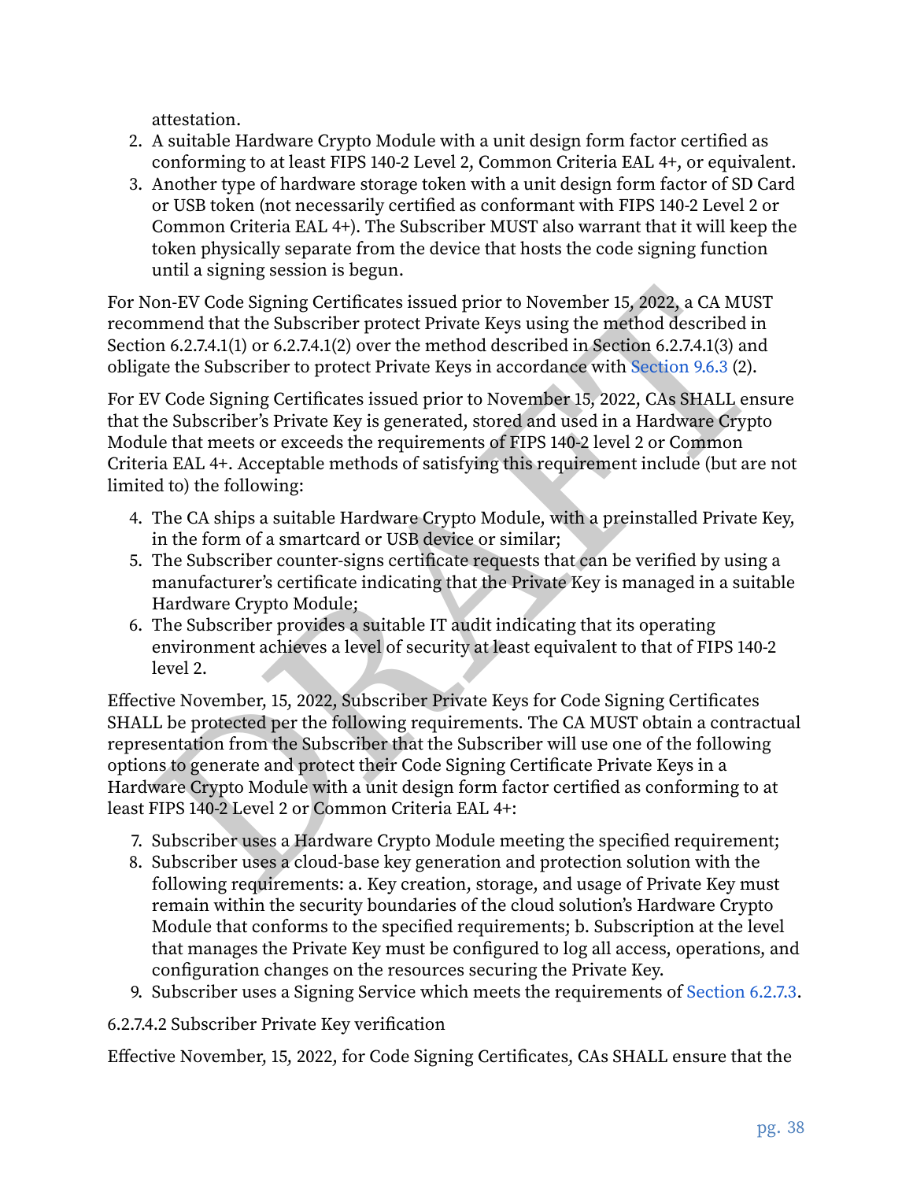attestation.

2. A suitable Hardware Crypto Module with a unit design form factor certified as conforming to at least FIPS 140-2 Level 2, Common Criteria EAL 4+, or equivalent.
3. Another type of hardware storage token with a unit design form factor of SD Card or USB token (not necessarily certified as conformant with FIPS 140-2 Level 2 or Common Criteria EAL 4+). The Subscriber MUST also warrant that it will keep the token physically separate from the device that hosts the code signing function until a signing session is begun.

For Non-EV Code Signing Certificates issued prior to November 15, 2022, a CA MUST recommend that the Subscriber protect Private Keys using the method described in Section 6.2.7.4.1(1) or 6.2.7.4.1(2) over the method described in Section 6.2.7.4.1(3) and obligate the Subscriber to protect Private Keys in accordance with Section 9.6.3 (2).

For EV Code Signing Certificates issued prior to November 15, 2022, CAs SHALL ensure that the Subscriber's Private Key is generated, stored and used in a Hardware Crypto Module that meets or exceeds the requirements of FIPS 140-2 level 2 or Common Criteria EAL 4+. Acceptable methods of satisfying this requirement include (but are not limited to) the following:

4. The CA ships a suitable Hardware Crypto Module, with a preinstalled Private Key, in the form of a smartcard or USB device or similar;
5. The Subscriber counter-signs certificate requests that can be verified by using a manufacturer's certificate indicating that the Private Key is managed in a suitable Hardware Crypto Module;
6. The Subscriber provides a suitable IT audit indicating that its operating environment achieves a level of security at least equivalent to that of FIPS 140-2 level 2.

Effective November, 15, 2022, Subscriber Private Keys for Code Signing Certificates SHALL be protected per the following requirements. The CA MUST obtain a contractual representation from the Subscriber that the Subscriber will use one of the following options to generate and protect their Code Signing Certificate Private Keys in a Hardware Crypto Module with a unit design form factor certified as conforming to at least FIPS 140-2 Level 2 or Common Criteria EAL 4+:

7. Subscriber uses a Hardware Crypto Module meeting the specified requirement;
8. Subscriber uses a cloud-base key generation and protection solution with the following requirements: a. Key creation, storage, and usage of Private Key must remain within the security boundaries of the cloud solution's Hardware Crypto Module that conforms to the specified requirements; b. Subscription at the level that manages the Private Key must be configured to log all access, operations, and configuration changes on the resources securing the Private Key.
9. Subscriber uses a Signing Service which meets the requirements of Section 6.2.7.3.

6.2.7.4.2 Subscriber Private Key verification

Effective November, 15, 2022, for Code Signing Certificates, CAs SHALL ensure that the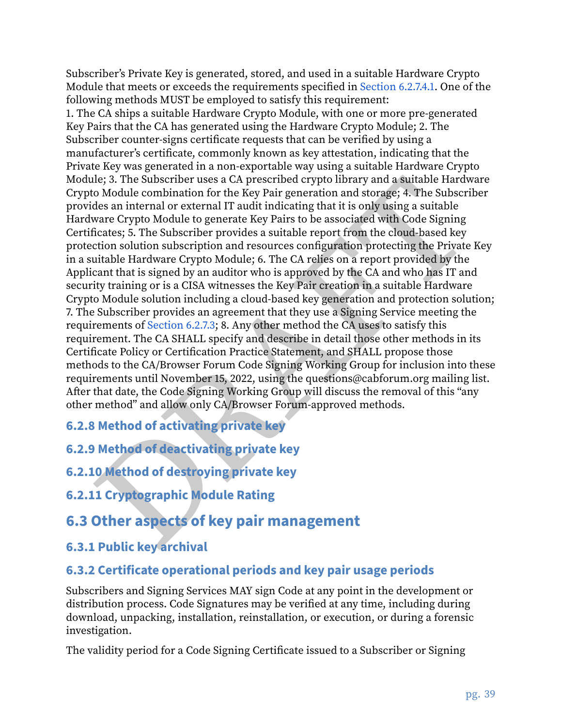Subscriber's Private Key is generated, stored, and used in a suitable Hardware Crypto Module that meets or exceeds the requirements specified in Section 6.2.7.4.1. One of the following methods MUST be employed to satisfy this requirement:
1. The CA ships a suitable Hardware Crypto Module, with one or more pre-generated Key Pairs that the CA has generated using the Hardware Crypto Module; 2. The Subscriber counter-signs certificate requests that can be verified by using a manufacturer's certificate, commonly known as key attestation, indicating that the Private Key was generated in a non-exportable way using a suitable Hardware Crypto Module; 3. The Subscriber uses a CA prescribed crypto library and a suitable Hardware Crypto Module combination for the Key Pair generation and storage; 4. The Subscriber provides an internal or external IT audit indicating that it is only using a suitable Hardware Crypto Module to generate Key Pairs to be associated with Code Signing Certificates; 5. The Subscriber provides a suitable report from the cloud-based key protection solution subscription and resources configuration protecting the Private Key in a suitable Hardware Crypto Module; 6. The CA relies on a report provided by the Applicant that is signed by an auditor who is approved by the CA and who has IT and security training or is a CISA witnesses the Key Pair creation in a suitable Hardware Crypto Module solution including a cloud-based key generation and protection solution; 7. The Subscriber provides an agreement that they use a Signing Service meeting the requirements of Section 6.2.7.3; 8. Any other method the CA uses to satisfy this requirement. The CA SHALL specify and describe in detail those other methods in its Certificate Policy or Certification Practice Statement, and SHALL propose those methods to the CA/Browser Forum Code Signing Working Group for inclusion into these requirements until November 15, 2022, using the questions@cabforum.org mailing list. After that date, the Code Signing Working Group will discuss the removal of this "any other method" and allow only CA/Browser Forum-approved methods.

### 6.2.8 Method of activating private key

### 6.2.9 Method of deactivating private key

### 6.2.10 Method of destroying private key

### 6.2.11 Cryptographic Module Rating

## 6.3 Other aspects of key pair management

### 6.3.1 Public key archival

### 6.3.2 Certificate operational periods and key pair usage periods

Subscribers and Signing Services MAY sign Code at any point in the development or distribution process. Code Signatures may be verified at any time, including during download, unpacking, installation, reinstallation, or execution, or during a forensic investigation.

The validity period for a Code Signing Certificate issued to a Subscriber or Signing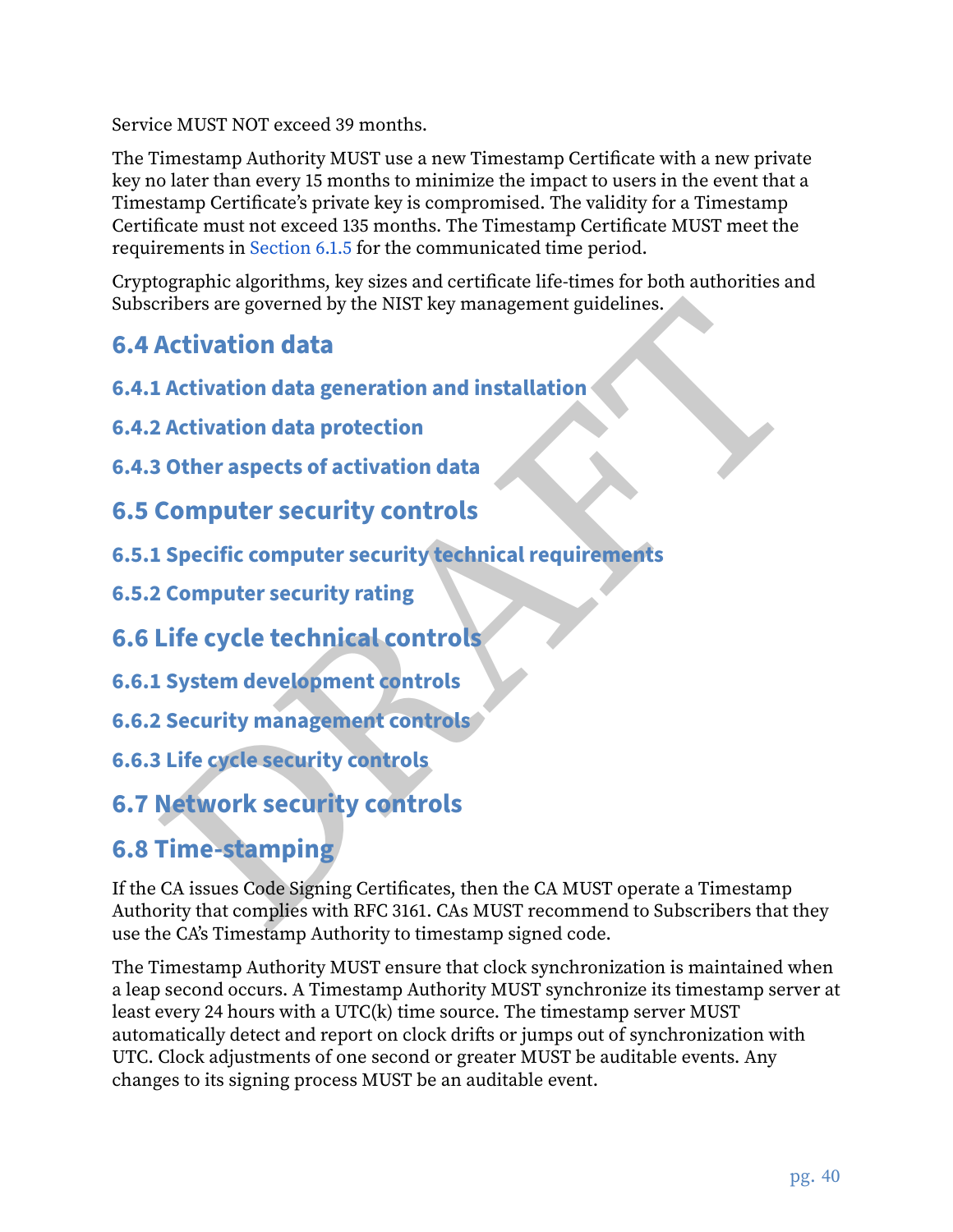Service MUST NOT exceed 39 months.

The Timestamp Authority MUST use a new Timestamp Certificate with a new private key no later than every 15 months to minimize the impact to users in the event that a Timestamp Certificate's private key is compromised. The validity for a Timestamp Certificate must not exceed 135 months. The Timestamp Certificate MUST meet the requirements in Section 6.1.5 for the communicated time period.

Cryptographic algorithms, key sizes and certificate life-times for both authorities and Subscribers are governed by the NIST key management guidelines.

## 6.4 Activation data

### 6.4.1 Activation data generation and installation

### 6.4.2 Activation data protection

### 6.4.3 Other aspects of activation data

## 6.5 Computer security controls

### 6.5.1 Specific computer security technical requirements

### 6.5.2 Computer security rating

## 6.6 Life cycle technical controls

### 6.6.1 System development controls

### 6.6.2 Security management controls

### 6.6.3 Life cycle security controls

## 6.7 Network security controls

## 6.8 Time-stamping

If the CA issues Code Signing Certificates, then the CA MUST operate a Timestamp Authority that complies with RFC 3161. CAs MUST recommend to Subscribers that they use the CA's Timestamp Authority to timestamp signed code.

The Timestamp Authority MUST ensure that clock synchronization is maintained when a leap second occurs. A Timestamp Authority MUST synchronize its timestamp server at least every 24 hours with a UTC(k) time source. The timestamp server MUST automatically detect and report on clock drifts or jumps out of synchronization with UTC. Clock adjustments of one second or greater MUST be auditable events. Any changes to its signing process MUST be an auditable event.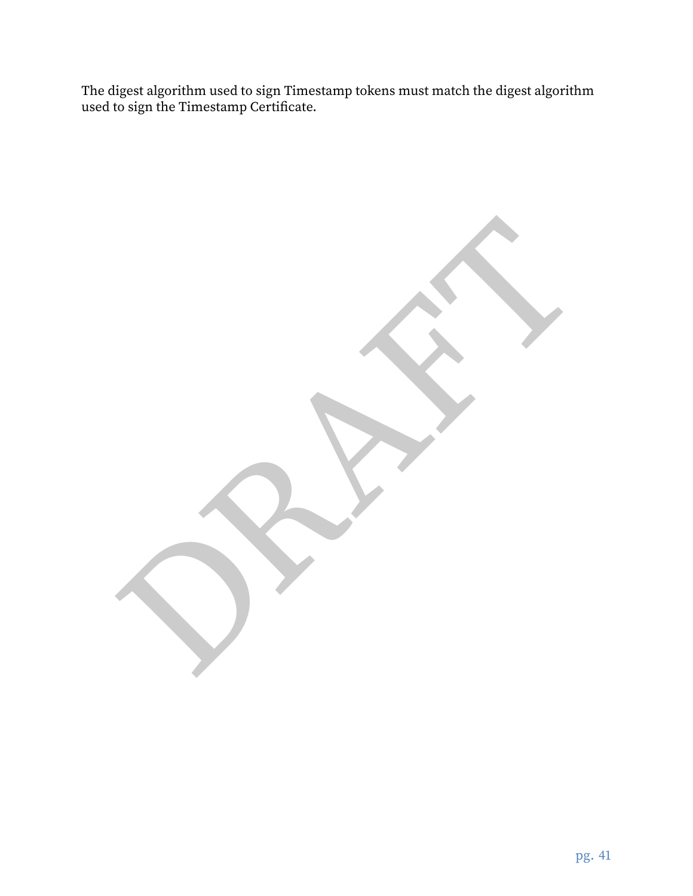The digest algorithm used to sign Timestamp tokens must match the digest algorithm used to sign the Timestamp Certificate.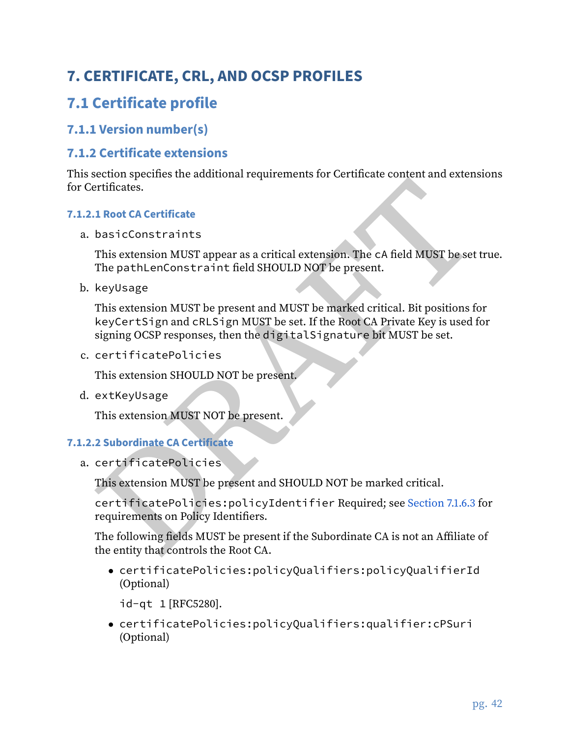# 7. CERTIFICATE, CRL, AND OCSP PROFILES

## 7.1 Certificate profile

### 7.1.1 Version number(s)

### 7.1.2 Certificate extensions

This section specifies the additional requirements for Certificate content and extensions for Certificates.

#### 7.1.2.1 Root CA Certificate

a. `basicConstraints`

   This extension MUST appear as a critical extension. The `cA` field MUST be set true. The `pathLenConstraint` field SHOULD NOT be present.

b. `keyUsage`

   This extension MUST be present and MUST be marked critical. Bit positions for `keyCertSign` and `cRLSign` MUST be set. If the Root CA Private Key is used for signing OCSP responses, then the `digitalSignature` bit MUST be set.

c. `certificatePolicies`

   This extension SHOULD NOT be present.

d. `extKeyUsage`

   This extension MUST NOT be present.

#### 7.1.2.2 Subordinate CA Certificate

a. `certificatePolicies`

   This extension MUST be present and SHOULD NOT be marked critical.

   `certificatePolicies:policyIdentifier` Required; see Section 7.1.6.3 for requirements on Policy Identifiers.

   The following fields MUST be present if the Subordinate CA is not an Affiliate of the entity that controls the Root CA.

   - `certificatePolicies:policyQualifiers:policyQualifierId` (Optional)

     `id-qt 1` [RFC5280].

   - `certificatePolicies:policyQualifiers:qualifier:cPSuri` (Optional)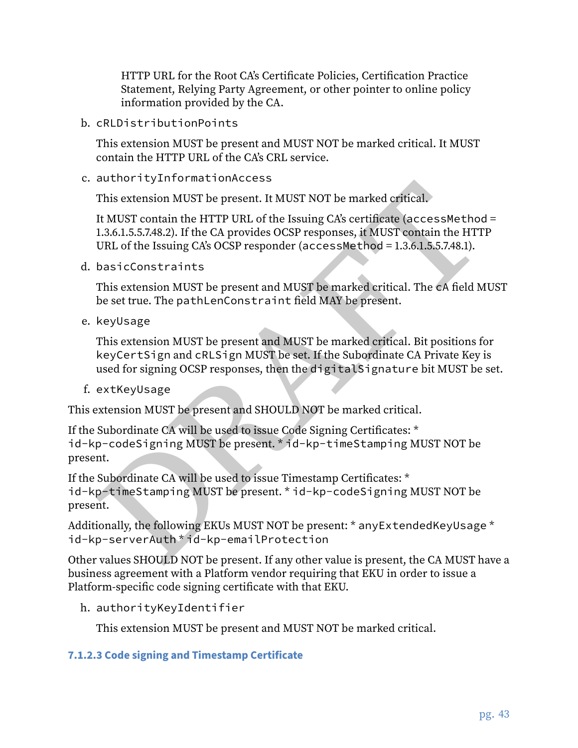HTTP URL for the Root CA's Certificate Policies, Certification Practice Statement, Relying Party Agreement, or other pointer to online policy information provided by the CA.

b. `cRLDistributionPoints`

   This extension MUST be present and MUST NOT be marked critical. It MUST contain the HTTP URL of the CA's CRL service.

c. `authorityInformationAccess`

   This extension MUST be present. It MUST NOT be marked critical.

   It MUST contain the HTTP URL of the Issuing CA's certificate (`accessMethod` = 1.3.6.1.5.5.7.48.2). If the CA provides OCSP responses, it MUST contain the HTTP URL of the Issuing CA's OCSP responder (`accessMethod` = 1.3.6.1.5.5.7.48.1).

d. `basicConstraints`

   This extension MUST be present and MUST be marked critical. The `cA` field MUST be set true. The `pathLenConstraint` field MAY be present.

e. `keyUsage`

   This extension MUST be present and MUST be marked critical. Bit positions for `keyCertSign` and `cRLSign` MUST be set. If the Subordinate CA Private Key is used for signing OCSP responses, then the `digitalSignature` bit MUST be set.

f. `extKeyUsage`

This extension MUST be present and SHOULD NOT be marked critical.

If the Subordinate CA will be used to issue Code Signing Certificates: * `id-kp-codeSigning` MUST be present. * `id-kp-timeStamping` MUST NOT be present.

If the Subordinate CA will be used to issue Timestamp Certificates: * `id-kp-timeStamping` MUST be present. * `id-kp-codeSigning` MUST NOT be present.

Additionally, the following EKUs MUST NOT be present: * `anyExtendedKeyUsage` * `id-kp-serverAuth` * `id-kp-emailProtection`

Other values SHOULD NOT be present. If any other value is present, the CA MUST have a business agreement with a Platform vendor requiring that EKU in order to issue a Platform-specific code signing certificate with that EKU.

h. `authorityKeyIdentifier`

   This extension MUST be present and MUST NOT be marked critical.

#### 7.1.2.3 Code signing and Timestamp Certificate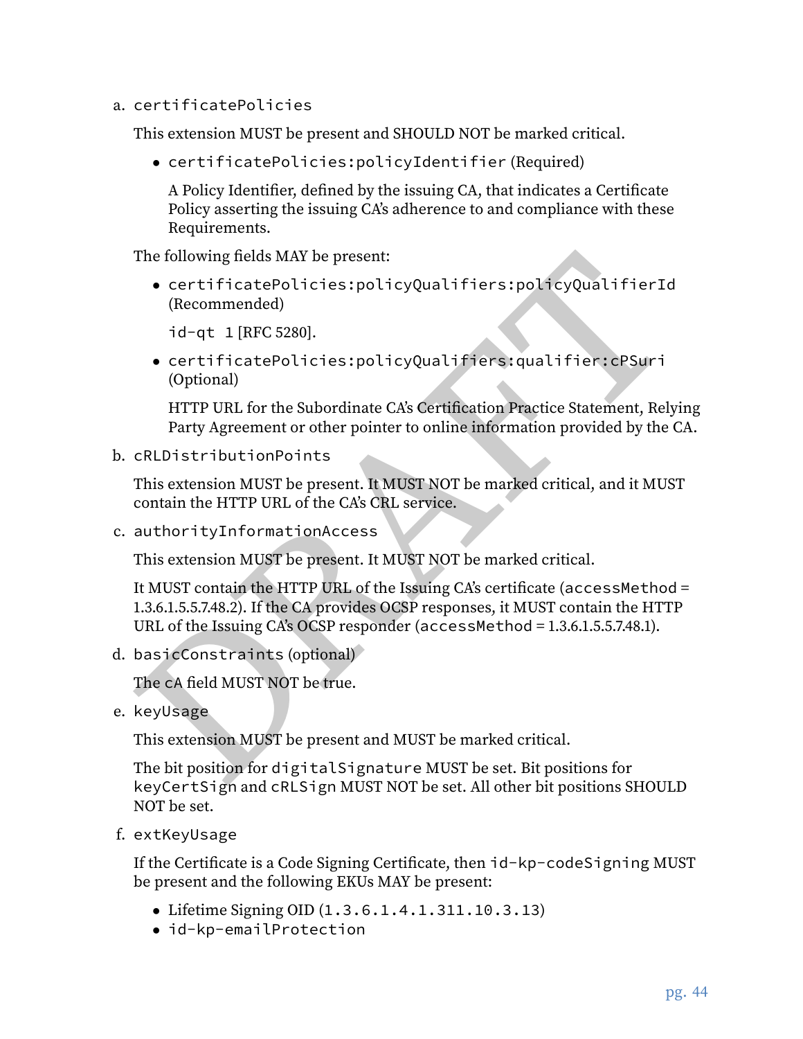a. `certificatePolicies`

   This extension MUST be present and SHOULD NOT be marked critical.

   - `certificatePolicies:policyIdentifier` (Required)

     A Policy Identifier, defined by the issuing CA, that indicates a Certificate Policy asserting the issuing CA's adherence to and compliance with these Requirements.

   The following fields MAY be present:

   - `certificatePolicies:policyQualifiers:policyQualifierId` (Recommended)

     `id-qt 1` [RFC 5280].

   - `certificatePolicies:policyQualifiers:qualifier:cPSuri` (Optional)

     HTTP URL for the Subordinate CA's Certification Practice Statement, Relying Party Agreement or other pointer to online information provided by the CA.

b. `cRLDistributionPoints`

   This extension MUST be present. It MUST NOT be marked critical, and it MUST contain the HTTP URL of the CA's CRL service.

c. `authorityInformationAccess`

   This extension MUST be present. It MUST NOT be marked critical.

   It MUST contain the HTTP URL of the Issuing CA's certificate (`accessMethod` = 1.3.6.1.5.5.7.48.2). If the CA provides OCSP responses, it MUST contain the HTTP URL of the Issuing CA's OCSP responder (`accessMethod` = 1.3.6.1.5.5.7.48.1).

d. `basicConstraints` (optional)

   The `cA` field MUST NOT be true.

e. `keyUsage`

   This extension MUST be present and MUST be marked critical.

   The bit position for `digitalSignature` MUST be set. Bit positions for `keyCertSign` and `cRLSign` MUST NOT be set. All other bit positions SHOULD NOT be set.

f. `extKeyUsage`

   If the Certificate is a Code Signing Certificate, then `id-kp-codeSigning` MUST be present and the following EKUs MAY be present:

   - Lifetime Signing OID (`1.3.6.1.4.1.311.10.3.13`)
   - `id-kp-emailProtection`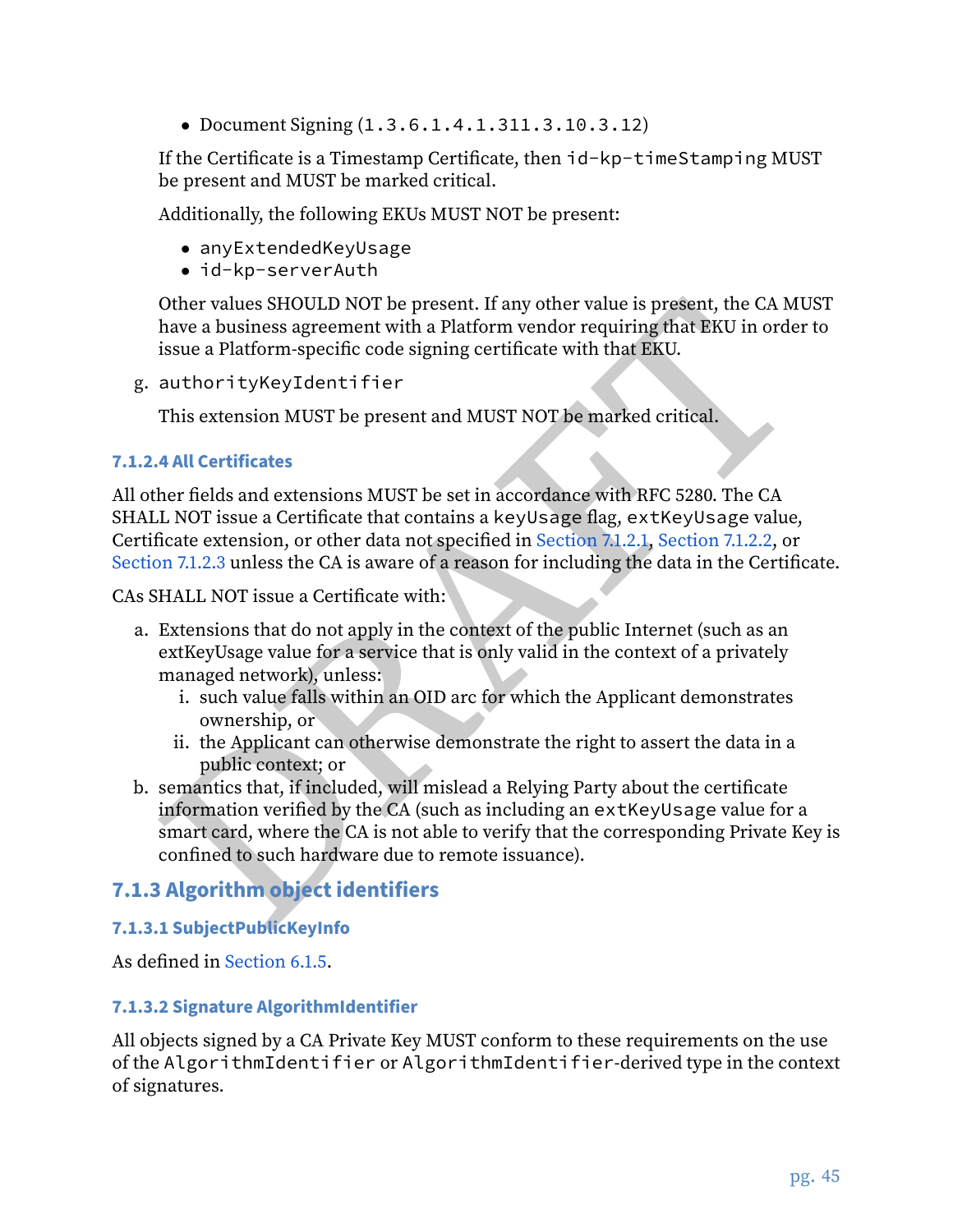- Document Signing (`1.3.6.1.4.1.311.3.10.3.12`)

If the Certificate is a Timestamp Certificate, then `id-kp-timeStamping` MUST be present and MUST be marked critical.

Additionally, the following EKUs MUST NOT be present:

- `anyExtendedKeyUsage`
- `id-kp-serverAuth`

Other values SHOULD NOT be present. If any other value is present, the CA MUST have a business agreement with a Platform vendor requiring that EKU in order to issue a Platform-specific code signing certificate with that EKU.

g. `authorityKeyIdentifier`

This extension MUST be present and MUST NOT be marked critical.

#### 7.1.2.4 All Certificates

All other fields and extensions MUST be set in accordance with RFC 5280. The CA SHALL NOT issue a Certificate that contains a `keyUsage` flag, `extKeyUsage` value, Certificate extension, or other data not specified in Section 7.1.2.1, Section 7.1.2.2, or Section 7.1.2.3 unless the CA is aware of a reason for including the data in the Certificate.

CAs SHALL NOT issue a Certificate with:

a. Extensions that do not apply in the context of the public Internet (such as an extKeyUsage value for a service that is only valid in the context of a privately managed network), unless:
   i. such value falls within an OID arc for which the Applicant demonstrates ownership, or
   ii. the Applicant can otherwise demonstrate the right to assert the data in a public context; or
b. semantics that, if included, will mislead a Relying Party about the certificate information verified by the CA (such as including an `extKeyUsage` value for a smart card, where the CA is not able to verify that the corresponding Private Key is confined to such hardware due to remote issuance).

### 7.1.3 Algorithm object identifiers

#### 7.1.3.1 SubjectPublicKeyInfo

As defined in Section 6.1.5.

#### 7.1.3.2 Signature AlgorithmIdentifier

All objects signed by a CA Private Key MUST conform to these requirements on the use of the `AlgorithmIdentifier` or `AlgorithmIdentifier`-derived type in the context of signatures.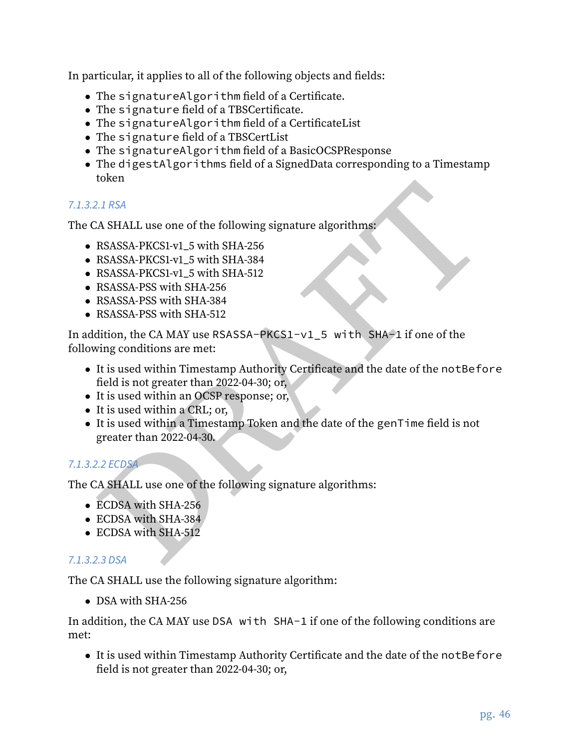In particular, it applies to all of the following objects and fields:

- The `signatureAlgorithm` field of a Certificate.
- The `signature` field of a TBSCertificate.
- The `signatureAlgorithm` field of a CertificateList
- The `signature` field of a TBSCertList
- The `signatureAlgorithm` field of a BasicOCSPResponse
- The `digestAlgorithms` field of a SignedData corresponding to a Timestamp token

##### 7.1.3.2.1 RSA

The CA SHALL use one of the following signature algorithms:

- RSASSA-PKCS1-v1_5 with SHA-256
- RSASSA-PKCS1-v1_5 with SHA-384
- RSASSA-PKCS1-v1_5 with SHA-512
- RSASSA-PSS with SHA-256
- RSASSA-PSS with SHA-384
- RSASSA-PSS with SHA-512

In addition, the CA MAY use `RSASSA-PKCS1-v1_5 with SHA-1` if one of the following conditions are met:

- It is used within Timestamp Authority Certificate and the date of the `notBefore` field is not greater than 2022-04-30; or,
- It is used within an OCSP response; or,
- It is used within a CRL; or,
- It is used within a Timestamp Token and the date of the `genTime` field is not greater than 2022-04-30.

##### 7.1.3.2.2 ECDSA

The CA SHALL use one of the following signature algorithms:

- ECDSA with SHA-256
- ECDSA with SHA-384
- ECDSA with SHA-512

##### 7.1.3.2.3 DSA

The CA SHALL use the following signature algorithm:

- DSA with SHA-256

In addition, the CA MAY use `DSA with SHA-1` if one of the following conditions are met:

- It is used within Timestamp Authority Certificate and the date of the `notBefore` field is not greater than 2022-04-30; or,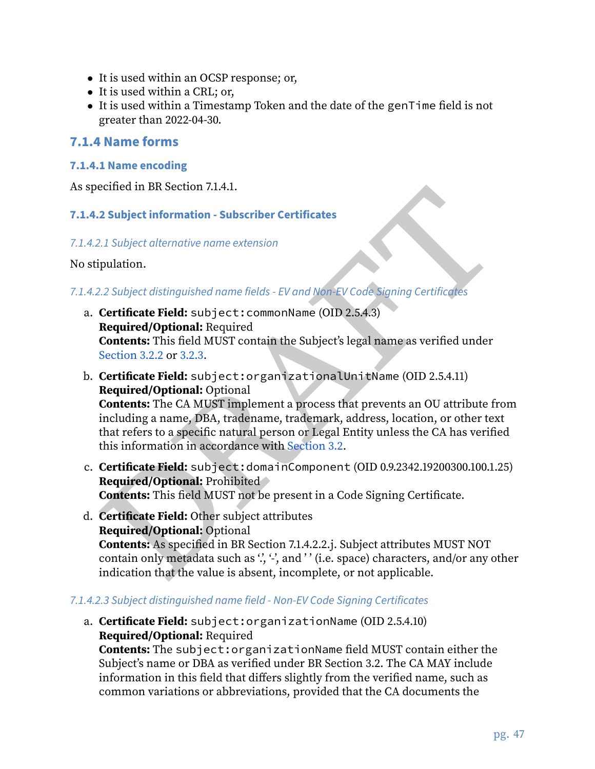- It is used within an OCSP response; or,
- It is used within a CRL; or,
- It is used within a Timestamp Token and the date of the `genTime` field is not greater than 2022-04-30.

### 7.1.4 Name forms

#### 7.1.4.1 Name encoding

As specified in BR Section 7.1.4.1.

#### 7.1.4.2 Subject information - Subscriber Certificates

##### *7.1.4.2.1 Subject alternative name extension*

No stipulation.

##### *7.1.4.2.2 Subject distinguished name fields - EV and Non-EV Code Signing Certificates*

a. **Certificate Field:** `subject:commonName` (OID 2.5.4.3)
   **Required/Optional:** Required
   **Contents:** This field MUST contain the Subject's legal name as verified under Section 3.2.2 or 3.2.3.

b. **Certificate Field:** `subject:organizationalUnitName` (OID 2.5.4.11)
   **Required/Optional:** Optional
   **Contents:** The CA MUST implement a process that prevents an OU attribute from including a name, DBA, tradename, trademark, address, location, or other text that refers to a specific natural person or Legal Entity unless the CA has verified this information in accordance with Section 3.2.

c. **Certificate Field:** `subject:domainComponent` (OID 0.9.2342.19200300.100.1.25)
   **Required/Optional:** Prohibited
   **Contents:** This field MUST not be present in a Code Signing Certificate.

d. **Certificate Field:** Other subject attributes
   **Required/Optional:** Optional
   **Contents:** As specified in BR Section 7.1.4.2.2.j. Subject attributes MUST NOT contain only metadata such as '.', '-', and ' ' (i.e. space) characters, and/or any other indication that the value is absent, incomplete, or not applicable.

##### *7.1.4.2.3 Subject distinguished name field - Non-EV Code Signing Certificates*

a. **Certificate Field:** `subject:organizationName` (OID 2.5.4.10)
   **Required/Optional:** Required
   **Contents:** The `subject:organizationName` field MUST contain either the Subject's name or DBA as verified under BR Section 3.2. The CA MAY include information in this field that differs slightly from the verified name, such as common variations or abbreviations, provided that the CA documents the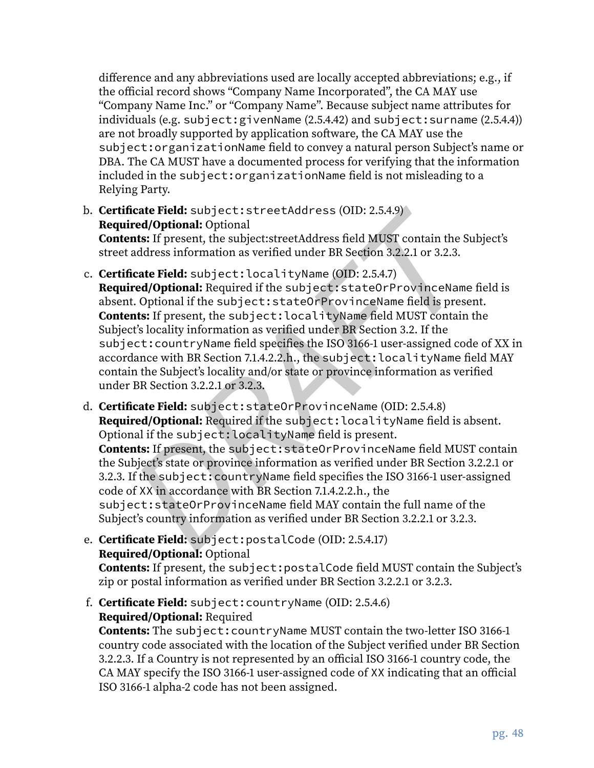difference and any abbreviations used are locally accepted abbreviations; e.g., if the official record shows "Company Name Incorporated", the CA MAY use "Company Name Inc." or "Company Name". Because subject name attributes for individuals (e.g. `subject:givenName` (2.5.4.42) and `subject:surname` (2.5.4.4)) are not broadly supported by application software, the CA MAY use the `subject:organizationName` field to convey a natural person Subject's name or DBA. The CA MUST have a documented process for verifying that the information included in the `subject:organizationName` field is not misleading to a Relying Party.

b. **Certificate Field:** `subject:streetAddress` (OID: 2.5.4.9)
   **Required/Optional:** Optional
   **Contents:** If present, the subject:streetAddress field MUST contain the Subject's street address information as verified under BR Section 3.2.2.1 or 3.2.3.

c. **Certificate Field:** `subject:localityName` (OID: 2.5.4.7)
   **Required/Optional:** Required if the `subject:stateOrProvinceName` field is absent. Optional if the `subject:stateOrProvinceName` field is present.
   **Contents:** If present, the `subject:localityName` field MUST contain the Subject's locality information as verified under BR Section 3.2. If the `subject:countryName` field specifies the ISO 3166-1 user-assigned code of XX in accordance with BR Section 7.1.4.2.2.h., the `subject:localityName` field MAY contain the Subject's locality and/or state or province information as verified under BR Section 3.2.2.1 or 3.2.3.

d. **Certificate Field:** `subject:stateOrProvinceName` (OID: 2.5.4.8)
   **Required/Optional:** Required if the `subject:localityName` field is absent. Optional if the `subject:localityName` field is present.
   **Contents:** If present, the `subject:stateOrProvinceName` field MUST contain the Subject's state or province information as verified under BR Section 3.2.2.1 or 3.2.3. If the `subject:countryName` field specifies the ISO 3166-1 user-assigned code of `XX` in accordance with BR Section 7.1.4.2.2.h., the `subject:stateOrProvinceName` field MAY contain the full name of the Subject's country information as verified under BR Section 3.2.2.1 or 3.2.3.

e. **Certificate Field:** `subject:postalCode` (OID: 2.5.4.17)
   **Required/Optional:** Optional
   **Contents:** If present, the `subject:postalCode` field MUST contain the Subject's zip or postal information as verified under BR Section 3.2.2.1 or 3.2.3.

f. **Certificate Field:** `subject:countryName` (OID: 2.5.4.6)
   **Required/Optional:** Required
   **Contents:** The `subject:countryName` MUST contain the two-letter ISO 3166-1 country code associated with the location of the Subject verified under BR Section 3.2.2.3. If a Country is not represented by an official ISO 3166-1 country code, the CA MAY specify the ISO 3166-1 user-assigned code of `XX` indicating that an official ISO 3166-1 alpha-2 code has not been assigned.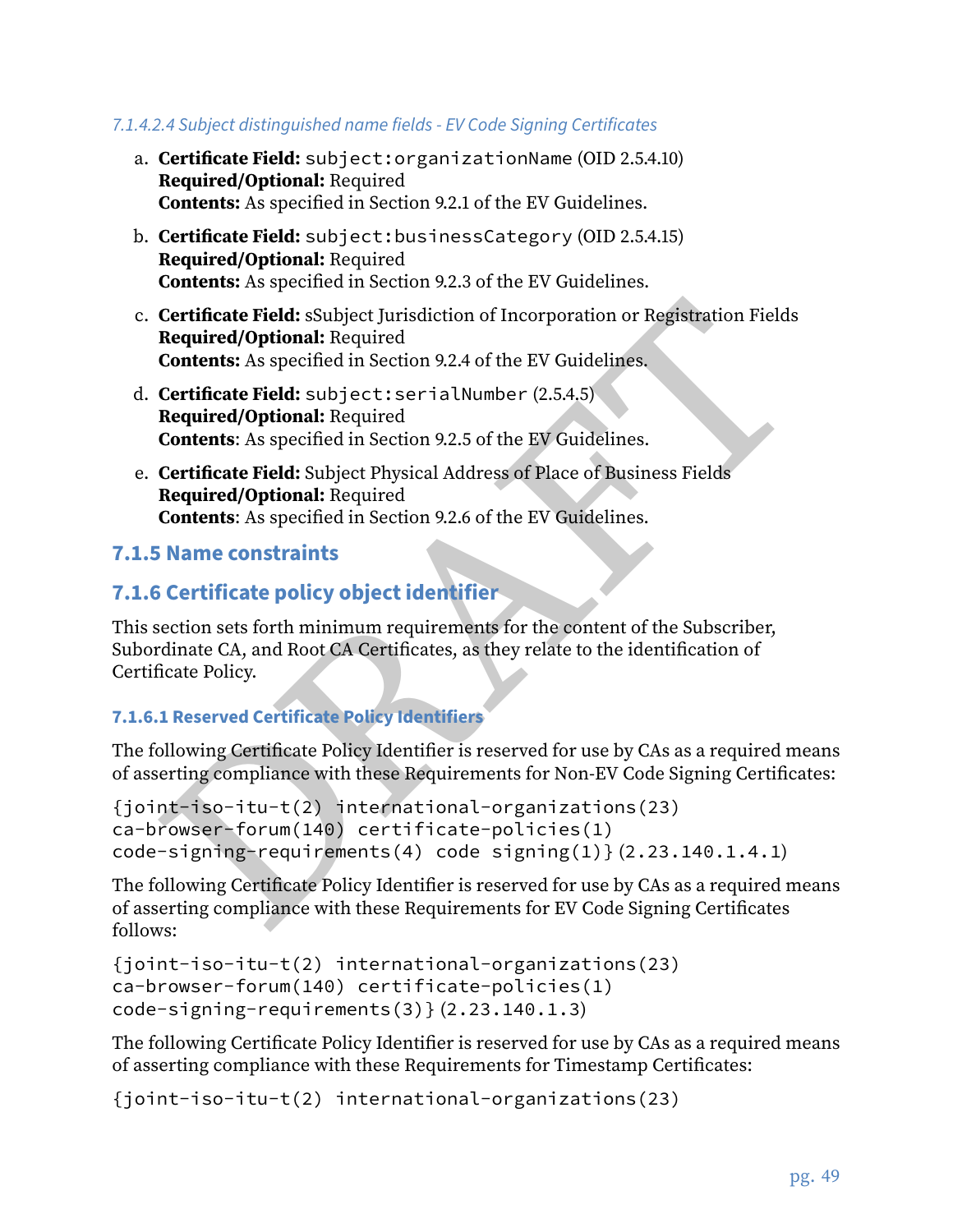#### *7.1.4.2.4 Subject distinguished name fields - EV Code Signing Certificates*

a. **Certificate Field:** `subject:organizationName` (OID 2.5.4.10)
   **Required/Optional:** Required
   **Contents:** As specified in Section 9.2.1 of the EV Guidelines.

b. **Certificate Field:** `subject:businessCategory` (OID 2.5.4.15)
   **Required/Optional:** Required
   **Contents:** As specified in Section 9.2.3 of the EV Guidelines.

c. **Certificate Field:** sSubject Jurisdiction of Incorporation or Registration Fields
   **Required/Optional:** Required
   **Contents:** As specified in Section 9.2.4 of the EV Guidelines.

d. **Certificate Field:** `subject:serialNumber` (2.5.4.5)
   **Required/Optional:** Required
   **Contents**: As specified in Section 9.2.5 of the EV Guidelines.

e. **Certificate Field:** Subject Physical Address of Place of Business Fields
   **Required/Optional:** Required
   **Contents**: As specified in Section 9.2.6 of the EV Guidelines.

### 7.1.5 Name constraints

### 7.1.6 Certificate policy object identifier

This section sets forth minimum requirements for the content of the Subscriber, Subordinate CA, and Root CA Certificates, as they relate to the identification of Certificate Policy.

#### 7.1.6.1 Reserved Certificate Policy Identifiers

The following Certificate Policy Identifier is reserved for use by CAs as a required means of asserting compliance with these Requirements for Non-EV Code Signing Certificates:

`{joint-iso-itu-t(2) international-organizations(23) ca-browser-forum(140) certificate-policies(1) code-signing-requirements(4) code signing(1)}` (2.23.140.1.4.1)

The following Certificate Policy Identifier is reserved for use by CAs as a required means of asserting compliance with these Requirements for EV Code Signing Certificates follows:

`{joint-iso-itu-t(2) international-organizations(23) ca-browser-forum(140) certificate-policies(1) code-signing-requirements(3)}` (2.23.140.1.3)

The following Certificate Policy Identifier is reserved for use by CAs as a required means of asserting compliance with these Requirements for Timestamp Certificates:

`{joint-iso-itu-t(2) international-organizations(23)`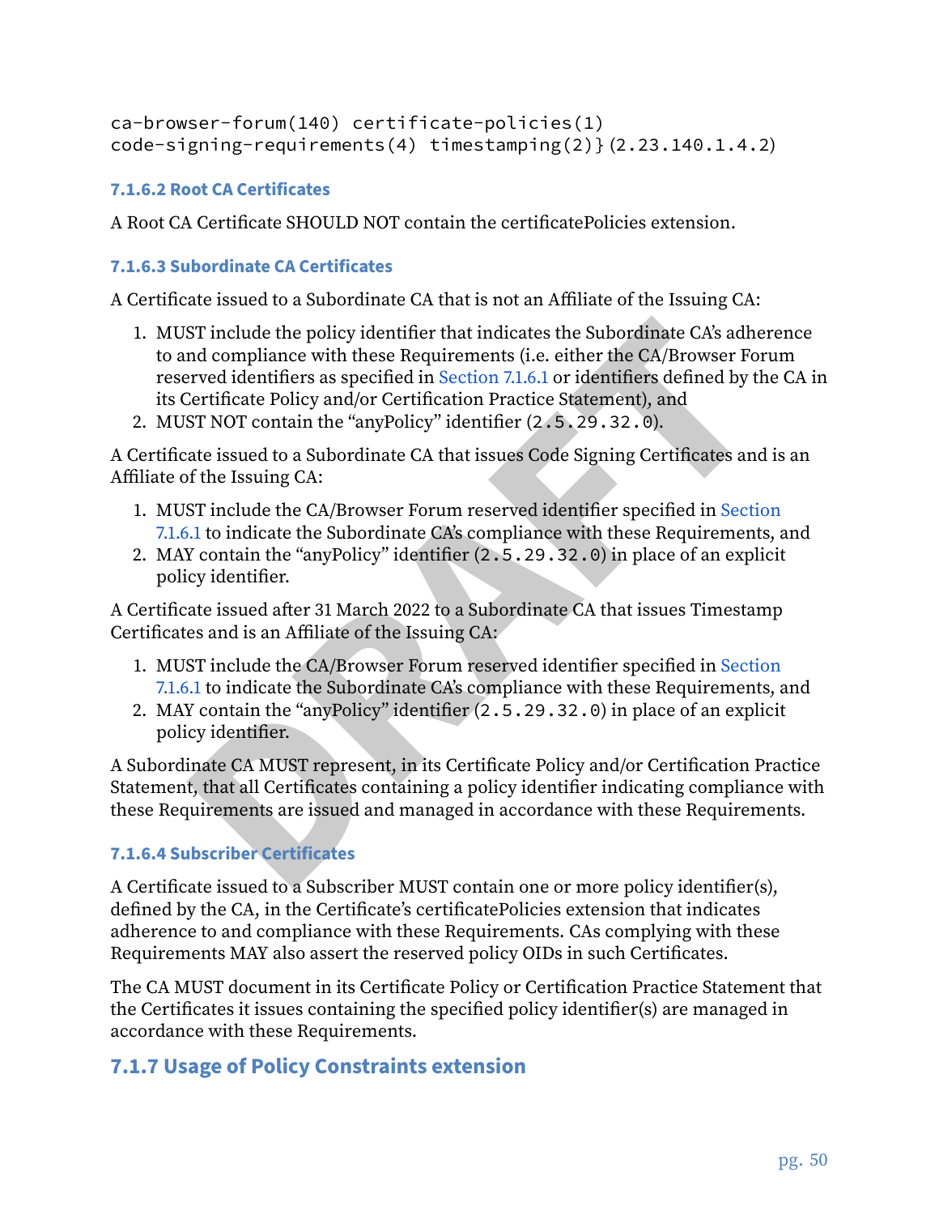```
ca-browser-forum(140) certificate-policies(1)
code-signing-requirements(4) timestamping(2)}(2.23.140.1.4.2)
```

#### 7.1.6.2 Root CA Certificates

A Root CA Certificate SHOULD NOT contain the certificatePolicies extension.

#### 7.1.6.3 Subordinate CA Certificates

A Certificate issued to a Subordinate CA that is not an Affiliate of the Issuing CA:

1. MUST include the policy identifier that indicates the Subordinate CA's adherence to and compliance with these Requirements (i.e. either the CA/Browser Forum reserved identifiers as specified in Section 7.1.6.1 or identifiers defined by the CA in its Certificate Policy and/or Certification Practice Statement), and
2. MUST NOT contain the "anyPolicy" identifier (`2.5.29.32.0`).

A Certificate issued to a Subordinate CA that issues Code Signing Certificates and is an Affiliate of the Issuing CA:

1. MUST include the CA/Browser Forum reserved identifier specified in Section 7.1.6.1 to indicate the Subordinate CA's compliance with these Requirements, and
2. MAY contain the "anyPolicy" identifier (`2.5.29.32.0`) in place of an explicit policy identifier.

A Certificate issued after 31 March 2022 to a Subordinate CA that issues Timestamp Certificates and is an Affiliate of the Issuing CA:

1. MUST include the CA/Browser Forum reserved identifier specified in Section 7.1.6.1 to indicate the Subordinate CA's compliance with these Requirements, and
2. MAY contain the "anyPolicy" identifier (`2.5.29.32.0`) in place of an explicit policy identifier.

A Subordinate CA MUST represent, in its Certificate Policy and/or Certification Practice Statement, that all Certificates containing a policy identifier indicating compliance with these Requirements are issued and managed in accordance with these Requirements.

#### 7.1.6.4 Subscriber Certificates

A Certificate issued to a Subscriber MUST contain one or more policy identifier(s), defined by the CA, in the Certificate's certificatePolicies extension that indicates adherence to and compliance with these Requirements. CAs complying with these Requirements MAY also assert the reserved policy OIDs in such Certificates.

The CA MUST document in its Certificate Policy or Certification Practice Statement that the Certificates it issues containing the specified policy identifier(s) are managed in accordance with these Requirements.

### 7.1.7 Usage of Policy Constraints extension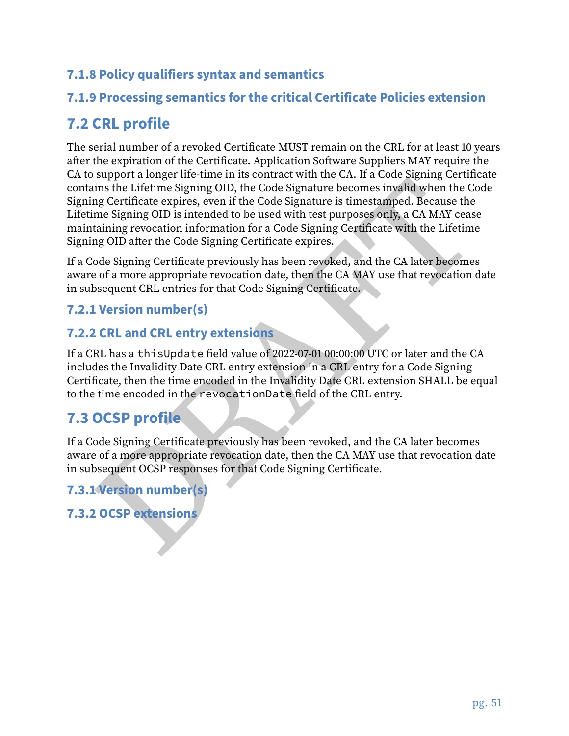### 7.1.8 Policy qualifiers syntax and semantics

### 7.1.9 Processing semantics for the critical Certificate Policies extension

## 7.2 CRL profile

The serial number of a revoked Certificate MUST remain on the CRL for at least 10 years after the expiration of the Certificate. Application Software Suppliers MAY require the CA to support a longer life-time in its contract with the CA. If a Code Signing Certificate contains the Lifetime Signing OID, the Code Signature becomes invalid when the Code Signing Certificate expires, even if the Code Signature is timestamped. Because the Lifetime Signing OID is intended to be used with test purposes only, a CA MAY cease maintaining revocation information for a Code Signing Certificate with the Lifetime Signing OID after the Code Signing Certificate expires.

If a Code Signing Certificate previously has been revoked, and the CA later becomes aware of a more appropriate revocation date, then the CA MAY use that revocation date in subsequent CRL entries for that Code Signing Certificate.

### 7.2.1 Version number(s)

### 7.2.2 CRL and CRL entry extensions

If a CRL has a `thisUpdate` field value of 2022-07-01 00:00:00 UTC or later and the CA includes the Invalidity Date CRL entry extension in a CRL entry for a Code Signing Certificate, then the time encoded in the Invalidity Date CRL extension SHALL be equal to the time encoded in the `revocationDate` field of the CRL entry.

## 7.3 OCSP profile

If a Code Signing Certificate previously has been revoked, and the CA later becomes aware of a more appropriate revocation date, then the CA MAY use that revocation date in subsequent OCSP responses for that Code Signing Certificate.

### 7.3.1 Version number(s)

### 7.3.2 OCSP extensions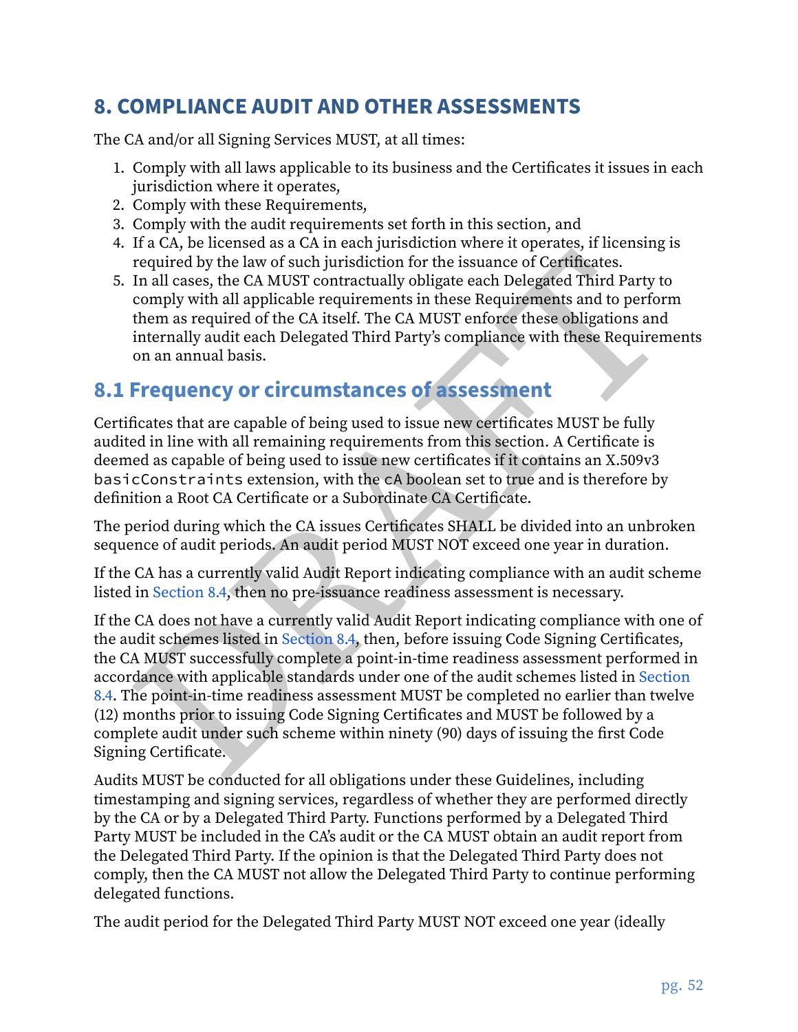# 8. COMPLIANCE AUDIT AND OTHER ASSESSMENTS

The CA and/or all Signing Services MUST, at all times:

1. Comply with all laws applicable to its business and the Certificates it issues in each jurisdiction where it operates,
2. Comply with these Requirements,
3. Comply with the audit requirements set forth in this section, and
4. If a CA, be licensed as a CA in each jurisdiction where it operates, if licensing is required by the law of such jurisdiction for the issuance of Certificates.
5. In all cases, the CA MUST contractually obligate each Delegated Third Party to comply with all applicable requirements in these Requirements and to perform them as required of the CA itself. The CA MUST enforce these obligations and internally audit each Delegated Third Party's compliance with these Requirements on an annual basis.

## 8.1 Frequency or circumstances of assessment

Certificates that are capable of being used to issue new certificates MUST be fully audited in line with all remaining requirements from this section. A Certificate is deemed as capable of being used to issue new certificates if it contains an X.509v3 `basicConstraints` extension, with the `cA` boolean set to true and is therefore by definition a Root CA Certificate or a Subordinate CA Certificate.

The period during which the CA issues Certificates SHALL be divided into an unbroken sequence of audit periods. An audit period MUST NOT exceed one year in duration.

If the CA has a currently valid Audit Report indicating compliance with an audit scheme listed in Section 8.4, then no pre-issuance readiness assessment is necessary.

If the CA does not have a currently valid Audit Report indicating compliance with one of the audit schemes listed in Section 8.4, then, before issuing Code Signing Certificates, the CA MUST successfully complete a point-in-time readiness assessment performed in accordance with applicable standards under one of the audit schemes listed in Section 8.4. The point-in-time readiness assessment MUST be completed no earlier than twelve (12) months prior to issuing Code Signing Certificates and MUST be followed by a complete audit under such scheme within ninety (90) days of issuing the first Code Signing Certificate.

Audits MUST be conducted for all obligations under these Guidelines, including timestamping and signing services, regardless of whether they are performed directly by the CA or by a Delegated Third Party. Functions performed by a Delegated Third Party MUST be included in the CA's audit or the CA MUST obtain an audit report from the Delegated Third Party. If the opinion is that the Delegated Third Party does not comply, then the CA MUST not allow the Delegated Third Party to continue performing delegated functions.

The audit period for the Delegated Third Party MUST NOT exceed one year (ideally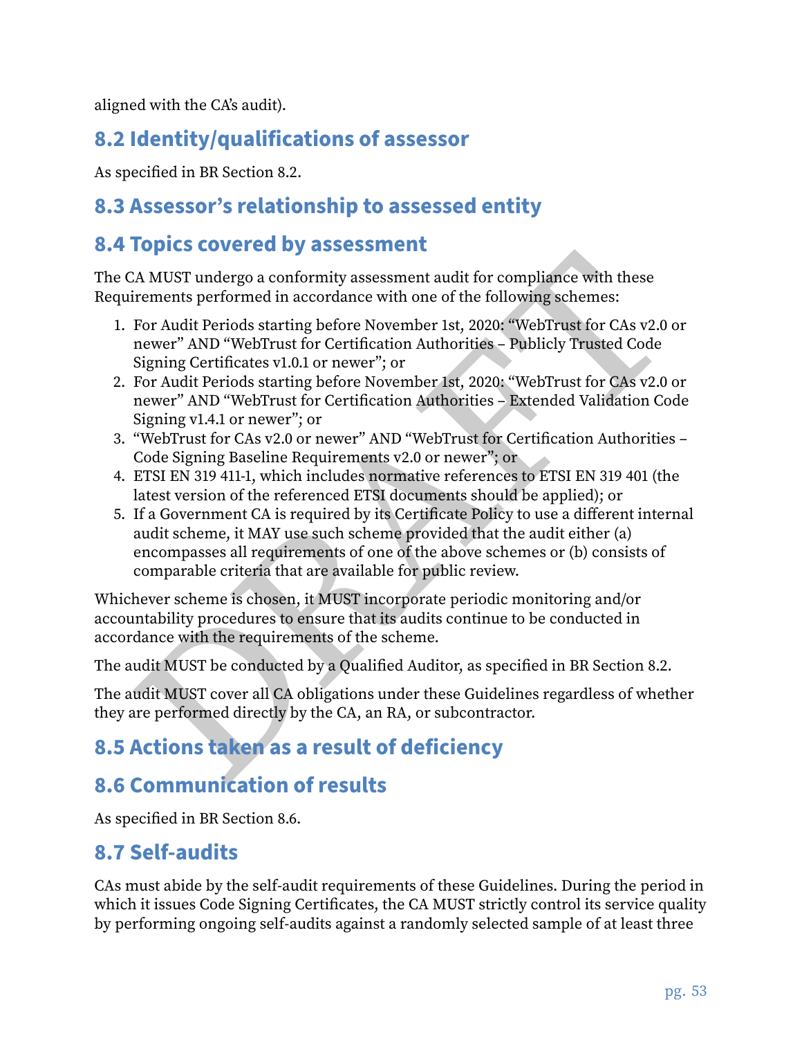aligned with the CA's audit).

## 8.2 Identity/qualifications of assessor

As specified in BR Section 8.2.

## 8.3 Assessor's relationship to assessed entity

## 8.4 Topics covered by assessment

The CA MUST undergo a conformity assessment audit for compliance with these Requirements performed in accordance with one of the following schemes:

1. For Audit Periods starting before November 1st, 2020: "WebTrust for CAs v2.0 or newer" AND "WebTrust for Certification Authorities – Publicly Trusted Code Signing Certificates v1.0.1 or newer"; or
2. For Audit Periods starting before November 1st, 2020: "WebTrust for CAs v2.0 or newer" AND "WebTrust for Certification Authorities – Extended Validation Code Signing v1.4.1 or newer"; or
3. "WebTrust for CAs v2.0 or newer" AND "WebTrust for Certification Authorities – Code Signing Baseline Requirements v2.0 or newer"; or
4. ETSI EN 319 411-1, which includes normative references to ETSI EN 319 401 (the latest version of the referenced ETSI documents should be applied); or
5. If a Government CA is required by its Certificate Policy to use a different internal audit scheme, it MAY use such scheme provided that the audit either (a) encompasses all requirements of one of the above schemes or (b) consists of comparable criteria that are available for public review.

Whichever scheme is chosen, it MUST incorporate periodic monitoring and/or accountability procedures to ensure that its audits continue to be conducted in accordance with the requirements of the scheme.

The audit MUST be conducted by a Qualified Auditor, as specified in BR Section 8.2.

The audit MUST cover all CA obligations under these Guidelines regardless of whether they are performed directly by the CA, an RA, or subcontractor.

## 8.5 Actions taken as a result of deficiency

## 8.6 Communication of results

As specified in BR Section 8.6.

## 8.7 Self-audits

CAs must abide by the self-audit requirements of these Guidelines. During the period in which it issues Code Signing Certificates, the CA MUST strictly control its service quality by performing ongoing self-audits against a randomly selected sample of at least three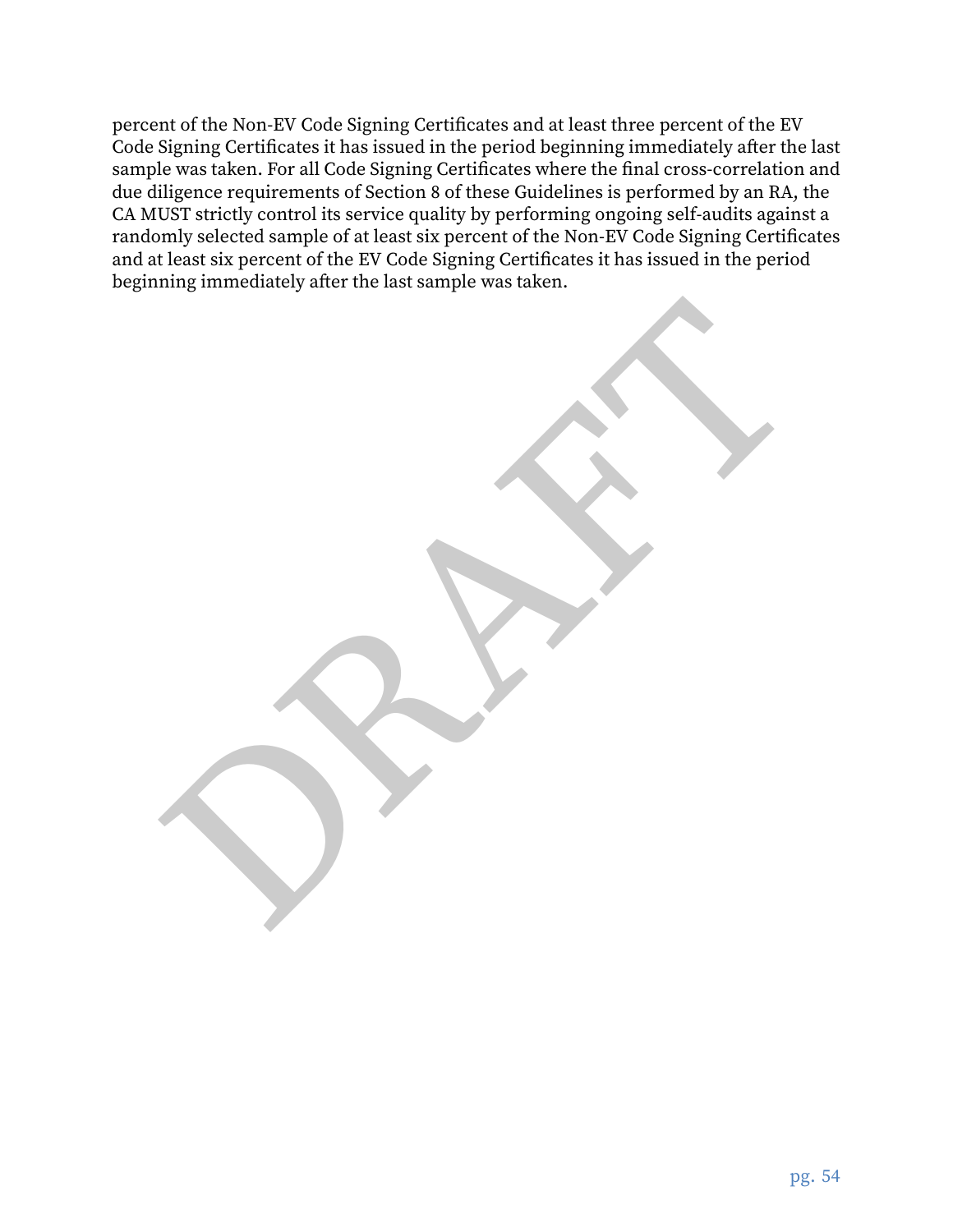percent of the Non-EV Code Signing Certificates and at least three percent of the EV Code Signing Certificates it has issued in the period beginning immediately after the last sample was taken. For all Code Signing Certificates where the final cross-correlation and due diligence requirements of Section 8 of these Guidelines is performed by an RA, the CA MUST strictly control its service quality by performing ongoing self-audits against a randomly selected sample of at least six percent of the Non-EV Code Signing Certificates and at least six percent of the EV Code Signing Certificates it has issued in the period beginning immediately after the last sample was taken.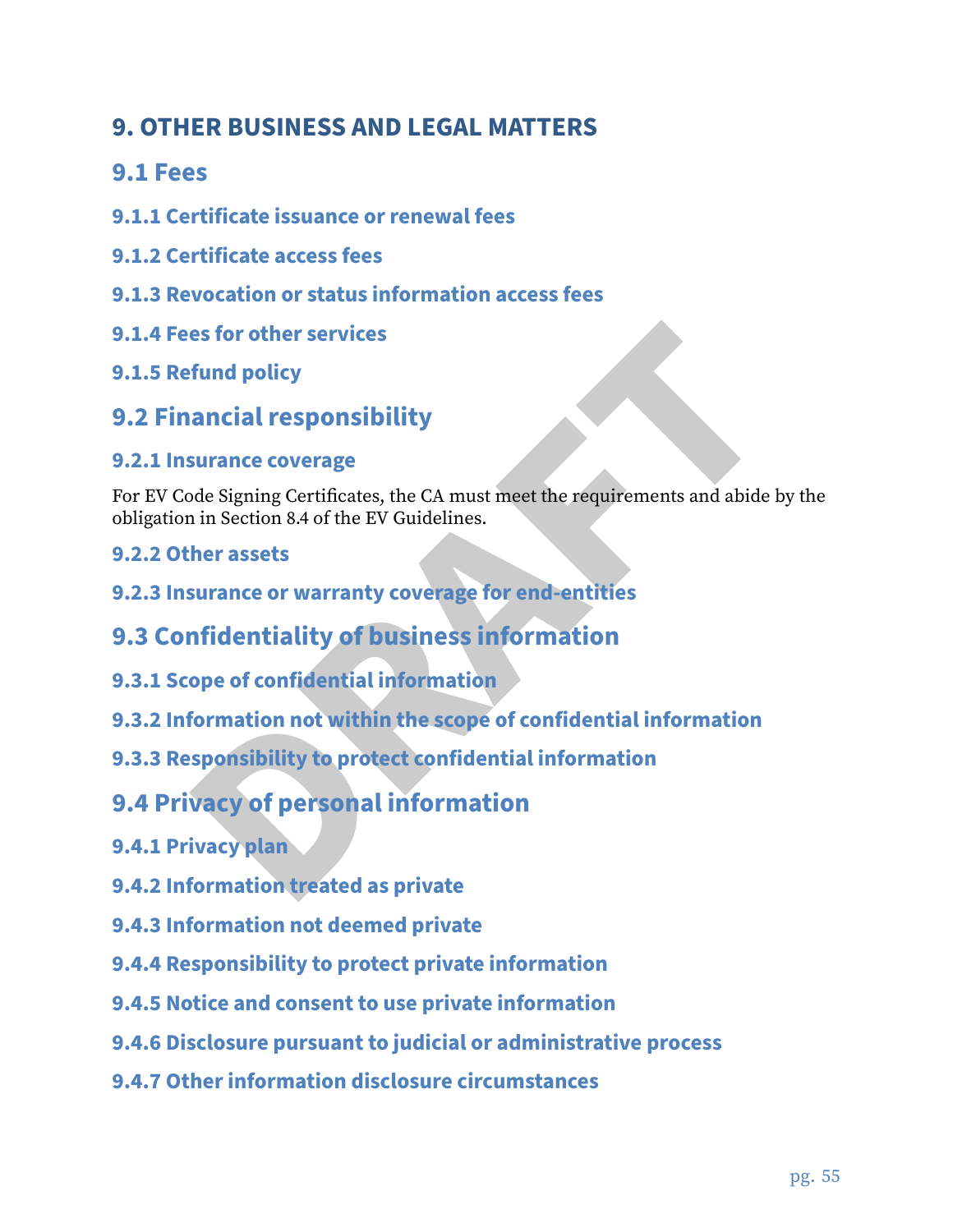# 9. OTHER BUSINESS AND LEGAL MATTERS

## 9.1 Fees

### 9.1.1 Certificate issuance or renewal fees

### 9.1.2 Certificate access fees

### 9.1.3 Revocation or status information access fees

### 9.1.4 Fees for other services

### 9.1.5 Refund policy

## 9.2 Financial responsibility

### 9.2.1 Insurance coverage

For EV Code Signing Certificates, the CA must meet the requirements and abide by the obligation in Section 8.4 of the EV Guidelines.

### 9.2.2 Other assets

### 9.2.3 Insurance or warranty coverage for end-entities

## 9.3 Confidentiality of business information

### 9.3.1 Scope of confidential information

### 9.3.2 Information not within the scope of confidential information

### 9.3.3 Responsibility to protect confidential information

## 9.4 Privacy of personal information

### 9.4.1 Privacy plan

### 9.4.2 Information treated as private

### 9.4.3 Information not deemed private

### 9.4.4 Responsibility to protect private information

### 9.4.5 Notice and consent to use private information

### 9.4.6 Disclosure pursuant to judicial or administrative process

### 9.4.7 Other information disclosure circumstances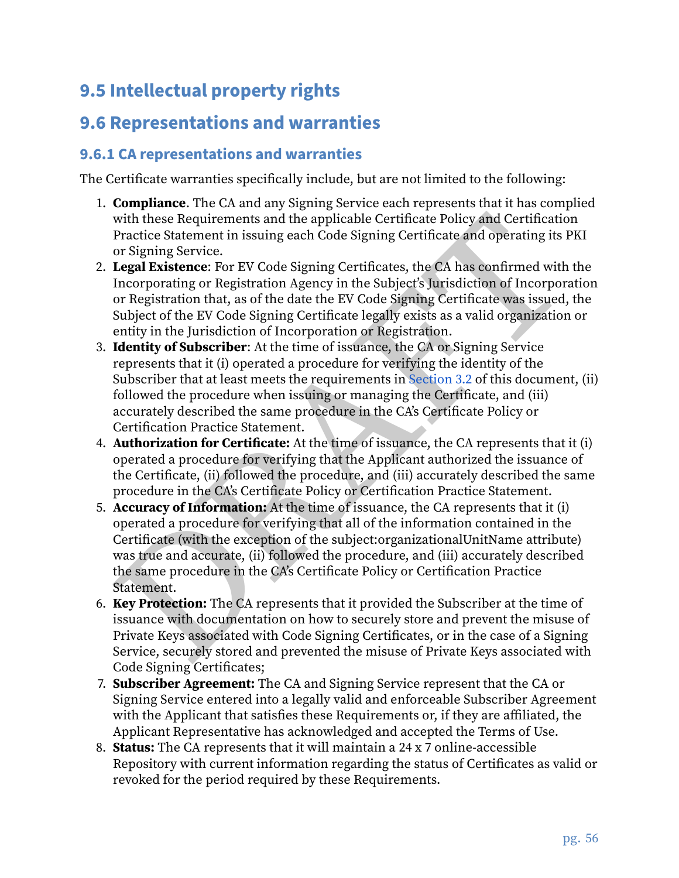## 9.5 Intellectual property rights

## 9.6 Representations and warranties

### 9.6.1 CA representations and warranties

The Certificate warranties specifically include, but are not limited to the following:

1. **Compliance**. The CA and any Signing Service each represents that it has complied with these Requirements and the applicable Certificate Policy and Certification Practice Statement in issuing each Code Signing Certificate and operating its PKI or Signing Service.
2. **Legal Existence**: For EV Code Signing Certificates, the CA has confirmed with the Incorporating or Registration Agency in the Subject's Jurisdiction of Incorporation or Registration that, as of the date the EV Code Signing Certificate was issued, the Subject of the EV Code Signing Certificate legally exists as a valid organization or entity in the Jurisdiction of Incorporation or Registration.
3. **Identity of Subscriber**: At the time of issuance, the CA or Signing Service represents that it (i) operated a procedure for verifying the identity of the Subscriber that at least meets the requirements in Section 3.2 of this document, (ii) followed the procedure when issuing or managing the Certificate, and (iii) accurately described the same procedure in the CA's Certificate Policy or Certification Practice Statement.
4. **Authorization for Certificate:** At the time of issuance, the CA represents that it (i) operated a procedure for verifying that the Applicant authorized the issuance of the Certificate, (ii) followed the procedure, and (iii) accurately described the same procedure in the CA's Certificate Policy or Certification Practice Statement.
5. **Accuracy of Information:** At the time of issuance, the CA represents that it (i) operated a procedure for verifying that all of the information contained in the Certificate (with the exception of the subject:organizationalUnitName attribute) was true and accurate, (ii) followed the procedure, and (iii) accurately described the same procedure in the CA's Certificate Policy or Certification Practice Statement.
6. **Key Protection:** The CA represents that it provided the Subscriber at the time of issuance with documentation on how to securely store and prevent the misuse of Private Keys associated with Code Signing Certificates, or in the case of a Signing Service, securely stored and prevented the misuse of Private Keys associated with Code Signing Certificates;
7. **Subscriber Agreement:** The CA and Signing Service represent that the CA or Signing Service entered into a legally valid and enforceable Subscriber Agreement with the Applicant that satisfies these Requirements or, if they are affiliated, the Applicant Representative has acknowledged and accepted the Terms of Use.
8. **Status:** The CA represents that it will maintain a 24 x 7 online-accessible Repository with current information regarding the status of Certificates as valid or revoked for the period required by these Requirements.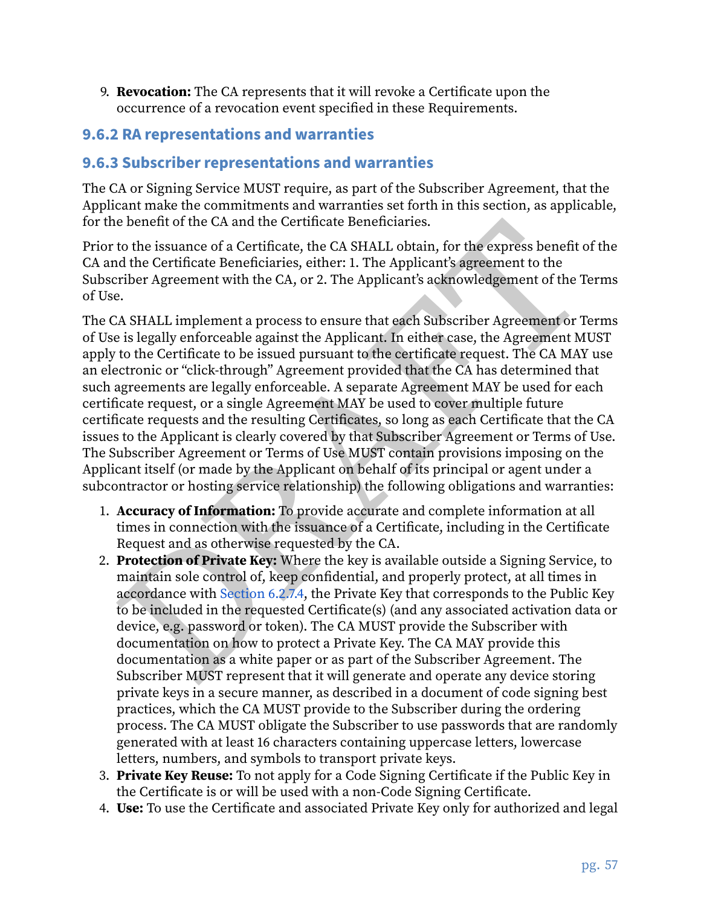9. **Revocation:** The CA represents that it will revoke a Certificate upon the occurrence of a revocation event specified in these Requirements.

### 9.6.2 RA representations and warranties

### 9.6.3 Subscriber representations and warranties

The CA or Signing Service MUST require, as part of the Subscriber Agreement, that the Applicant make the commitments and warranties set forth in this section, as applicable, for the benefit of the CA and the Certificate Beneficiaries.

Prior to the issuance of a Certificate, the CA SHALL obtain, for the express benefit of the CA and the Certificate Beneficiaries, either: 1. The Applicant's agreement to the Subscriber Agreement with the CA, or 2. The Applicant's acknowledgement of the Terms of Use.

The CA SHALL implement a process to ensure that each Subscriber Agreement or Terms of Use is legally enforceable against the Applicant. In either case, the Agreement MUST apply to the Certificate to be issued pursuant to the certificate request. The CA MAY use an electronic or "click-through" Agreement provided that the CA has determined that such agreements are legally enforceable. A separate Agreement MAY be used for each certificate request, or a single Agreement MAY be used to cover multiple future certificate requests and the resulting Certificates, so long as each Certificate that the CA issues to the Applicant is clearly covered by that Subscriber Agreement or Terms of Use. The Subscriber Agreement or Terms of Use MUST contain provisions imposing on the Applicant itself (or made by the Applicant on behalf of its principal or agent under a subcontractor or hosting service relationship) the following obligations and warranties:

1. **Accuracy of Information:** To provide accurate and complete information at all times in connection with the issuance of a Certificate, including in the Certificate Request and as otherwise requested by the CA.
2. **Protection of Private Key:** Where the key is available outside a Signing Service, to maintain sole control of, keep confidential, and properly protect, at all times in accordance with Section 6.2.7.4, the Private Key that corresponds to the Public Key to be included in the requested Certificate(s) (and any associated activation data or device, e.g. password or token). The CA MUST provide the Subscriber with documentation on how to protect a Private Key. The CA MAY provide this documentation as a white paper or as part of the Subscriber Agreement. The Subscriber MUST represent that it will generate and operate any device storing private keys in a secure manner, as described in a document of code signing best practices, which the CA MUST provide to the Subscriber during the ordering process. The CA MUST obligate the Subscriber to use passwords that are randomly generated with at least 16 characters containing uppercase letters, lowercase letters, numbers, and symbols to transport private keys.
3. **Private Key Reuse:** To not apply for a Code Signing Certificate if the Public Key in the Certificate is or will be used with a non-Code Signing Certificate.
4. **Use:** To use the Certificate and associated Private Key only for authorized and legal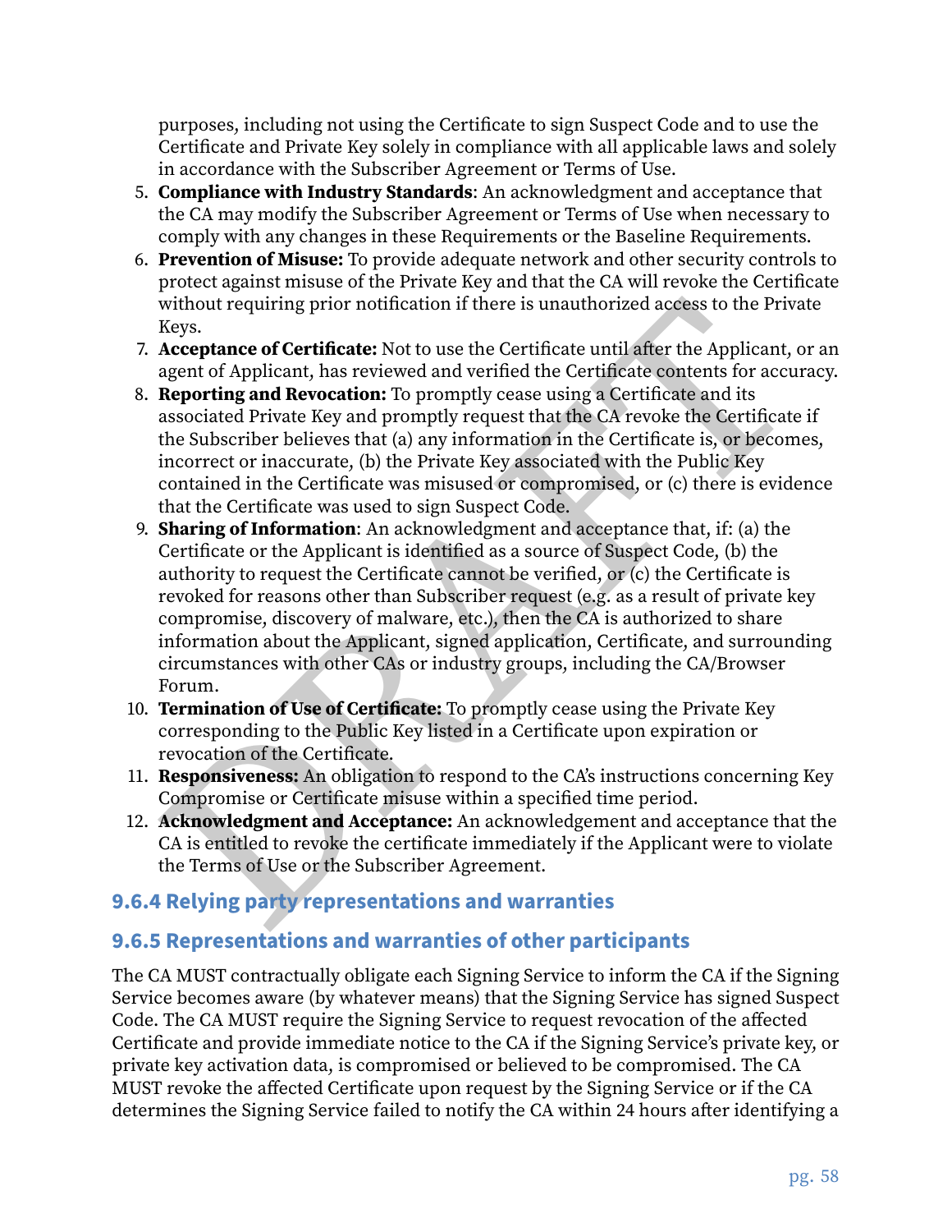purposes, including not using the Certificate to sign Suspect Code and to use the Certificate and Private Key solely in compliance with all applicable laws and solely in accordance with the Subscriber Agreement or Terms of Use.

5. **Compliance with Industry Standards**: An acknowledgment and acceptance that the CA may modify the Subscriber Agreement or Terms of Use when necessary to comply with any changes in these Requirements or the Baseline Requirements.
6. **Prevention of Misuse:** To provide adequate network and other security controls to protect against misuse of the Private Key and that the CA will revoke the Certificate without requiring prior notification if there is unauthorized access to the Private Keys.
7. **Acceptance of Certificate:** Not to use the Certificate until after the Applicant, or an agent of Applicant, has reviewed and verified the Certificate contents for accuracy.
8. **Reporting and Revocation:** To promptly cease using a Certificate and its associated Private Key and promptly request that the CA revoke the Certificate if the Subscriber believes that (a) any information in the Certificate is, or becomes, incorrect or inaccurate, (b) the Private Key associated with the Public Key contained in the Certificate was misused or compromised, or (c) there is evidence that the Certificate was used to sign Suspect Code.
9. **Sharing of Information**: An acknowledgment and acceptance that, if: (a) the Certificate or the Applicant is identified as a source of Suspect Code, (b) the authority to request the Certificate cannot be verified, or (c) the Certificate is revoked for reasons other than Subscriber request (e.g. as a result of private key compromise, discovery of malware, etc.), then the CA is authorized to share information about the Applicant, signed application, Certificate, and surrounding circumstances with other CAs or industry groups, including the CA/Browser Forum.
10. **Termination of Use of Certificate:** To promptly cease using the Private Key corresponding to the Public Key listed in a Certificate upon expiration or revocation of the Certificate.
11. **Responsiveness:** An obligation to respond to the CA's instructions concerning Key Compromise or Certificate misuse within a specified time period.
12. **Acknowledgment and Acceptance:** An acknowledgement and acceptance that the CA is entitled to revoke the certificate immediately if the Applicant were to violate the Terms of Use or the Subscriber Agreement.

### 9.6.4 Relying party representations and warranties

### 9.6.5 Representations and warranties of other participants

The CA MUST contractually obligate each Signing Service to inform the CA if the Signing Service becomes aware (by whatever means) that the Signing Service has signed Suspect Code. The CA MUST require the Signing Service to request revocation of the affected Certificate and provide immediate notice to the CA if the Signing Service's private key, or private key activation data, is compromised or believed to be compromised. The CA MUST revoke the affected Certificate upon request by the Signing Service or if the CA determines the Signing Service failed to notify the CA within 24 hours after identifying a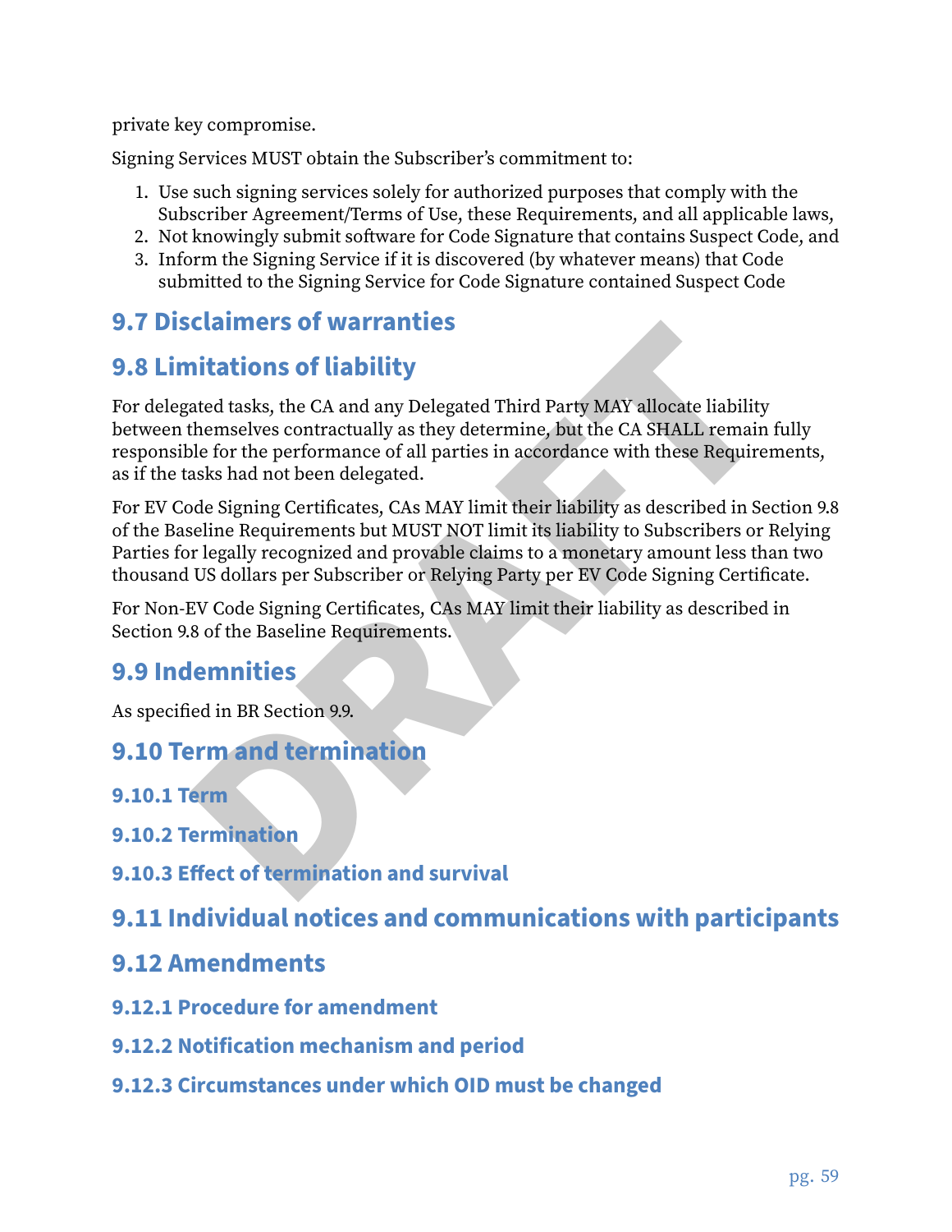private key compromise.

Signing Services MUST obtain the Subscriber's commitment to:

1. Use such signing services solely for authorized purposes that comply with the Subscriber Agreement/Terms of Use, these Requirements, and all applicable laws,
2. Not knowingly submit software for Code Signature that contains Suspect Code, and
3. Inform the Signing Service if it is discovered (by whatever means) that Code submitted to the Signing Service for Code Signature contained Suspect Code

## 9.7 Disclaimers of warranties

## 9.8 Limitations of liability

For delegated tasks, the CA and any Delegated Third Party MAY allocate liability between themselves contractually as they determine, but the CA SHALL remain fully responsible for the performance of all parties in accordance with these Requirements, as if the tasks had not been delegated.

For EV Code Signing Certificates, CAs MAY limit their liability as described in Section 9.8 of the Baseline Requirements but MUST NOT limit its liability to Subscribers or Relying Parties for legally recognized and provable claims to a monetary amount less than two thousand US dollars per Subscriber or Relying Party per EV Code Signing Certificate.

For Non-EV Code Signing Certificates, CAs MAY limit their liability as described in Section 9.8 of the Baseline Requirements.

## 9.9 Indemnities

As specified in BR Section 9.9.

## 9.10 Term and termination

### 9.10.1 Term

### 9.10.2 Termination

### 9.10.3 Effect of termination and survival

## 9.11 Individual notices and communications with participants

## 9.12 Amendments

### 9.12.1 Procedure for amendment

### 9.12.2 Notification mechanism and period

### 9.12.3 Circumstances under which OID must be changed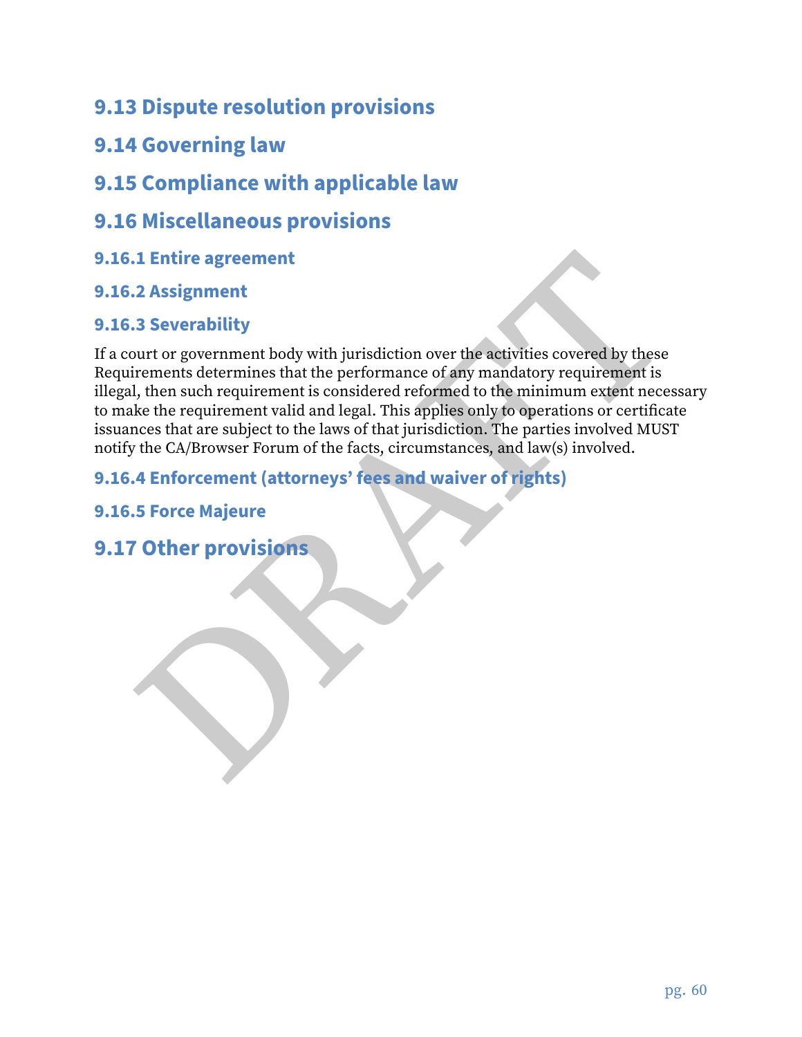## 9.13 Dispute resolution provisions

## 9.14 Governing law

## 9.15 Compliance with applicable law

## 9.16 Miscellaneous provisions

### 9.16.1 Entire agreement

### 9.16.2 Assignment

### 9.16.3 Severability

If a court or government body with jurisdiction over the activities covered by these Requirements determines that the performance of any mandatory requirement is illegal, then such requirement is considered reformed to the minimum extent necessary to make the requirement valid and legal. This applies only to operations or certificate issuances that are subject to the laws of that jurisdiction. The parties involved MUST notify the CA/Browser Forum of the facts, circumstances, and law(s) involved.

### 9.16.4 Enforcement (attorneys' fees and waiver of rights)

### 9.16.5 Force Majeure

## 9.17 Other provisions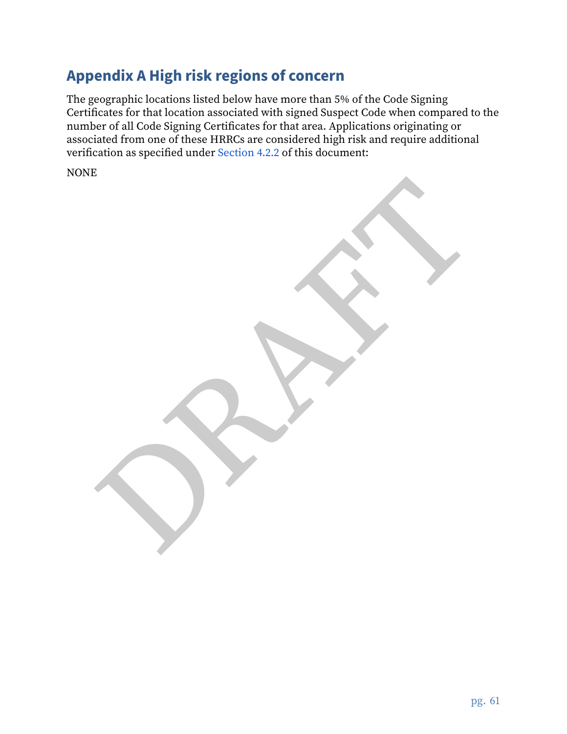# Appendix A High risk regions of concern

The geographic locations listed below have more than 5% of the Code Signing Certificates for that location associated with signed Suspect Code when compared to the number of all Code Signing Certificates for that area. Applications originating or associated from one of these HRRCs are considered high risk and require additional verification as specified under Section 4.2.2 of this document:

NONE